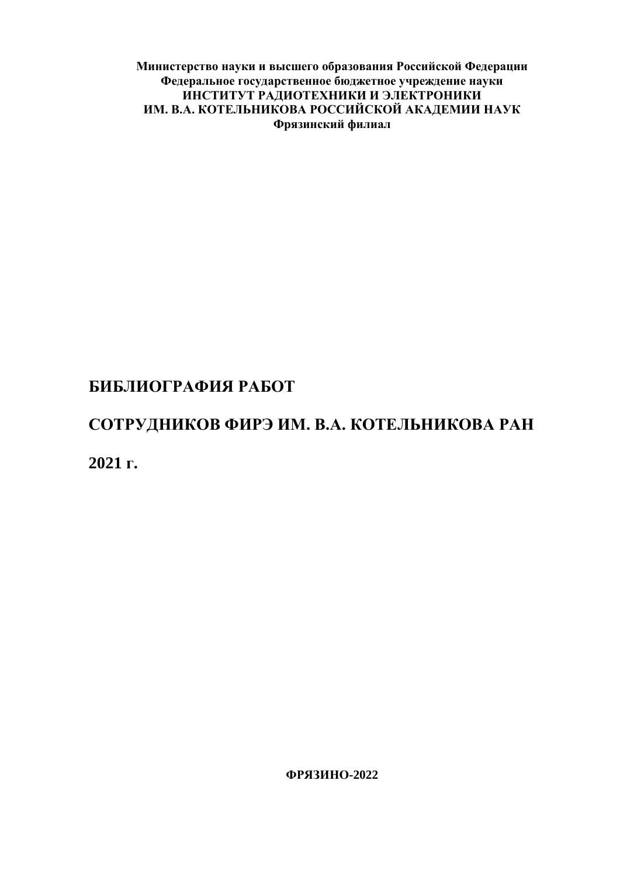**Министерство науки и высшего образования Российской Федерации**
**Федеральное государственное бюджетное учреждение науки**
**ИНСТИТУТ РАДИОТЕХНИКИ И ЭЛЕКТРОНИКИ**
**ИМ. В.А. КОТЕЛЬНИКОВА РОССИЙСКОЙ АКАДЕМИИ НАУК**
**Фрязинский филиал**

# БИБЛИОГРАФИЯ РАБОТ

# СОТРУДНИКОВ ФИРЭ ИМ. В.А. КОТЕЛЬНИКОВА РАН

# 2021 г.

**ФРЯЗИНО-2022**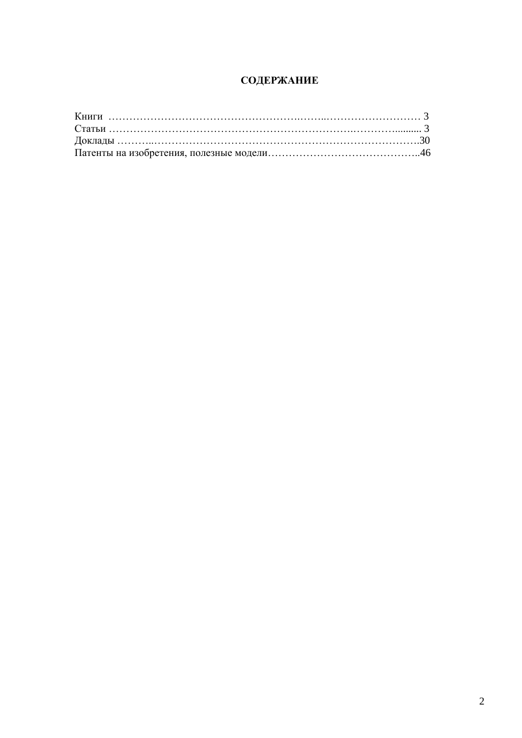# СОДЕРЖАНИЕ

Книги …………………………………………………….……..……………………… 3
Статьи ……………………………………………………………….…………......... 3
Доклады ………..……………………………………………………………………….30
Патенты на изобретения, полезные модели……………………………………..46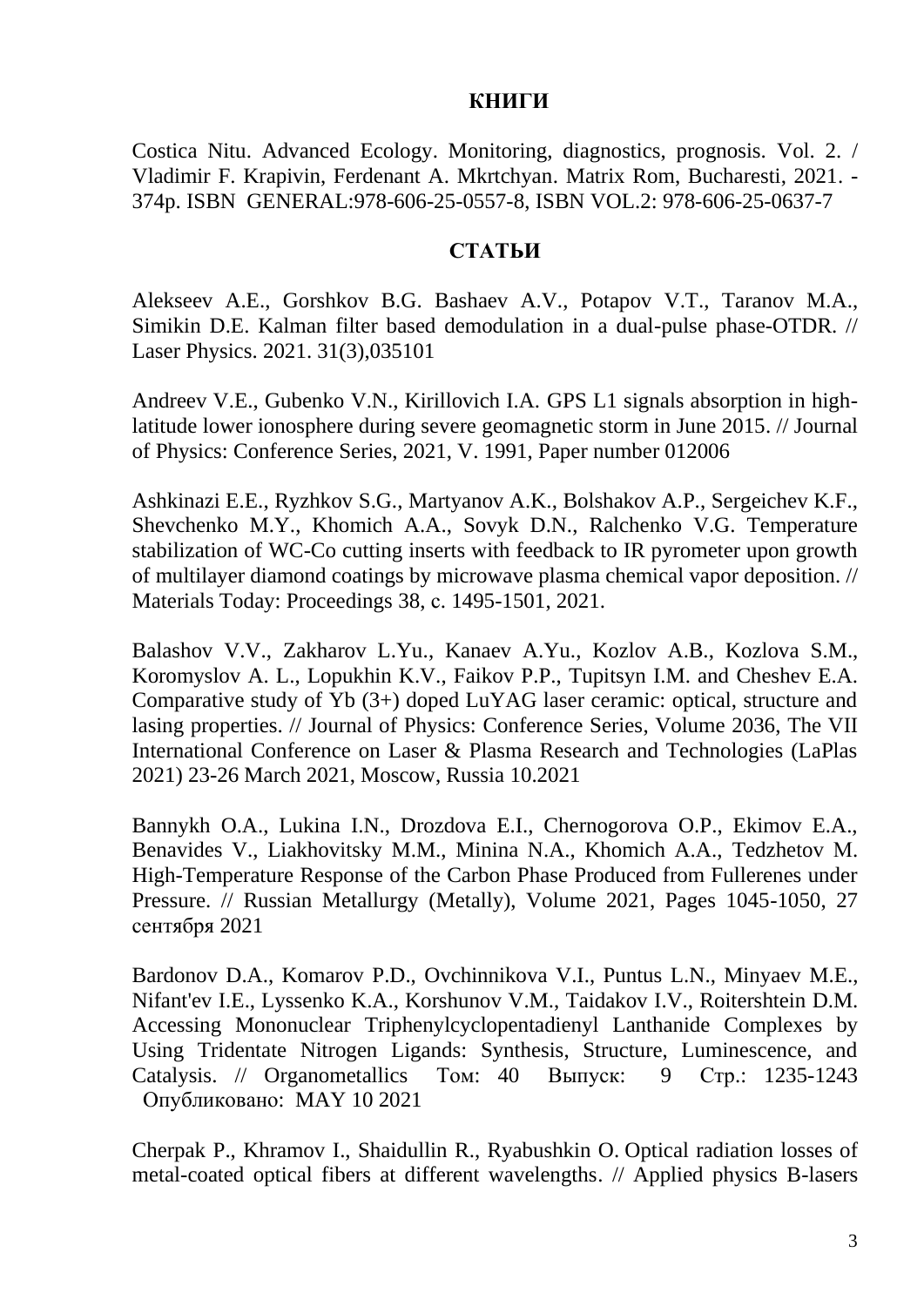## КНИГИ

Costica Nitu. Advanced Ecology. Monitoring, diagnostics, prognosis. Vol. 2. / Vladimir F. Krapivin, Ferdenant A. Mkrtchyan. Matrix Rom, Bucharesti, 2021. - 374p. ISBN GENERAL:978-606-25-0557-8, ISBN VOL.2: 978-606-25-0637-7

## СТАТЬИ

Alekseev A.E., Gorshkov B.G. Bashaev A.V., Potapov V.T., Taranov M.A., Simikin D.E. Kalman filter based demodulation in a dual-pulse phase-OTDR. // Laser Physics. 2021. 31(3),035101

Andreev V.E., Gubenko V.N., Kirillovich I.A. GPS L1 signals absorption in high-latitude lower ionosphere during severe geomagnetic storm in June 2015. // Journal of Physics: Conference Series, 2021, V. 1991, Paper number 012006

Ashkinazi E.E., Ryzhkov S.G., Martyanov A.K., Bolshakov A.P., Sergeichev K.F., Shevchenko M.Y., Khomich A.A., Sovyk D.N., Ralchenko V.G. Temperature stabilization of WC-Co cutting inserts with feedback to IR pyrometer upon growth of multilayer diamond coatings by microwave plasma chemical vapor deposition. // Materials Today: Proceedings 38, c. 1495-1501, 2021.

Balashov V.V., Zakharov L.Yu., Kanaev A.Yu., Kozlov A.B., Kozlova S.M., Koromyslov A. L., Lopukhin K.V., Faikov P.P., Tupitsyn I.M. and Cheshev E.A. Comparative study of Yb (3+) doped LuYAG laser ceramic: optical, structure and lasing properties. // Journal of Physics: Conference Series, Volume 2036, The VII International Conference on Laser & Plasma Research and Technologies (LaPlas 2021) 23-26 March 2021, Moscow, Russia 10.2021

Bannykh O.A., Lukina I.N., Drozdova E.I., Chernogorova O.P., Ekimov E.A., Benavides V., Liakhovitsky M.M., Minina N.A., Khomich A.A., Tedzhetov M. High-Temperature Response of the Carbon Phase Produced from Fullerenes under Pressure. // Russian Metallurgy (Metally), Volume 2021, Pages 1045-1050, 27 сентября 2021

Bardonov D.A., Komarov P.D., Ovchinnikova V.I., Puntus L.N., Minyaev M.E., Nifant'ev I.E., Lyssenko K.A., Korshunov V.M., Taidakov I.V., Roitershtein D.M. Accessing Mononuclear Triphenylcyclopentadienyl Lanthanide Complexes by Using Tridentate Nitrogen Ligands: Synthesis, Structure, Luminescence, and Catalysis. // Organometallics Том: 40 Выпуск: 9 Стр.: 1235-1243 Опубликовано: MAY 10 2021

Cherpak P., Khramov I., Shaidullin R., Ryabushkin O. Optical radiation losses of metal-coated optical fibers at different wavelengths. // Applied physics B-lasers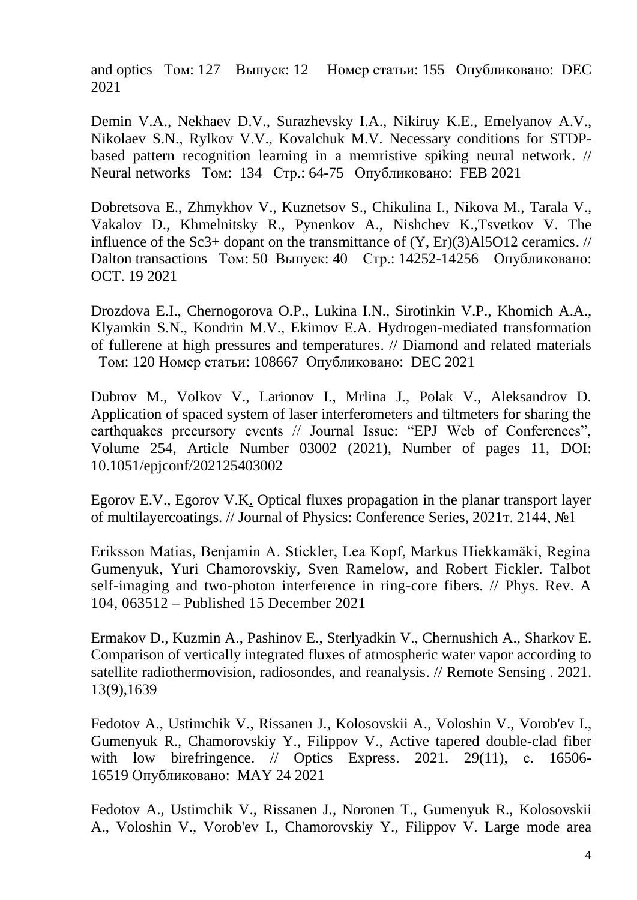and optics Том: 127 Выпуск: 12 Номер статьи: 155 Опубликовано: DEC 2021

Demin V.A., Nekhaev D.V., Surazhevsky I.A., Nikiruy K.E., Emelyanov A.V., Nikolaev S.N., Rylkov V.V., Kovalchuk M.V. Necessary conditions for STDP-based pattern recognition learning in a memristive spiking neural network. // Neural networks Том: 134 Стр.: 64-75 Опубликовано: FEB 2021

Dobretsova E., Zhmykhov V., Kuznetsov S., Chikulina I., Nikova M., Tarala V., Vakalov D., Khmelnitsky R., Pynenkov A., Nishchev K.,Tsvetkov V. The influence of the Sc3+ dopant on the transmittance of (Y, Er)(3)Al5O12 ceramics. // Dalton transactions Том: 50 Выпуск: 40 Стр.: 14252-14256 Опубликовано: OCT. 19 2021

Drozdova E.I., Chernogorova O.P., Lukina I.N., Sirotinkin V.P., Khomich A.A., Klyamkin S.N., Kondrin M.V., Ekimov E.A. Hydrogen-mediated transformation of fullerene at high pressures and temperatures. // Diamond and related materials Том: 120 Номер статьи: 108667 Опубликовано: DEC 2021

Dubrov M., Volkov V., Larionov I., Mrlina J., Polak V., Aleksandrov D. Application of spaced system of laser interferometers and tiltmeters for sharing the earthquakes precursory events // Journal Issue: "EPJ Web of Conferences", Volume 254, Article Number 03002 (2021), Number of pages 11, DOI: 10.1051/epjconf/202125403002

Egorov E.V., Egorov V.K. Optical fluxes propagation in the planar transport layer of multilayercoatings. // Journal of Physics: Conference Series, 2021т. 2144, №1

Eriksson Matias, Benjamin A. Stickler, Lea Kopf, Markus Hiekkamäki, Regina Gumenyuk, Yuri Chamorovskiy, Sven Ramelow, and Robert Fickler. Talbot self-imaging and two-photon interference in ring-core fibers. // Phys. Rev. A 104, 063512 – Published 15 December 2021

Ermakov D., Kuzmin A., Pashinov E., Sterlyadkin V., Chernushich A., Sharkov E. Comparison of vertically integrated fluxes of atmospheric water vapor according to satellite radiothermovision, radiosondes, and reanalysis. // Remote Sensing . 2021. 13(9),1639

Fedotov A., Ustimchik V., Rissanen J., Kolosovskii A., Voloshin V., Vorob'ev I., Gumenyuk R., Chamorovskiy Y., Filippov V., Active tapered double-clad fiber with low birefringence. // Optics Express. 2021. 29(11), c. 16506-16519 Опубликовано: MAY 24 2021

Fedotov A., Ustimchik V., Rissanen J., Noronen T., Gumenyuk R., Kolosovskii A., Voloshin V., Vorob'ev I., Chamorovskiy Y., Filippov V. Large mode area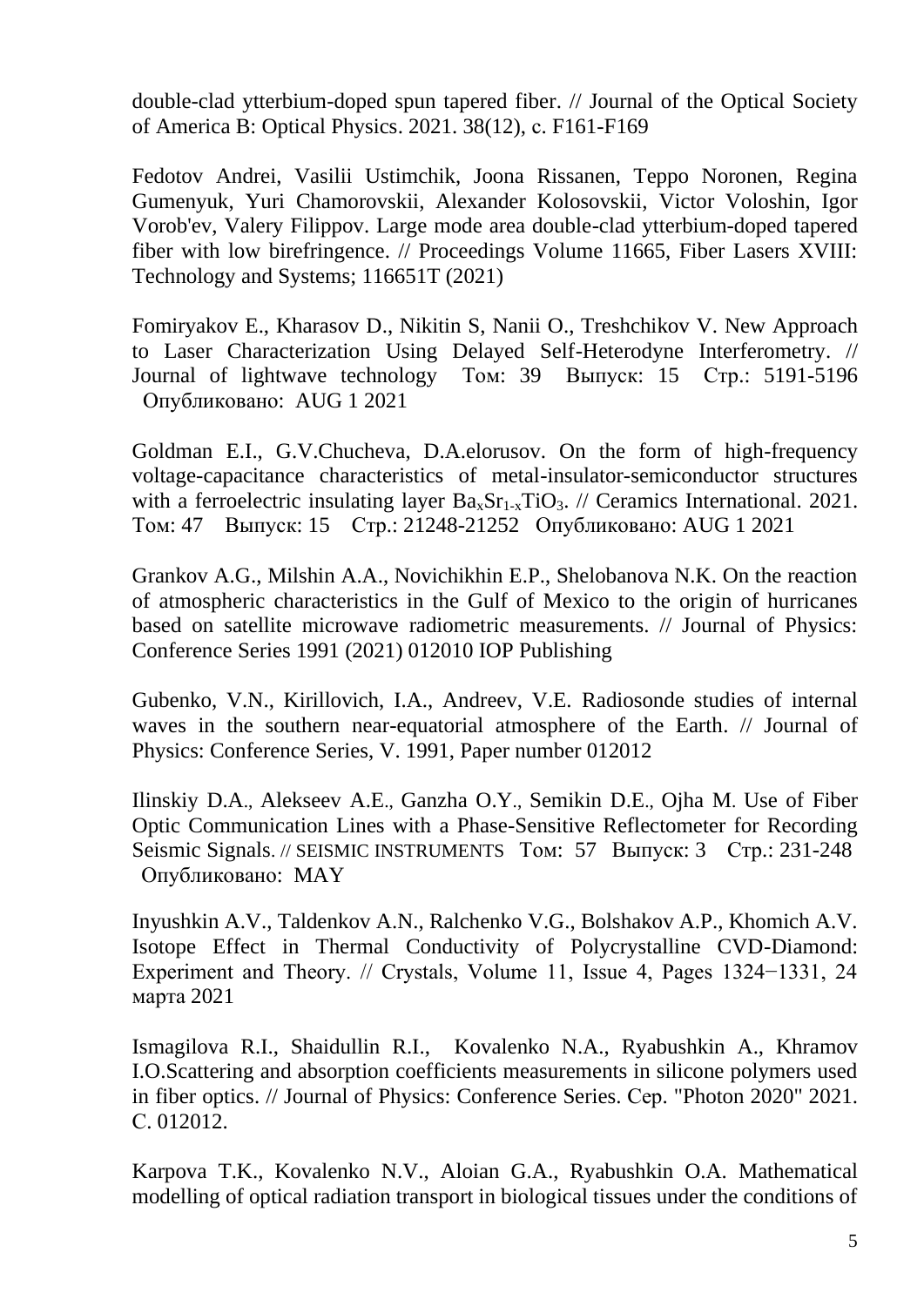double-clad ytterbium-doped spun tapered fiber. // Journal of the Optical Society of America B: Optical Physics. 2021. 38(12), c. F161-F169

Fedotov Andrei, Vasilii Ustimchik, Joona Rissanen, Teppo Noronen, Regina Gumenyuk, Yuri Chamorovskii, Alexander Kolosovskii, Victor Voloshin, Igor Vorob'ev, Valery Filippov. Large mode area double-clad ytterbium-doped tapered fiber with low birefringence. // Proceedings Volume 11665, Fiber Lasers XVIII: Technology and Systems; 116651T (2021)

Fomiryakov E., Kharasov D., Nikitin S, Nanii O., Treshchikov V. New Approach to Laser Characterization Using Delayed Self-Heterodyne Interferometry. // Journal of lightwave technology Том: 39 Выпуск: 15 Стр.: 5191-5196 Опубликовано: AUG 1 2021

Goldman E.I., G.V.Chucheva, D.A.elorusov. On the form of high-frequency voltage-capacitance characteristics of metal-insulator-semiconductor structures with a ferroelectric insulating layer $Ba_xSr_{1-x}TiO_3$. // Ceramics International. 2021. Том: 47 Выпуск: 15 Стр.: 21248-21252 Опубликовано: AUG 1 2021

Grankov A.G., Milshin A.A., Novichikhin E.P., Shelobanova N.K. On the reaction of atmospheric characteristics in the Gulf of Mexico to the origin of hurricanes based on satellite microwave radiometric measurements. // Journal of Physics: Conference Series 1991 (2021) 012010 IOP Publishing

Gubenko, V.N., Kirillovich, I.A., Andreev, V.E. Radiosonde studies of internal waves in the southern near-equatorial atmosphere of the Earth. // Journal of Physics: Conference Series, V. 1991, Paper number 012012

Ilinskiy D.A., Alekseev A.E., Ganzha O.Y., Semikin D.E., Ojha M. Use of Fiber Optic Communication Lines with a Phase-Sensitive Reflectometer for Recording Seismic Signals. // SEISMIC INSTRUMENTS Том: 57 Выпуск: 3 Стр.: 231-248 Опубликовано: MAY

Inyushkin A.V., Taldenkov A.N., Ralchenko V.G., Bolshakov A.P., Khomich A.V. Isotope Effect in Thermal Conductivity of Polycrystalline CVD-Diamond: Experiment and Theory. // Crystals, Volume 11, Issue 4, Pages 1324−1331, 24 марта 2021

Ismagilova R.I., Shaidullin R.I., Kovalenko N.A., Ryabushkin A., Khramov I.O.Scattering and absorption coefficients measurements in silicone polymers used in fiber optics. // Journal of Physics: Conference Series. Сер. "Photon 2020" 2021. С. 012012.

Karpova T.K., Kovalenko N.V., Aloian G.A., Ryabushkin O.A. Mathematical modelling of optical radiation transport in biological tissues under the conditions of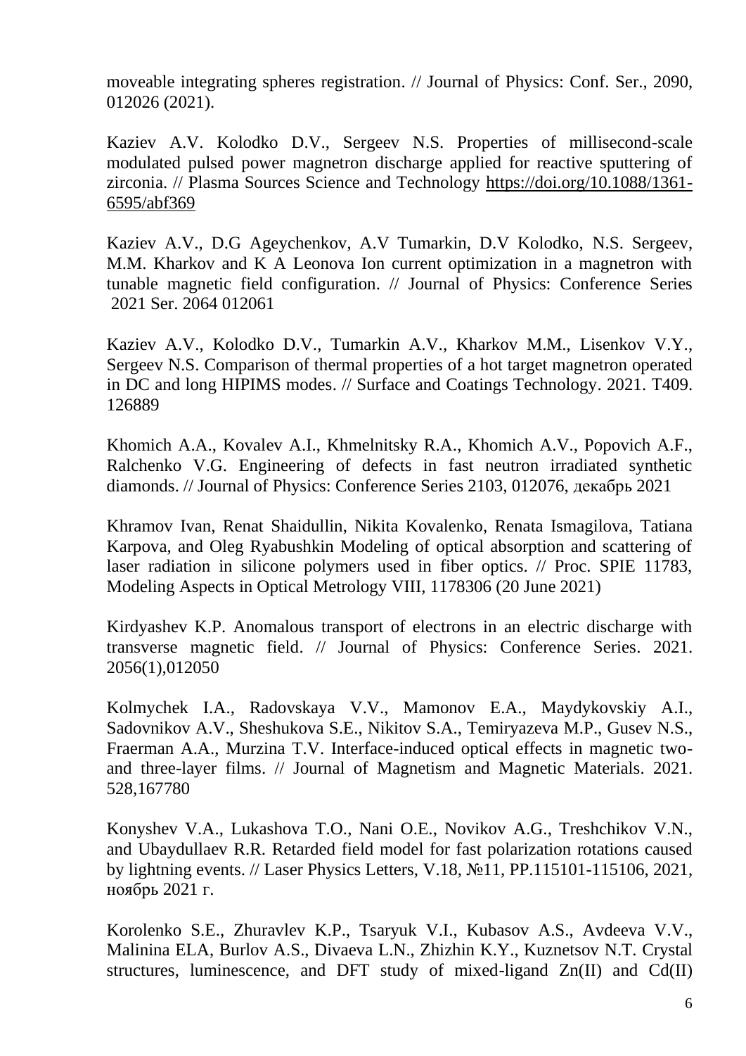moveable integrating spheres registration. // Journal of Physics: Conf. Ser., 2090, 012026 (2021).

Kaziev A.V. Kolodko D.V., Sergeev N.S. Properties of millisecond-scale modulated pulsed power magnetron discharge applied for reactive sputtering of zirconia. // Plasma Sources Science and Technology https://doi.org/10.1088/1361-6595/abf369

Kaziev A.V., D.G Ageychenkov, A.V Tumarkin, D.V Kolodko, N.S. Sergeev, M.M. Kharkov and K A Leonova Ion current optimization in a magnetron with tunable magnetic field configuration. // Journal of Physics: Conference Series 2021 Ser. 2064 012061

Kaziev A.V., Kolodko D.V., Tumarkin A.V., Kharkov M.M., Lisenkov V.Y., Sergeev N.S. Comparison of thermal properties of a hot target magnetron operated in DC and long HIPIMS modes. // Surface and Coatings Technology. 2021. T409. 126889

Khomich A.A., Kovalev A.I., Khmelnitsky R.A., Khomich A.V., Popovich A.F., Ralchenko V.G. Engineering of defects in fast neutron irradiated synthetic diamonds. // Journal of Physics: Conference Series 2103, 012076, декабрь 2021

Khramov Ivan, Renat Shaidullin, Nikita Kovalenko, Renata Ismagilova, Tatiana Karpova, and Oleg Ryabushkin Modeling of optical absorption and scattering of laser radiation in silicone polymers used in fiber optics. // Proc. SPIE 11783, Modeling Aspects in Optical Metrology VIII, 1178306 (20 June 2021)

Kirdyashev K.P. Anomalous transport of electrons in an electric discharge with transverse magnetic field. // Journal of Physics: Conference Series. 2021. 2056(1),012050

Kolmychek I.A., Radovskaya V.V., Mamonov E.A., Maydykovskiy A.I., Sadovnikov A.V., Sheshukova S.E., Nikitov S.A., Temiryazeva M.P., Gusev N.S., Fraerman A.A., Murzina T.V. Interface-induced optical effects in magnetic two-and three-layer films. // Journal of Magnetism and Magnetic Materials. 2021. 528,167780

Konyshev V.A., Lukashova T.O., Nani O.E., Novikov A.G., Treshchikov V.N., and Ubaydullaev R.R. Retarded field model for fast polarization rotations caused by lightning events. // Laser Physics Letters, V.18, №11, PP.115101-115106, 2021, ноябрь 2021 г.

Korolenko S.E., Zhuravlev K.P., Tsaryuk V.I., Kubasov A.S., Avdeeva V.V., Malinina ELA, Burlov A.S., Divaeva L.N., Zhizhin K.Y., Kuznetsov N.T. Crystal structures, luminescence, and DFT study of mixed-ligand Zn(II) and Cd(II)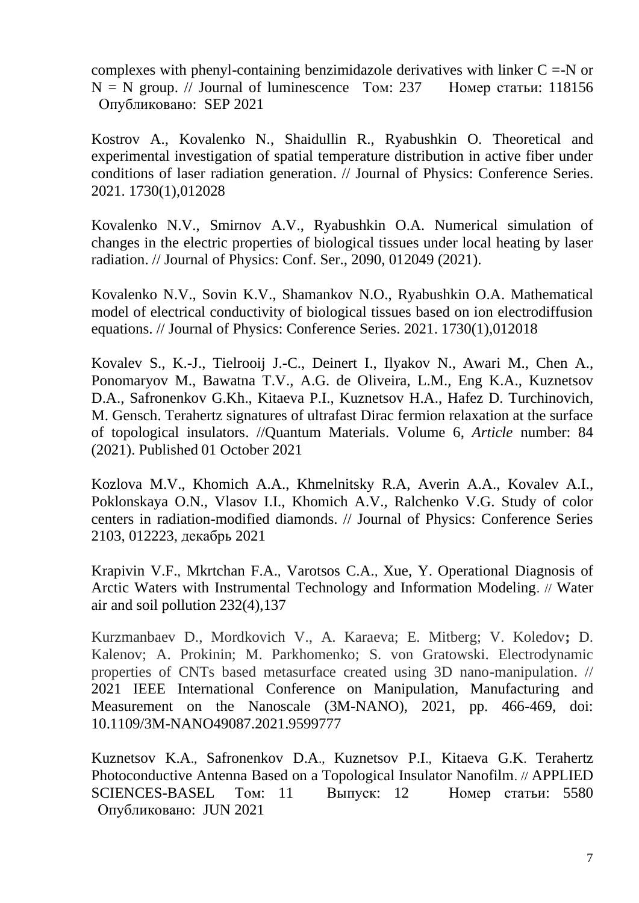complexes with phenyl-containing benzimidazole derivatives with linker C =-N or N = N group. // Journal of luminescence Том: 237 Номер статьи: 118156 Опубликовано: SEP 2021

Kostrov A., Kovalenko N., Shaidullin R., Ryabushkin O. Theoretical and experimental investigation of spatial temperature distribution in active fiber under conditions of laser radiation generation. // Journal of Physics: Conference Series. 2021. 1730(1),012028

Kovalenko N.V., Smirnov A.V., Ryabushkin O.A. Numerical simulation of changes in the electric properties of biological tissues under local heating by laser radiation. // Journal of Physics: Conf. Ser., 2090, 012049 (2021).

Kovalenko N.V., Sovin K.V., Shamankov N.O., Ryabushkin O.A. Mathematical model of electrical conductivity of biological tissues based on ion electrodiffusion equations. // Journal of Physics: Conference Series. 2021. 1730(1),012018

Kovalev S., K.-J., Tielrooij J.-C., Deinert I., Ilyakov N., Awari M., Chen A., Ponomaryov M., Bawatna T.V., A.G. de Oliveira, L.M., Eng K.A., Kuznetsov D.A., Safronenkov G.Kh., Kitaeva P.I., Kuznetsov H.A., Hafez D. Turchinovich, M. Gensch. Terahertz signatures of ultrafast Dirac fermion relaxation at the surface of topological insulators. //Quantum Materials. Volume 6, *Article* number: 84 (2021). Published 01 October 2021

Kozlova M.V., Khomich A.A., Khmelnitsky R.A, Averin A.A., Kovalev A.I., Poklonskaya O.N., Vlasov I.I., Khomich A.V., Ralchenko V.G. Study of color centers in radiation-modified diamonds. // Journal of Physics: Conference Series 2103, 012223, декабрь 2021

Krapivin V.F., Mkrtchan F.A., Varotsos C.A., Xue, Y. Operational Diagnosis of Arctic Waters with Instrumental Technology and Information Modeling. // Water air and soil pollution 232(4),137

Kurzmanbaev D., Mordkovich V., A. Karaeva; E. Mitberg; V. Koledov**;** D. Kalenov; A. Prokinin; M. Parkhomenko; S. von Gratowski. Electrodynamic properties of CNTs based metasurface created using 3D nano-manipulation. // 2021 IEEE International Conference on Manipulation, Manufacturing and Measurement on the Nanoscale (3M-NANO), 2021, pp. 466-469, doi: 10.1109/3M-NANO49087.2021.9599777

Kuznetsov K.A., Safronenkov D.A., Kuznetsov P.I., Kitaeva G.K. Terahertz Photoconductive Antenna Based on a Topological Insulator Nanofilm. // APPLIED SCIENCES-BASEL Том: 11 Выпуск: 12 Номер статьи: 5580 Опубликовано: JUN 2021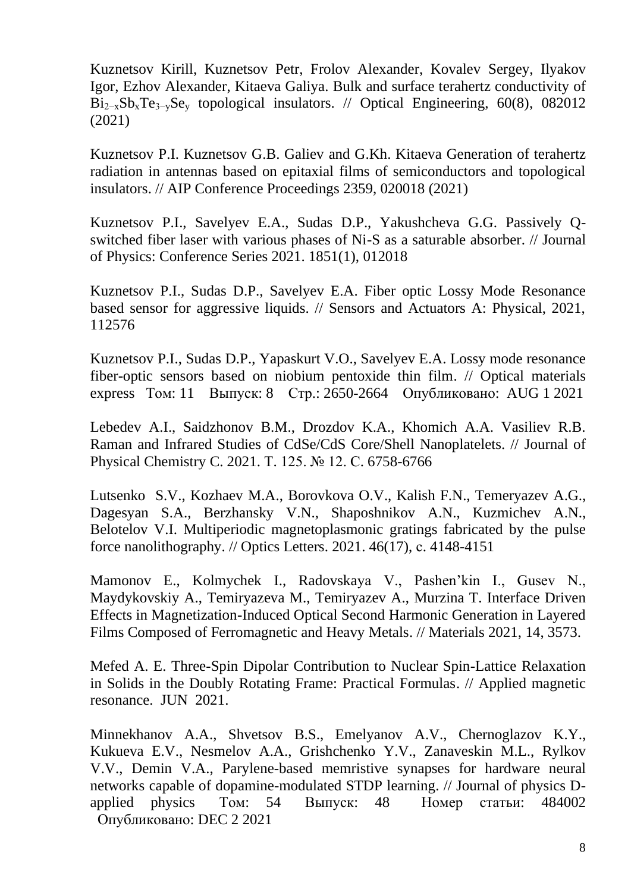Kuznetsov Kirill, Kuznetsov Petr, Frolov Alexander, Kovalev Sergey, Ilyakov Igor, Ezhov Alexander, Kitaeva Galiya. Bulk and surface terahertz conductivity of $Bi_{2-x}Sb_xTe_{3-y}Se_y$ topological insulators. // Optical Engineering, 60(8), 082012 (2021)

Kuznetsov P.I. Kuznetsov G.B. Galiev and G.Kh. Kitaeva Generation of terahertz radiation in antennas based on epitaxial films of semiconductors and topological insulators. // AIP Conference Proceedings 2359, 020018 (2021)

Kuznetsov P.I., Savelyev E.A., Sudas D.P., Yakushcheva G.G. Passively Q-switched fiber laser with various phases of Ni-S as a saturable absorber. // Journal of Physics: Conference Series 2021. 1851(1), 012018

Kuznetsov P.I., Sudas D.P., Savelyev E.A. Fiber optic Lossy Mode Resonance based sensor for aggressive liquids. // Sensors and Actuators A: Physical, 2021, 112576

Kuznetsov P.I., Sudas D.P., Yapaskurt V.O., Savelyev E.A. Lossy mode resonance fiber-optic sensors based on niobium pentoxide thin film. // Optical materials express Том: 11 Выпуск: 8 Стр.: 2650-2664 Опубликовано: AUG 1 2021

Lebedev A.I., Saidzhonov B.M., Drozdov K.A., Khomich A.A. Vasiliev R.B. Raman and Infrared Studies of CdSe/CdS Core/Shell Nanoplatelets. // Journal of Physical Chemistry C. 2021. Т. 125. № 12. С. 6758-6766

Lutsenko S.V., Kozhaev M.A., Borovkova O.V., Kalish F.N., Temeryazev A.G., Dagesyan S.A., Berzhansky V.N., Shaposhnikov A.N., Kuzmichev A.N., Belotelov V.I. Multiperiodic magnetoplasmonic gratings fabricated by the pulse force nanolithography. // Optics Letters. 2021. 46(17), с. 4148-4151

Mamonov E., Kolmychek I., Radovskaya V., Pashen'kin I., Gusev N., Maydykovskiy A., Temiryazeva M., Temiryazev A., Murzina T. Interface Driven Effects in Magnetization-Induced Optical Second Harmonic Generation in Layered Films Composed of Ferromagnetic and Heavy Metals. // Materials 2021, 14, 3573.

Mefed A. E. Three-Spin Dipolar Contribution to Nuclear Spin-Lattice Relaxation in Solids in the Doubly Rotating Frame: Practical Formulas. // Applied magnetic resonance. JUN 2021.

Minnekhanov A.A., Shvetsov B.S., Emelyanov A.V., Chernoglazov K.Y., Kukueva E.V., Nesmelov A.A., Grishchenko Y.V., Zanaveskin M.L., Rylkov V.V., Demin V.A., Parylene-based memristive synapses for hardware neural networks capable of dopamine-modulated STDP learning. // Journal of physics D-applied physics Том: 54 Выпуск: 48 Номер статьи: 484002 Опубликовано: DEC 2 2021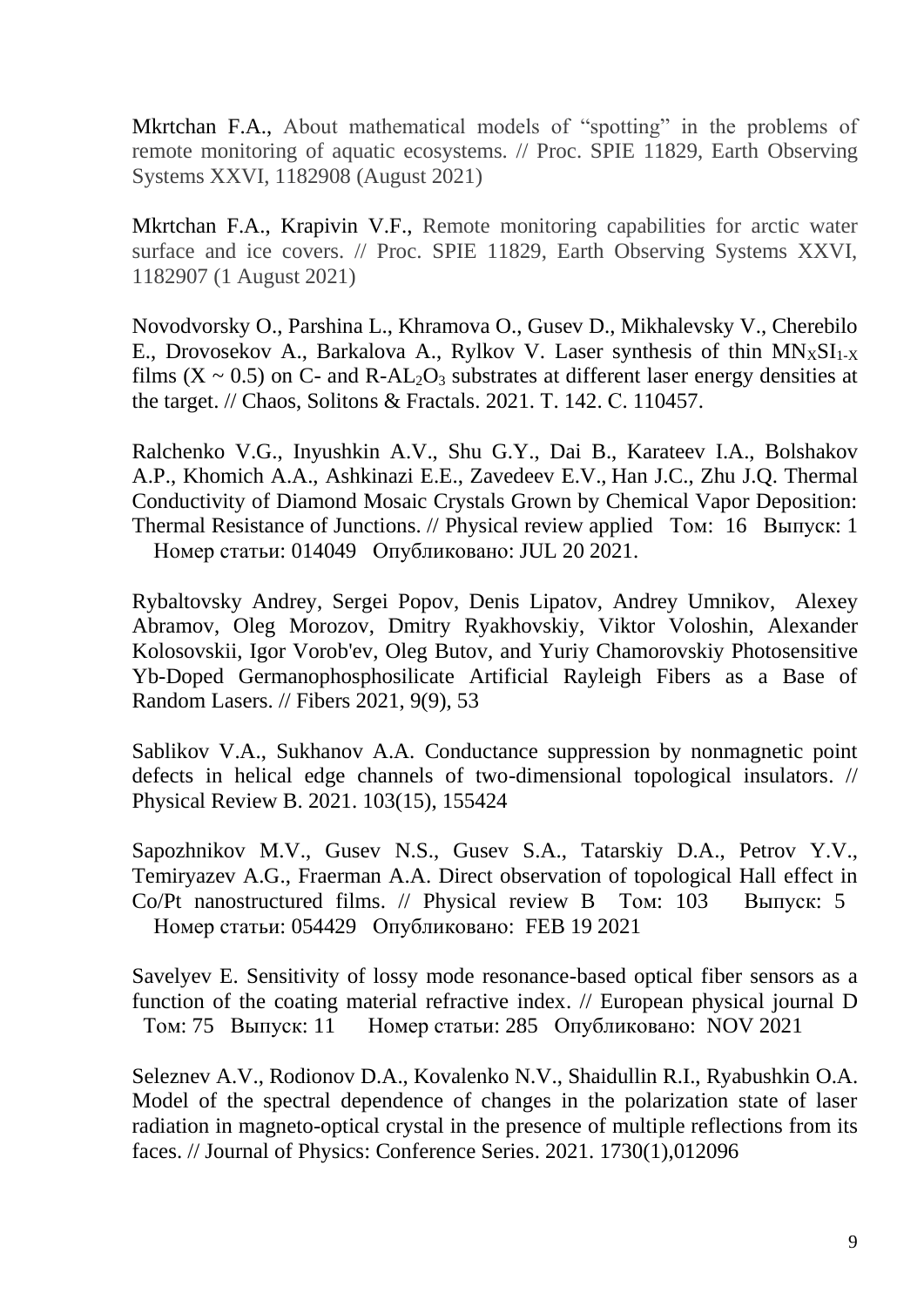Mkrtchan F.A., About mathematical models of "spotting" in the problems of remote monitoring of aquatic ecosystems. // Proc. SPIE 11829, Earth Observing Systems XXVI, 1182908 (August 2021)

Mkrtchan F.A., Krapivin V.F., Remote monitoring capabilities for arctic water surface and ice covers. // Proc. SPIE 11829, Earth Observing Systems XXVI, 1182907 (1 August 2021)

Novodvorsky O., Parshina L., Khramova O., Gusev D., Mikhalevsky V., Cherebilo E., Drovosekov A., Barkalova A., Rylkov V. Laser synthesis of thin $MN_XSI_{1-X}$ films ($X \sim 0.5$) on C- and R-$AL_2O_3$ substrates at different laser energy densities at the target. // Chaos, Solitons & Fractals. 2021. T. 142. C. 110457.

Ralchenko V.G., Inyushkin A.V., Shu G.Y., Dai B., Karateev I.A., Bolshakov A.P., Khomich A.A., Ashkinazi E.E., Zavedeev E.V., Han J.C., Zhu J.Q. Thermal Conductivity of Diamond Mosaic Crystals Grown by Chemical Vapor Deposition: Thermal Resistance of Junctions. // Physical review applied Том: 16 Выпуск: 1 Номер статьи: 014049 Опубликовано: JUL 20 2021.

Rybaltovsky Andrey, Sergei Popov, Denis Lipatov, Andrey Umnikov, Alexey Abramov, Oleg Morozov, Dmitry Ryakhovskiy, Viktor Voloshin, Alexander Kolosovskii, Igor Vorob'ev, Oleg Butov, and Yuriy Chamorovskiy Photosensitive Yb-Doped Germanophosphosilicate Artificial Rayleigh Fibers as a Base of Random Lasers. // Fibers 2021, 9(9), 53

Sablikov V.A., Sukhanov A.A. Conductance suppression by nonmagnetic point defects in helical edge channels of two-dimensional topological insulators. // Physical Review B. 2021. 103(15), 155424

Sapozhnikov M.V., Gusev N.S., Gusev S.A., Tatarskiy D.A., Petrov Y.V., Temiryazev A.G., Fraerman A.A. Direct observation of topological Hall effect in Co/Pt nanostructured films. // Physical review B Том: 103 Выпуск: 5 Номер статьи: 054429 Опубликовано: FEB 19 2021

Savelyev E. Sensitivity of lossy mode resonance-based optical fiber sensors as a function of the coating material refractive index. // European physical journal D Том: 75 Выпуск: 11 Номер статьи: 285 Опубликовано: NOV 2021

Seleznev A.V., Rodionov D.A., Kovalenko N.V., Shaidullin R.I., Ryabushkin O.A. Model of the spectral dependence of changes in the polarization state of laser radiation in magneto-optical crystal in the presence of multiple reflections from its faces. // Journal of Physics: Conference Series. 2021. 1730(1),012096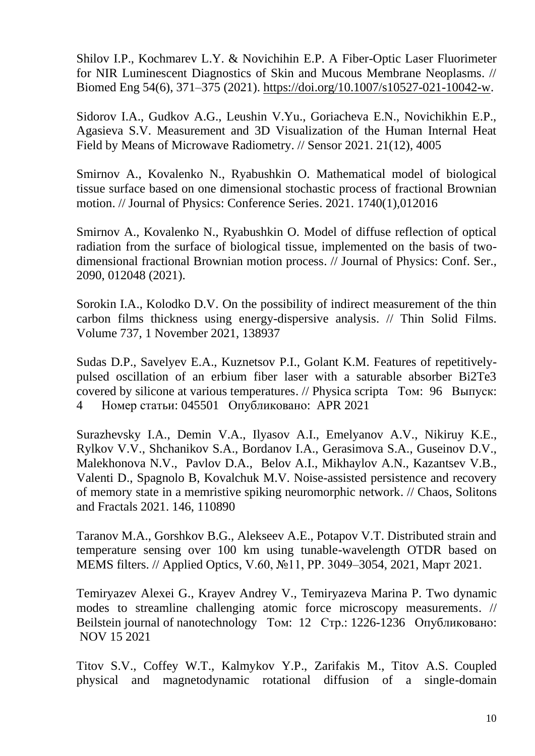Shilov I.P., Kochmarev L.Y. & Novichihin E.P. A Fiber-Optic Laser Fluorimeter for NIR Luminescent Diagnostics of Skin and Mucous Membrane Neoplasms. // Biomed Eng 54(6), 371–375 (2021). https://doi.org/10.1007/s10527-021-10042-w.

Sidorov I.A., Gudkov A.G., Leushin V.Yu., Goriacheva E.N., Novichikhin E.P., Agasieva S.V. Measurement and 3D Visualization of the Human Internal Heat Field by Means of Microwave Radiometry. // Sensor 2021. 21(12), 4005

Smirnov A., Kovalenko N., Ryabushkin O. Mathematical model of biological tissue surface based on one dimensional stochastic process of fractional Brownian motion. // Journal of Physics: Conference Series. 2021. 1740(1),012016

Smirnov A., Kovalenko N., Ryabushkin O. Model of diffuse reflection of optical radiation from the surface of biological tissue, implemented on the basis of two-dimensional fractional Brownian motion process. // Journal of Physics: Conf. Ser., 2090, 012048 (2021).

Sorokin I.A., Kolodko D.V. On the possibility of indirect measurement of the thin carbon films thickness using energy-dispersive analysis. // Thin Solid Films. Volume 737, 1 November 2021, 138937

Sudas D.P., Savelyev E.A., Kuznetsov P.I., Golant K.M. Features of repetitively-pulsed oscillation of an erbium fiber laser with a saturable absorber $Bi_2Te_3$ covered by silicone at various temperatures. // Physica scripta Том: 96 Выпуск: 4 Номер статьи: 045501 Опубликовано: APR 2021

Surazhevsky I.A., Demin V.A., Ilyasov A.I., Emelyanov A.V., Nikiruy K.E., Rylkov V.V., Shchanikov S.A., Bordanov I.A., Gerasimova S.A., Guseinov D.V., Malekhonova N.V., Pavlov D.A., Belov A.I., Mikhaylov A.N., Kazantsev V.B., Valenti D., Spagnolo B, Kovalchuk M.V. Noise-assisted persistence and recovery of memory state in a memristive spiking neuromorphic network. // Chaos, Solitons and Fractals 2021. 146, 110890

Taranov M.A., Gorshkov B.G., Alekseev A.E., Potapov V.T. Distributed strain and temperature sensing over 100 km using tunable-wavelength OTDR based on MEMS filters. // Applied Optics, V.60, №11, PP. 3049–3054, 2021, Март 2021.

Temiryazev Alexei G., Krayev Andrey V., Temiryazeva Marina P. Two dynamic modes to streamline challenging atomic force microscopy measurements. // Beilstein journal of nanotechnology Том: 12 Стр.: 1226-1236 Опубликовано: NOV 15 2021

Titov S.V., Coffey W.T., Kalmykov Y.P., Zarifakis M., Titov A.S. Coupled physical and magnetodynamic rotational diffusion of a single-domain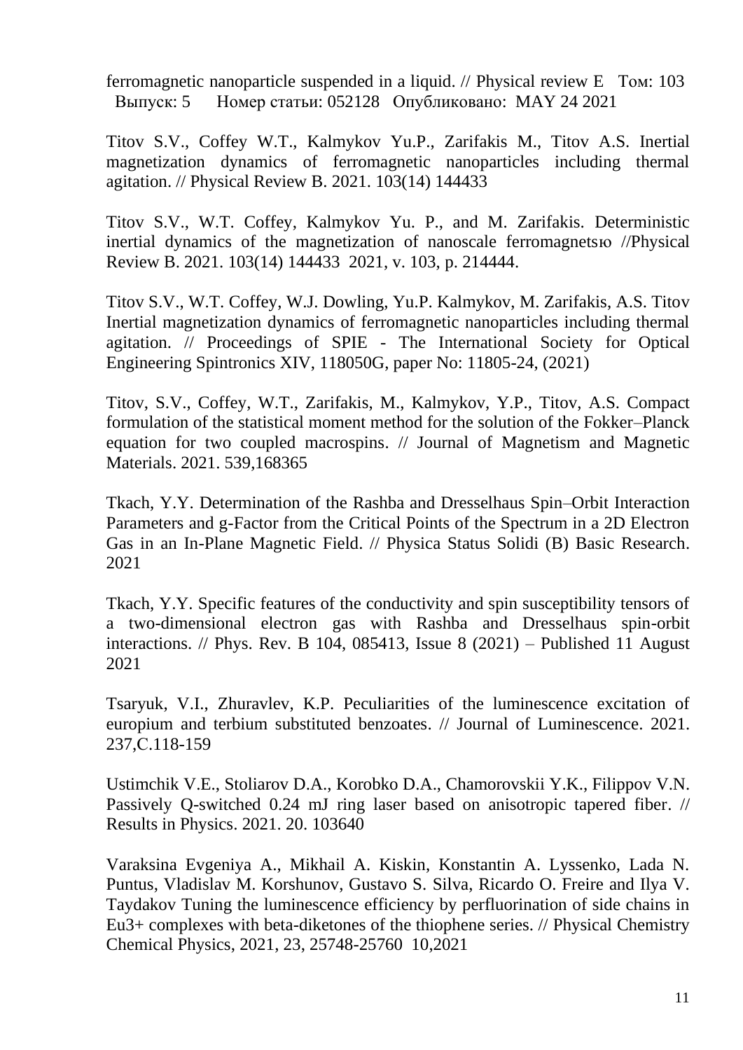ferromagnetic nanoparticle suspended in a liquid. // Physical review E Том: 103 Выпуск: 5 Номер статьи: 052128 Опубликовано: MAY 24 2021

Titov S.V., Coffey W.T., Kalmykov Yu.P., Zarifakis M., Titov A.S. Inertial magnetization dynamics of ferromagnetic nanoparticles including thermal agitation. // Physical Review B. 2021. 103(14) 144433

Titov S.V., W.T. Coffey, Kalmykov Yu. P., and M. Zarifakis. Deterministic inertial dynamics of the magnetization of nanoscale ferromagnetsю //Physical Review B. 2021. 103(14) 144433 2021, v. 103, p. 214444.

Titov S.V., W.T. Coffey, W.J. Dowling, Yu.P. Kalmykov, M. Zarifakis, A.S. Titov Inertial magnetization dynamics of ferromagnetic nanoparticles including thermal agitation. // Proceedings of SPIE - The International Society for Optical Engineering Spintronics XIV, 118050G, paper No: 11805-24, (2021)

Titov, S.V., Coffey, W.T., Zarifakis, M., Kalmykov, Y.P., Titov, A.S. Compact formulation of the statistical moment method for the solution of the Fokker–Planck equation for two coupled macrospins. // Journal of Magnetism and Magnetic Materials. 2021. 539,168365

Tkach, Y.Y. Determination of the Rashba and Dresselhaus Spin–Orbit Interaction Parameters and g-Factor from the Critical Points of the Spectrum in a 2D Electron Gas in an In-Plane Magnetic Field. // Physica Status Solidi (B) Basic Research. 2021

Tkach, Y.Y. Specific features of the conductivity and spin susceptibility tensors of a two-dimensional electron gas with Rashba and Dresselhaus spin-orbit interactions. // Phys. Rev. B 104, 085413, Issue 8 (2021) – Published 11 August 2021

Tsaryuk, V.I., Zhuravlev, K.P. Peculiarities of the luminescence excitation of europium and terbium substituted benzoates. // Journal of Luminescence. 2021. 237,С.118-159

Ustimchik V.E., Stoliarov D.A., Korobko D.A., Chamorovskii Y.K., Filippov V.N. Passively Q-switched 0.24 mJ ring laser based on anisotropic tapered fiber. // Results in Physics. 2021. 20. 103640

Varaksina Evgeniya A., Mikhail A. Kiskin, Konstantin A. Lyssenko, Lada N. Puntus, Vladislav M. Korshunov, Gustavo S. Silva, Ricardo O. Freire and Ilya V. Taydakov Tuning the luminescence efficiency by perfluorination of side chains in $Eu^{3+}$ complexes with beta-diketones of the thiophene series. // Physical Chemistry Chemical Physics, 2021, 23, 25748-25760 10,2021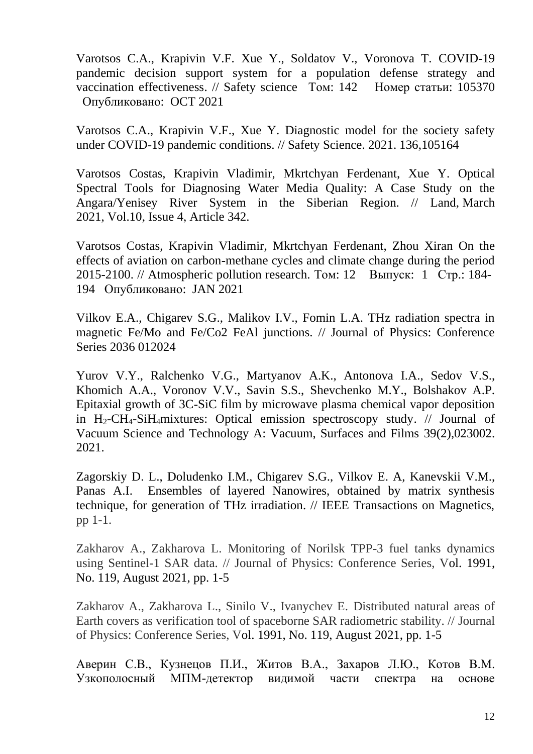Varotsos C.A., Krapivin V.F. Xue Y., Soldatov V., Voronova T. COVID-19 pandemic decision support system for a population defense strategy and vaccination effectiveness. // Safety science Том: 142 Номер статьи: 105370 Опубликовано: OCT 2021

Varotsos C.A., Krapivin V.F., Xue Y. Diagnostic model for the society safety under COVID-19 pandemic conditions. // Safety Science. 2021. 136,105164

Varotsos Costas, Krapivin Vladimir, Mkrtchyan Ferdenant, Xue Y. Optical Spectral Tools for Diagnosing Water Media Quality: A Case Study on the Angara/Yenisey River System in the Siberian Region. // Land, March 2021, Vol.10, Issue 4, Article 342.

Varotsos Costas, Krapivin Vladimir, Mkrtchyan Ferdenant, Zhou Xiran On the effects of aviation on carbon-methane cycles and climate change during the period 2015-2100. // Atmospheric pollution research. Том: 12 Выпуск: 1 Стр.: 184-194 Опубликовано: JAN 2021

Vilkov E.A., Chigarev S.G., Malikov I.V., Fomin L.A. THz radiation spectra in magnetic Fe/Mo and Fe/Co2 FeAl junctions. // Journal of Physics: Conference Series 2036 012024

Yurov V.Y., Ralchenko V.G., Martyanov A.K., Antonova I.A., Sedov V.S., Khomich A.A., Voronov V.V., Savin S.S., Shevchenko M.Y., Bolshakov A.P. Epitaxial growth of 3C-SiC film by microwave plasma chemical vapor deposition in $H_2$-$CH_4$-$SiH_4$mixtures: Optical emission spectroscopy study. // Journal of Vacuum Science and Technology A: Vacuum, Surfaces and Films 39(2),023002. 2021.

Zagorskiy D. L., Doludenko I.M., Chigarev S.G., Vilkov E. A, Kanevskii V.M., Panas A.I. Ensembles of layered Nanowires, obtained by matrix synthesis technique, for generation of THz irradiation. // IEEE Transactions on Magnetics, pp 1-1.

Zakharov A., Zakharova L. Monitoring of Norilsk TPP-3 fuel tanks dynamics using Sentinel-1 SAR data. // Journal of Physics: Conference Series, Vol. 1991, No. 119, August 2021, pp. 1-5

Zakharov A., Zakharova L., Sinilo V., Ivanychev E. Distributed natural areas of Earth covers as verification tool of spaceborne SAR radiometric stability. // Journal of Physics: Conference Series, Vol. 1991, No. 119, August 2021, pp. 1-5

Аверин С.В., Кузнецов П.И., Житов В.А., Захаров Л.Ю., Котов В.М. Узкополосный МПМ-детектор видимой части спектра на основе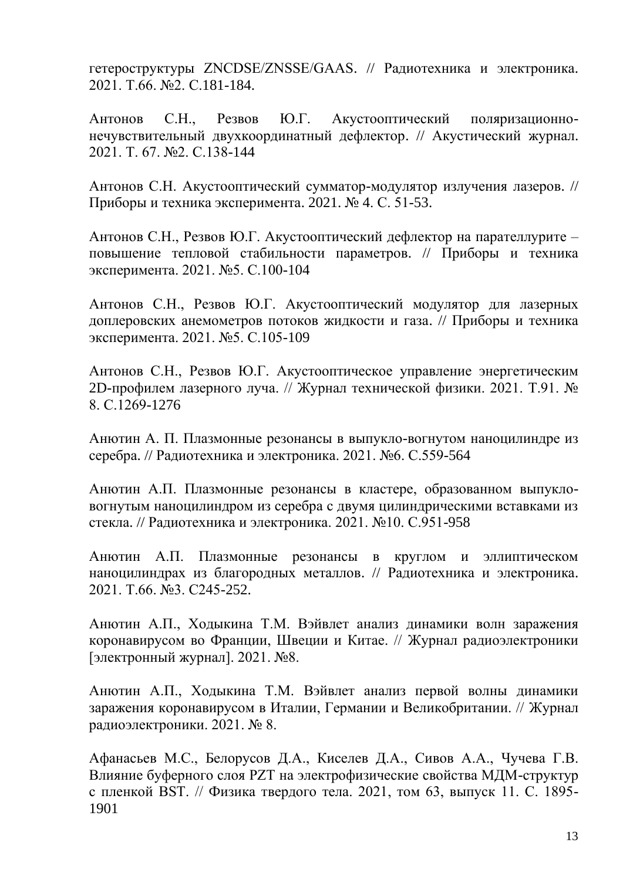гетероструктуры ZNCDSE/ZNSSE/GAAS. // Радиотехника и электроника. 2021. Т.66. №2. С.181-184.

Антонов С.Н., Резвов Ю.Г. Акустооптический поляризационно-нечувствительный двухкоординатный дефлектор. // Акустический журнал. 2021. Т. 67. №2. С.138-144

Антонов С.Н. Акустооптический сумматор-модулятор излучения лазеров. // Приборы и техника эксперимента. 2021. № 4. С. 51-53.

Антонов С.Н., Резвов Ю.Г. Акустооптический дефлектор на парателлурите – повышение тепловой стабильности параметров. // Приборы и техника эксперимента. 2021. №5. С.100-104

Антонов С.Н., Резвов Ю.Г. Акустооптический модулятор для лазерных доплеровских анемометров потоков жидкости и газа. // Приборы и техника эксперимента. 2021. №5. С.105-109

Антонов С.Н., Резвов Ю.Г. Акустооптическое управление энергетическим 2D-профилем лазерного луча. // Журнал технической физики. 2021. Т.91. № 8. С.1269-1276

Анютин А. П. Плазмонные резонансы в выпукло-вогнутом наноцилиндре из серебра. // Радиотехника и электроника. 2021. №6. С.559-564

Анютин А.П. Плазмонные резонансы в кластере, образованном выпукло-вогнутым наноцилиндром из серебра с двумя цилиндрическими вставками из стекла. // Радиотехника и электроника. 2021. №10. С.951-958

Анютин А.П. Плазмонные резонансы в круглом и эллиптическом наноцилиндрах из благородных металлов. // Радиотехника и электроника. 2021. Т.66. №3. С245-252.

Анютин А.П., Ходыкина Т.М. Вэйвлет анализ динамики волн заражения коронавирусом во Франции, Швеции и Китае. // Журнал радиоэлектроники [электронный журнал]. 2021. №8.

Анютин А.П., Ходыкина Т.М. Вэйвлет анализ первой волны динамики заражения коронавирусом в Италии, Германии и Великобритании. // Журнал радиоэлектроники. 2021. № 8.

Афанасьев М.С., Белорусов Д.А., Киселев Д.А., Сивов А.А., Чучева Г.В. Влияние буферного слоя PZT на электрофизические свойства МДМ-структур с пленкой BST. // Физика твердого тела. 2021, том 63, выпуск 11. С. 1895-1901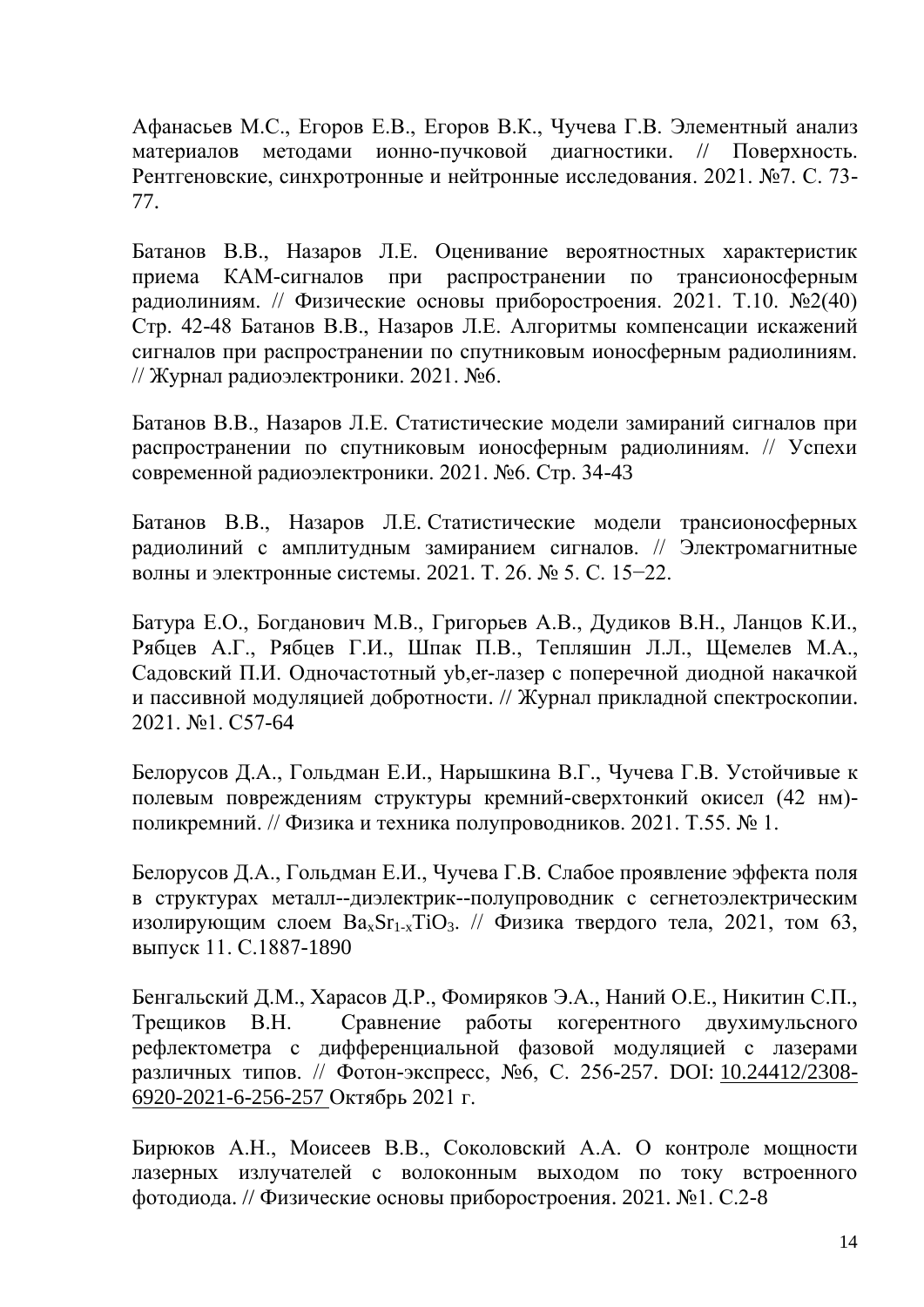Афанасьев М.С., Егоров Е.В., Егоров В.К., Чучева Г.В. Элементный анализ материалов методами ионно-пучковой диагностики. // Поверхность. Рентгеновские, синхротронные и нейтронные исследования. 2021. №7. С. 73-77.

Батанов В.В., Назаров Л.Е. Оценивание вероятностных характеристик приема КАМ-сигналов при распространении по трансионосферным радиолиниям. // Физические основы приборостроения. 2021. Т.10. №2(40) Стр. 42-48 Батанов В.В., Назаров Л.Е. Алгоритмы компенсации искажений сигналов при распространении по спутниковым ионосферным радиолиниям. // Журнал радиоэлектроники. 2021. №6.

Батанов В.В., Назаров Л.Е. Статистические модели замираний сигналов при распространении по спутниковым ионосферным радиолиниям. // Успехи современной радиоэлектроники. 2021. №6. Стр. 34-43

Батанов В.В., Назаров Л.Е. Статистические модели трансионосферных радиолиний с амплитудным замиранием сигналов. // Электромагнитные волны и электронные системы. 2021. Т. 26. № 5. С. 15−22.

Батура Е.О., Богданович М.В., Григорьев А.В., Дудиков В.Н., Ланцов К.И., Рябцев А.Г., Рябцев Г.И., Шпак П.В., Тепляшин Л.Л., Щемелев М.А., Садовский П.И. Одночастотный yb,er-лазер с поперечной диодной накачкой и пассивной модуляцией добротности. // Журнал прикладной спектроскопии. 2021. №1. С57-64

Белорусов Д.А., Гольдман Е.И., Нарышкина В.Г., Чучева Г.В. Устойчивые к полевым повреждениям структуры кремний-сверхтонкий окисел (42 нм)-поликремний. // Физика и техника полупроводников. 2021. Т.55. № 1.

Белорусов Д.А., Гольдман Е.И., Чучева Г.В. Слабое проявление эффекта поля в структурах металл--диэлектрик--полупроводник с сегнетоэлектрическим изолирующим слоем $Ba_xSr_{1-x}TiO_3$. // Физика твердого тела, 2021, том 63, выпуск 11. С.1887-1890

Бенгальский Д.М., Харасов Д.Р., Фомиряков Э.А., Наний О.Е., Никитин С.П., Трещиков В.Н. Сравнение работы когерентного двухимульсного рефлектометра с дифференциальной фазовой модуляцией с лазерами различных типов. // Фотон-экспресс, №6, С. 256-257. DOI: 10.24412/2308-6920-2021-6-256-257 Октябрь 2021 г.

Бирюков А.Н., Моисеев В.В., Соколовский А.А. О контроле мощности лазерных излучателей с волоконным выходом по току встроенного фотодиода. // Физические основы приборостроения. 2021. №1. С.2-8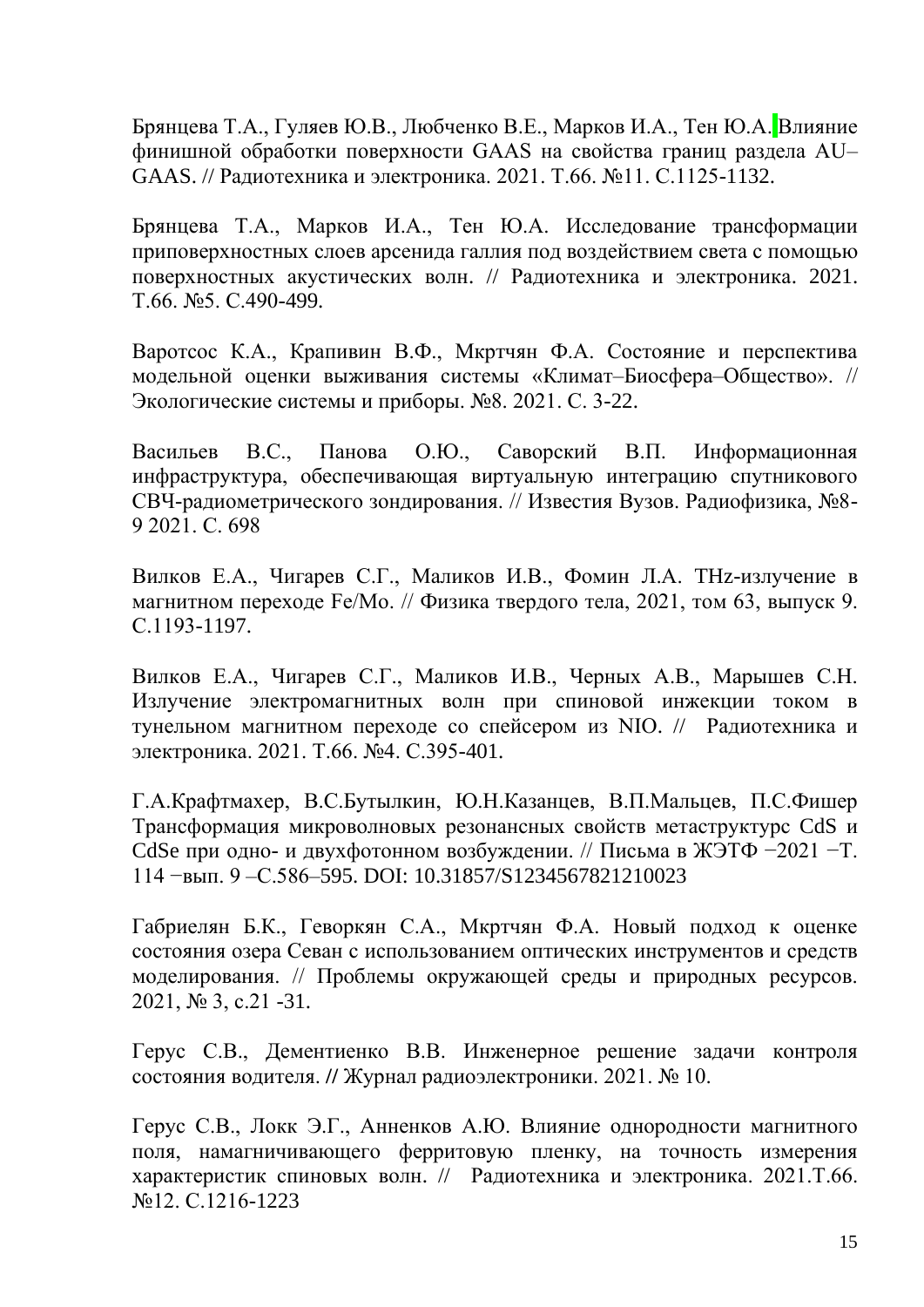Брянцева Т.А., Гуляев Ю.В., Любченко В.Е., Марков И.А., Тен Ю.А. Влияние финишной обработки поверхности GAAS на свойства границ раздела AU–GAAS. // Радиотехника и электроника. 2021. Т.66. №11. С.1125-1132.

Брянцева Т.А., Марков И.А., Тен Ю.А. Исследование трансформации приповерхностных слоев арсенида галлия под воздействием света с помощью поверхностных акустических волн. // Радиотехника и электроника. 2021. Т.66. №5. С.490-499.

Варотсос К.А., Крапивин В.Ф., Мкртчян Ф.А. Состояние и перспектива модельной оценки выживания системы «Климат–Биосфера–Общество». // Экологические системы и приборы. №8. 2021. С. 3-22.

Васильев В.С., Панова О.Ю., Саворский В.П. Информационная инфраструктура, обеспечивающая виртуальную интеграцию спутникового СВЧ-радиометрического зондирования. // Известия Вузов. Радиофизика, №8-9 2021. С. 698

Вилков Е.А., Чигарев С.Г., Маликов И.В., Фомин Л.А. THz-излучение в магнитном переходе Fe/Mo. // Физика твердого тела, 2021, том 63, выпуск 9. С.1193-1197.

Вилков Е.А., Чигарев С.Г., Маликов И.В., Черных А.В., Марышев С.Н. Излучение электромагнитных волн при спиновой инжекции током в тунельном магнитном переходе со спейсером из NIO. // Радиотехника и электроника. 2021. Т.66. №4. С.395-401.

Г.А.Крафтмахер, В.С.Бутылкин, Ю.Н.Казанцев, В.П.Мальцев, П.С.Фишер Трансформация микроволновых резонансных свойств метаструктурс CdS и CdSe при одно- и двухфотонном возбуждении. // Письма в ЖЭТФ −2021 −Т. 114 −вып. 9 –С.586–595. DOI: 10.31857/S1234567821210023

Габриелян Б.К., Геворкян С.А., Мкртчян Ф.А. Новый подход к оценке состояния озера Севан с использованием оптических инструментов и средств моделирования. // Проблемы окружающей среды и природных ресурсов. 2021, № 3, с.21 -31.

Герус С.В., Дементиенко В.В. Инженерное решение задачи контроля состояния водителя. // Журнал радиоэлектроники. 2021. № 10.

Герус С.В., Локк Э.Г., Анненков А.Ю. Влияние однородности магнитного поля, намагничивающего ферритовую пленку, на точность измерения характеристик спиновых волн. // Радиотехника и электроника. 2021.Т.66. №12. С.1216-1223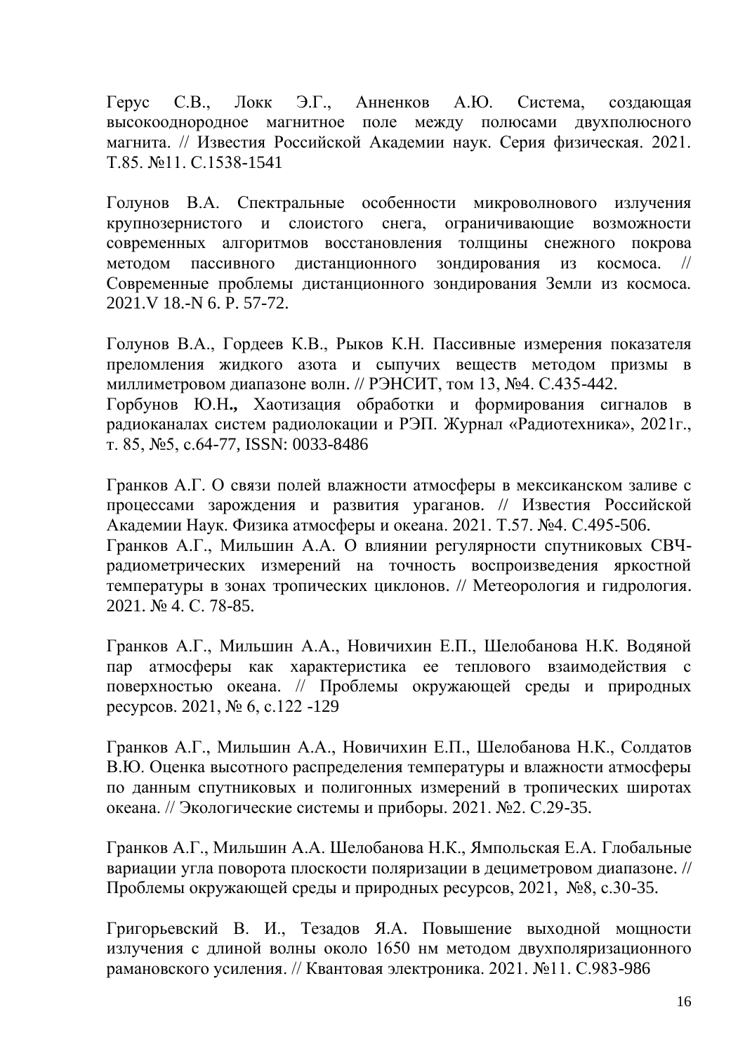Герус С.В., Локк Э.Г., Анненков А.Ю. Система, создающая высокооднородное магнитное поле между полюсами двухполюсного магнита. // Известия Российской Академии наук. Серия физическая. 2021. Т.85. №11. С.1538-1541

Голунов В.А. Спектральные особенности микроволнового излучения крупнозернистого и слоистого снега, ограничивающие возможности современных алгоритмов восстановления толщины снежного покрова методом пассивного дистанционного зондирования из космоса. // Современные проблемы дистанционного зондирования Земли из космоса. 2021.V 18.-N 6. P. 57-72.

Голунов В.А., Гордеев К.В., Рыков К.Н. Пассивные измерения показателя преломления жидкого азота и сыпучих веществ методом призмы в миллиметровом диапазоне волн. // РЭНСИТ, том 13, №4. С.435-442.
Горбунов Ю.Н**.,** Хаотизация обработки и формирования сигналов в радиоканалах систем радиолокации и РЭП. Журнал «Радиотехника», 2021г., т. 85, №5, с.64-77, ISSN: 0033-8486

Гранков А.Г. О связи полей влажности атмосферы в мексиканском заливе с процессами зарождения и развития ураганов. // Известия Российской Академии Наук. Физика атмосферы и океана. 2021. Т.57. №4. С.495-506.
Гранков А.Г., Мильшин А.А. О влиянии регулярности спутниковых СВЧ-радиометрических измерений на точность воспроизведения яркостной температуры в зонах тропических циклонов. // Метеорология и гидрология. 2021. № 4. С. 78-85.

Гранков А.Г., Мильшин А.А., Новичихин Е.П., Шелобанова Н.К. Водяной пар атмосферы как характеристика ее теплового взаимодействия с поверхностью океана. // Проблемы окружающей среды и природных ресурсов. 2021, № 6, с.122 -129

Гранков А.Г., Мильшин А.А., Новичихин Е.П., Шелобанова Н.К., Солдатов В.Ю. Оценка высотного распределения температуры и влажности атмосферы по данным спутниковых и полигонных измерений в тропических широтах океана. // Экологические системы и приборы. 2021. №2. С.29-35.

Гранков А.Г., Мильшин А.А. Шелобанова Н.К., Ямпольская Е.А. Глобальные вариации угла поворота плоскости поляризации в дециметровом диапазоне. // Проблемы окружающей среды и природных ресурсов, 2021, №8, с.30-35.

Григорьевский В. И., Тезадов Я.А. Повышение выходной мощности излучения с длиной волны около 1650 нм методом двухполяризационного рамановского усиления. // Квантовая электроника. 2021. №11. С.983-986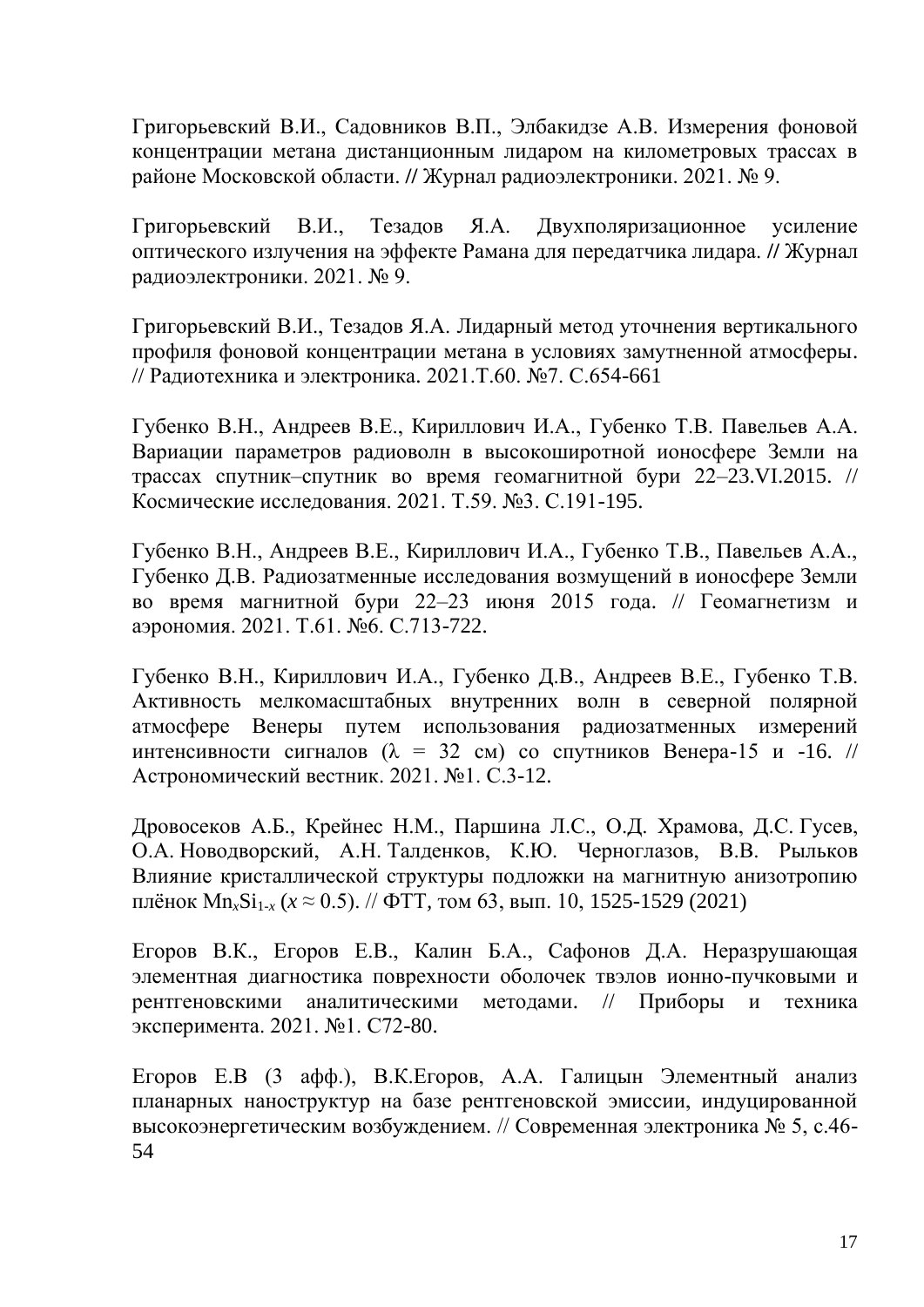Григорьевский В.И., Садовников В.П., Элбакидзе А.В. Измерения фоновой концентрации метана дистанционным лидаром на километровых трассах в районе Московской области. // Журнал радиоэлектроники. 2021. № 9.

Григорьевский В.И., Тезадов Я.А. Двухполяризационное усиление оптического излучения на эффекте Рамана для передатчика лидара. // Журнал радиоэлектроники. 2021. № 9.

Григорьевский В.И., Тезадов Я.А. Лидарный метод уточнения вертикального профиля фоновой концентрации метана в условиях замутненной атмосферы. // Радиотехника и электроника. 2021.Т.60. №7. С.654-661

Губенко В.Н., Андреев В.Е., Кириллович И.А., Губенко Т.В. Павельев А.А. Вариации параметров радиоволн в высокоширотной ионосфере Земли на трассах спутник–спутник во время геомагнитной бури 22–23.VI.2015. // Космические исследования. 2021. Т.59. №3. С.191-195.

Губенко В.Н., Андреев В.Е., Кириллович И.А., Губенко Т.В., Павельев А.А., Губенко Д.В. Радиозатменные исследования возмущений в ионосфере Земли во время магнитной бури 22–23 июня 2015 года. // Геомагнетизм и аэрономия. 2021. Т.61. №6. С.713-722.

Губенко В.Н., Кириллович И.А., Губенко Д.В., Андреев В.Е., Губенко Т.В. Активность мелкомасштабных внутренних волн в северной полярной атмосфере Венеры путем использования радиозатменных измерений интенсивности сигналов ($\lambda$ = 32 см) со спутников Венера-15 и -16. // Астрономический вестник. 2021. №1. С.3-12.

Дровосеков А.Б., Крейнес Н.М., Паршина Л.С., О.Д. Храмова, Д.С. Гусев, О.А. Новодворский, А.Н. Талденков, К.Ю. Черноглазов, В.В. Рыльков Влияние кристаллической структуры подложки на магнитную анизотропию плёнок $Mn_xSi_{1-x}$ ($x \approx 0.5$). // ФТТ, том 63, вып. 10, 1525-1529 (2021)

Егоров В.К., Егоров Е.В., Калин Б.А., Сафонов Д.А. Неразрушающая элементная диагностика поверхности оболочек твэлов ионно-пучковыми и рентгеновскими аналитическими методами. // Приборы и техника эксперимента. 2021. №1. С72-80.

Егоров Е.В (3 афф.), В.К.Егоров, А.А. Галицын Элементный анализ планарных наноструктур на базе рентгеновской эмиссии, индуцированной высокоэнергетическим возбуждением. // Современная электроника № 5, с.46-54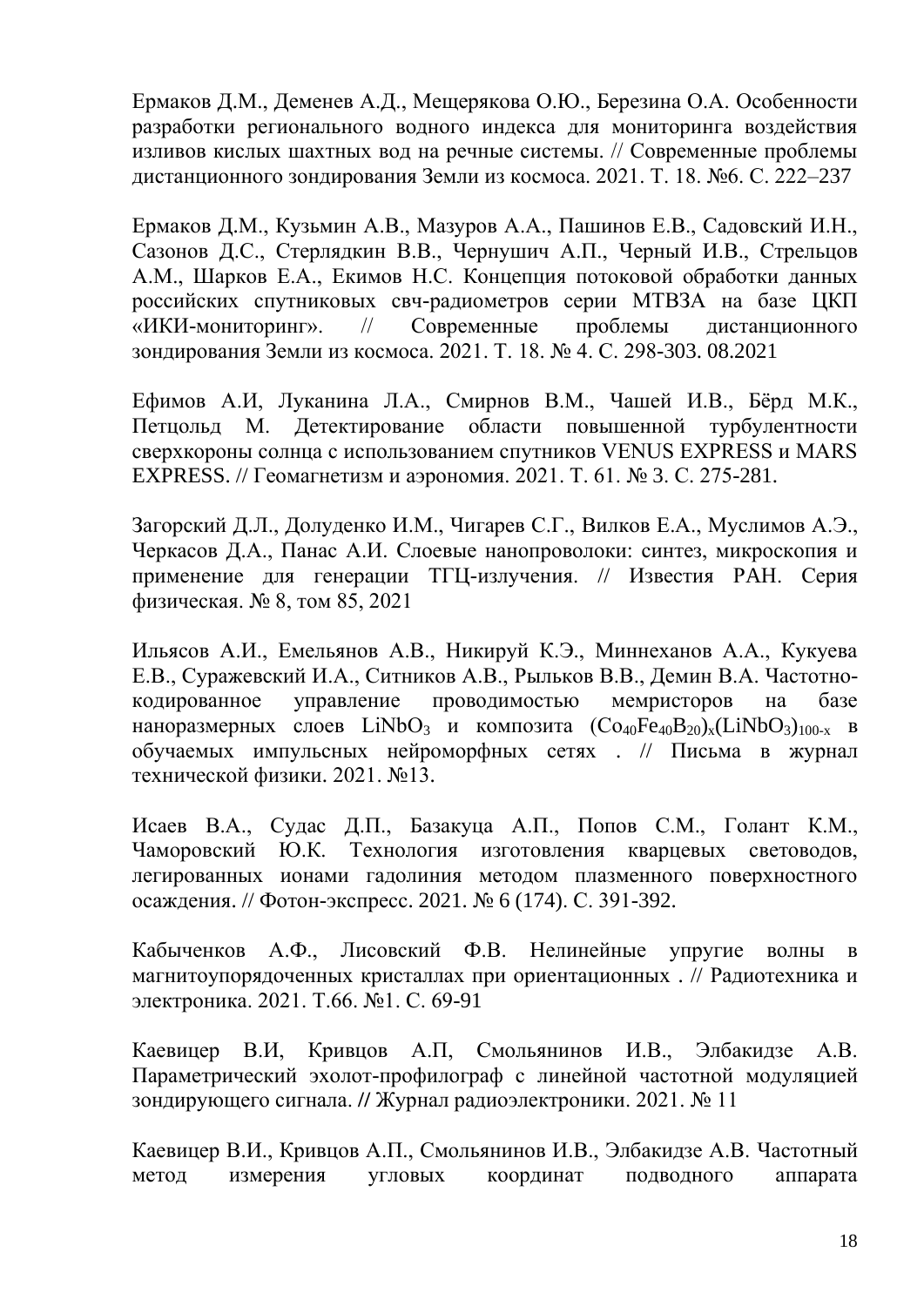Ермаков Д.М., Деменев А.Д., Мещерякова О.Ю., Березина О.А. Особенности разработки регионального водного индекса для мониторинга воздействия изливов кислых шахтных вод на речные системы. // Современные проблемы дистанционного зондирования Земли из космоса. 2021. Т. 18. №6. С. 222–237

Ермаков Д.М., Кузьмин А.В., Мазуров А.А., Пашинов Е.В., Садовский И.Н., Сазонов Д.С., Стерлядкин В.В., Чернушич А.П., Черный И.В., Стрельцов А.М., Шарков Е.А., Екимов Н.С. Концепция потоковой обработки данных российских спутниковых свч-радиометров серии МТВЗА на базе ЦКП «ИКИ-мониторинг». // Современные проблемы дистанционного зондирования Земли из космоса. 2021. Т. 18. № 4. С. 298-303. 08.2021

Ефимов А.И, Луканина Л.А., Смирнов В.М., Чашей И.В., Бёрд М.К., Петцольд М. Детектирование области повышенной турбулентности сверхкороны солнца с использованием спутников VENUS EXPRESS и MARS EXPRESS. // Геомагнетизм и аэрономия. 2021. Т. 61. № 3. С. 275-281.

Загорский Д.Л., Долуденко И.М., Чигарев С.Г., Вилков Е.А., Муслимов А.Э., Черкасов Д.А., Панас А.И. Слоевые нанопроволоки: синтез, микроскопия и применение для генерации ТГЦ-излучения. // Известия РАН. Серия физическая. № 8, том 85, 2021

Ильясов А.И., Емельянов А.В., Никируй К.Э., Миннеханов А.А., Кукуева Е.В., Суражевский И.А., Ситников А.В., Рыльков В.В., Демин В.А. Частотно-кодированное управление проводимостью мемристоров на базе наноразмерных слоев $LiNbO_3$ и композита $(Co_{40}Fe_{40}B_{20})_x(LiNbO_3)_{100-x}$ в обучаемых импульсных нейроморфных сетях . // Письма в журнал технической физики. 2021. №13.

Исаев В.А., Судас Д.П., Базакуца А.П., Попов С.М., Голант К.М., Чаморовский Ю.К. Технология изготовления кварцевых световодов, легированных ионами гадолиния методом плазменного поверхностного осаждения. // Фотон-экспресс. 2021. № 6 (174). С. 391-392.

Кабыченков А.Ф., Лисовский Ф.В. Нелинейные упругие волны в магнитоупорядоченных кристаллах при ориентационных . // Радиотехника и электроника. 2021. Т.66. №1. С. 69-91

Каевицер В.И, Кривцов А.П, Смольянинов И.В., Элбакидзе А.В. Параметрический эхолот-профилограф с линейной частотной модуляцией зондирующего сигнала. // Журнал радиоэлектроники. 2021. № 11

Каевицер В.И., Кривцов А.П., Смольянинов И.В., Элбакидзе А.В. Частотный метод измерения угловых координат подводного аппарата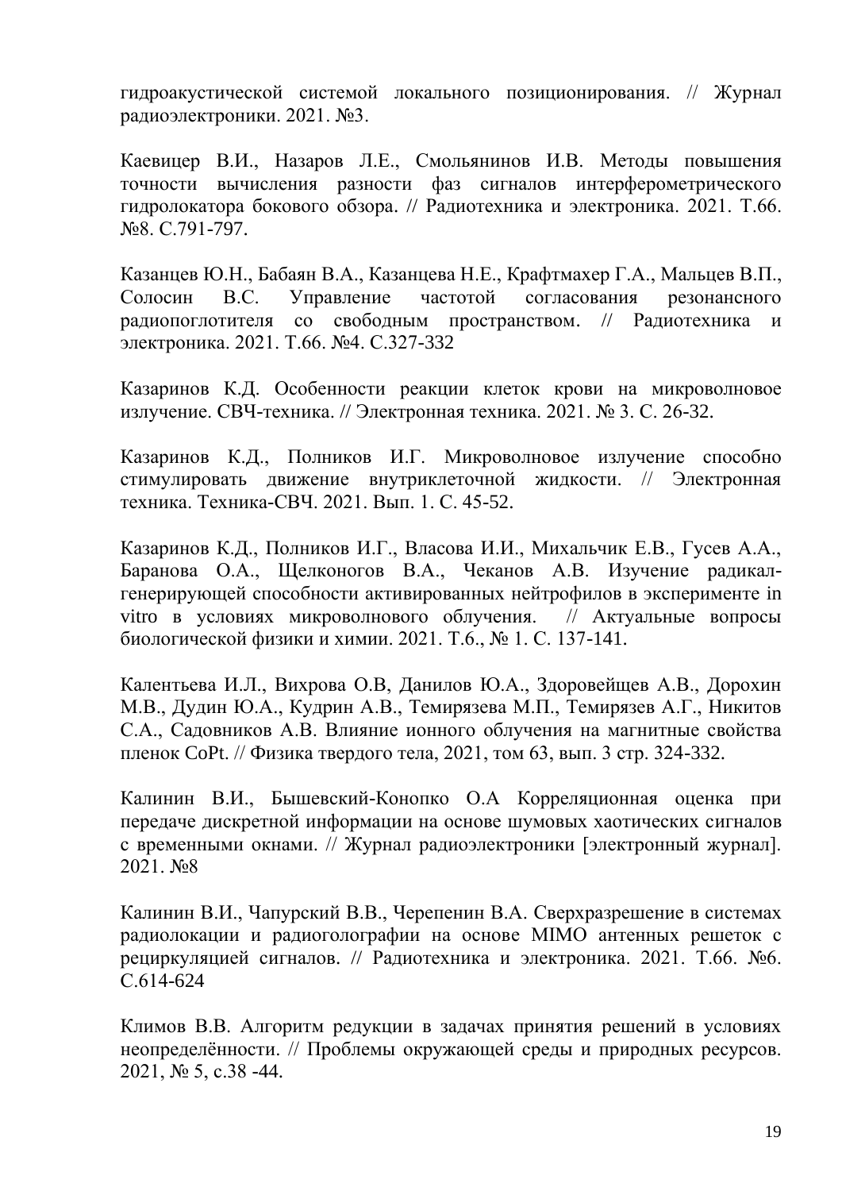гидроакустической системой локального позиционирования. // Журнал радиоэлектроники. 2021. №3.

Каевицер В.И., Назаров Л.Е., Смольянинов И.В. Методы повышения точности вычисления разности фаз сигналов интерферометрического гидролокатора бокового обзора. // Радиотехника и электроника. 2021. Т.66. №8. С.791-797.

Казанцев Ю.Н., Бабаян В.А., Казанцева Н.Е., Крафтмахер Г.А., Мальцев В.П., Солосин В.С. Управление частотой согласования резонансного радиопоглотителя со свободным пространством. // Радиотехника и электроника. 2021. Т.66. №4. С.327-332

Казаринов К.Д. Особенности реакции клеток крови на микроволновое излучение. СВЧ-техника. // Электронная техника. 2021. № 3. С. 26-32.

Казаринов К.Д., Полников И.Г. Микроволновое излучение способно стимулировать движение внутриклеточной жидкости. // Электронная техника. Техника-СВЧ. 2021. Вып. 1. С. 45-52.

Казаринов К.Д., Полников И.Г., Власова И.И., Михальчик Е.В., Гусев А.А., Баранова О.А., Щелконогов В.А., Чеканов А.В. Изучение радикал-генерирующей способности активированных нейтрофилов в эксперименте in vitro в условиях микроволнового облучения. // Актуальные вопросы биологической физики и химии. 2021. Т.6., № 1. С. 137-141.

Калентьева И.Л., Вихрова О.В, Данилов Ю.А., Здоровейщев А.В., Дорохин М.В., Дудин Ю.А., Кудрин А.В., Темирязева М.П., Темирязев А.Г., Никитов С.А., Садовников А.В. Влияние ионного облучения на магнитные свойства пленок CoPt. // Физика твердого тела, 2021, том 63, вып. 3 стр. 324-332.

Калинин В.И., Бышевский-Конопко О.А Корреляционная оценка при передаче дискретной информации на основе шумовых хаотических сигналов с временными окнами. // Журнал радиоэлектроники [электронный журнал]. 2021. №8

Калинин В.И., Чапурский В.В., Черепенин В.А. Сверхразрешение в системах радиолокации и радиоголографии на основе MIMO антенных решеток с рециркуляцией сигналов. // Радиотехника и электроника. 2021. Т.66. №6. С.614-624

Климов В.В. Алгоритм редукции в задачах принятия решений в условиях неопределённости. // Проблемы окружающей среды и природных ресурсов. 2021, № 5, с.38 -44.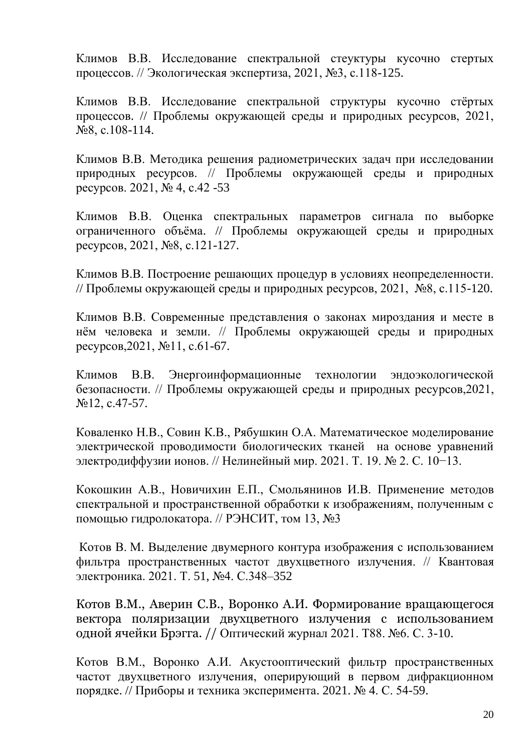Климов В.В. Исследование спектральной стеуктуры кусочно стертых процессов. // Экологическая экспертиза, 2021, №3, с.118-125.

Климов В.В. Исследование спектральной структуры кусочно стёртых процессов. // Проблемы окружающей среды и природных ресурсов, 2021, №8, с.108-114.

Климов В.В. Методика решения радиометрических задач при исследовании природных ресурсов. // Проблемы окружающей среды и природных ресурсов. 2021, № 4, с.42 -53

Климов В.В. Оценка спектральных параметров сигнала по выборке ограниченного объёма. // Проблемы окружающей среды и природных ресурсов, 2021, №8, с.121-127.

Климов В.В. Построение решающих процедур в условиях неопределенности. // Проблемы окружающей среды и природных ресурсов, 2021, №8, с.115-120.

Климов В.В. Современные представления о законах мироздания и месте в нём человека и земли. // Проблемы окружающей среды и природных ресурсов,2021, №11, с.61-67.

Климов В.В. Энергоинформационные технологии эндоэкологической безопасности. // Проблемы окружающей среды и природных ресурсов,2021, №12, с.47-57.

Коваленко Н.В., Совин К.В., Рябушкин О.А. Математическое моделирование электрической проводимости биологических тканей на основе уравнений электродиффузии ионов. // Нелинейный мир. 2021. Т. 19. № 2. С. 10−13.

Кокошкин А.В., Новичихин Е.П., Смольянинов И.В. Применение методов спектральной и пространственной обработки к изображениям, полученным с помощью гидролокатора. // РЭНСИТ, том 13, №3

Котов В. М. Выделение двумерного контура изображения с использованием фильтра пространственных частот двухцветного излучения. // Квантовая электроника. 2021. Т. 51, №4. С.348–352

Котов В.М., Аверин С.В., Воронко А.И. Формирование вращающегося вектора поляризации двухцветного излучения с использованием одной ячейки Брэгга. // Оптический журнал 2021. Т88. №6. С. 3-10.

Котов В.М., Воронко А.И. Акустооптический фильтр пространственных частот двухцветного излучения, оперирующий в первом дифракционном порядке. // Приборы и техника эксперимента. 2021. № 4. С. 54-59.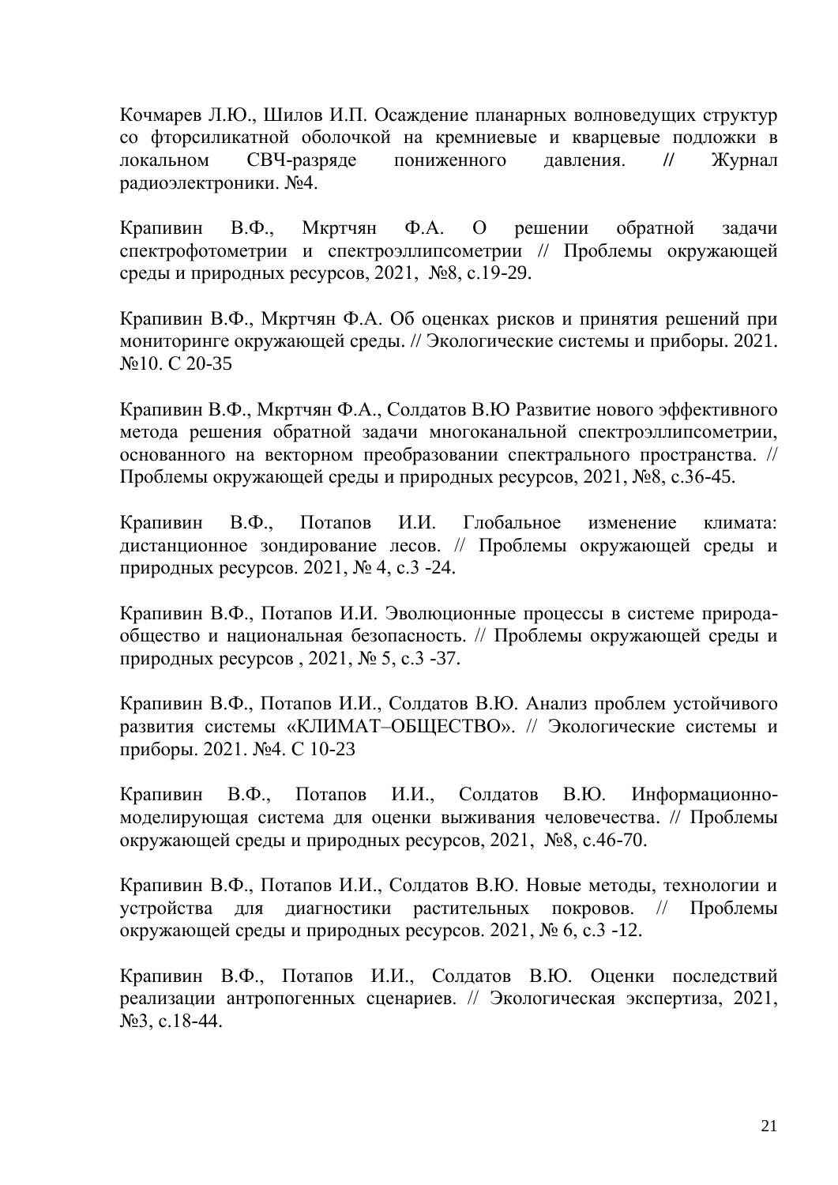Кочмарев Л.Ю., Шилов И.П. Осаждение планарных волноведущих структур со фторсиликатной оболочкой на кремниевые и кварцевые подложки в локальном СВЧ-разряде пониженного давления. // Журнал радиоэлектроники. №4.

Крапивин В.Ф., Мкртчян Ф.А. О решении обратной задачи спектрофотометрии и спектроэллипсометрии // Проблемы окружающей среды и природных ресурсов, 2021, №8, с.19-29.

Крапивин В.Ф., Мкртчян Ф.А. Об оценках рисков и принятия решений при мониторинге окружающей среды. // Экологические системы и приборы. 2021. №10. С 20-35

Крапивин В.Ф., Мкртчян Ф.А., Солдатов В.Ю Развитие нового эффективного метода решения обратной задачи многоканальной спектроэллипсометрии, основанного на векторном преобразовании спектрального пространства. // Проблемы окружающей среды и природных ресурсов, 2021, №8, с.36-45.

Крапивин В.Ф., Потапов И.И. Глобальное изменение климата: дистанционное зондирование лесов. // Проблемы окружающей среды и природных ресурсов. 2021, № 4, с.3 -24.

Крапивин В.Ф., Потапов И.И. Эволюционные процессы в системе природа-общество и национальная безопасность. // Проблемы окружающей среды и природных ресурсов , 2021, № 5, с.3 -37.

Крапивин В.Ф., Потапов И.И., Солдатов В.Ю. Анализ проблем устойчивого развития системы «КЛИМАТ–ОБЩЕСТВО». // Экологические системы и приборы. 2021. №4. С 10-23

Крапивин В.Ф., Потапов И.И., Солдатов В.Ю. Информационно-моделирующая система для оценки выживания человечества. // Проблемы окружающей среды и природных ресурсов, 2021, №8, с.46-70.

Крапивин В.Ф., Потапов И.И., Солдатов В.Ю. Новые методы, технологии и устройства для диагностики растительных покровов. // Проблемы окружающей среды и природных ресурсов. 2021, № 6, с.3 -12.

Крапивин В.Ф., Потапов И.И., Солдатов В.Ю. Оценки последствий реализации антропогенных сценариев. // Экологическая экспертиза, 2021, №3, с.18-44.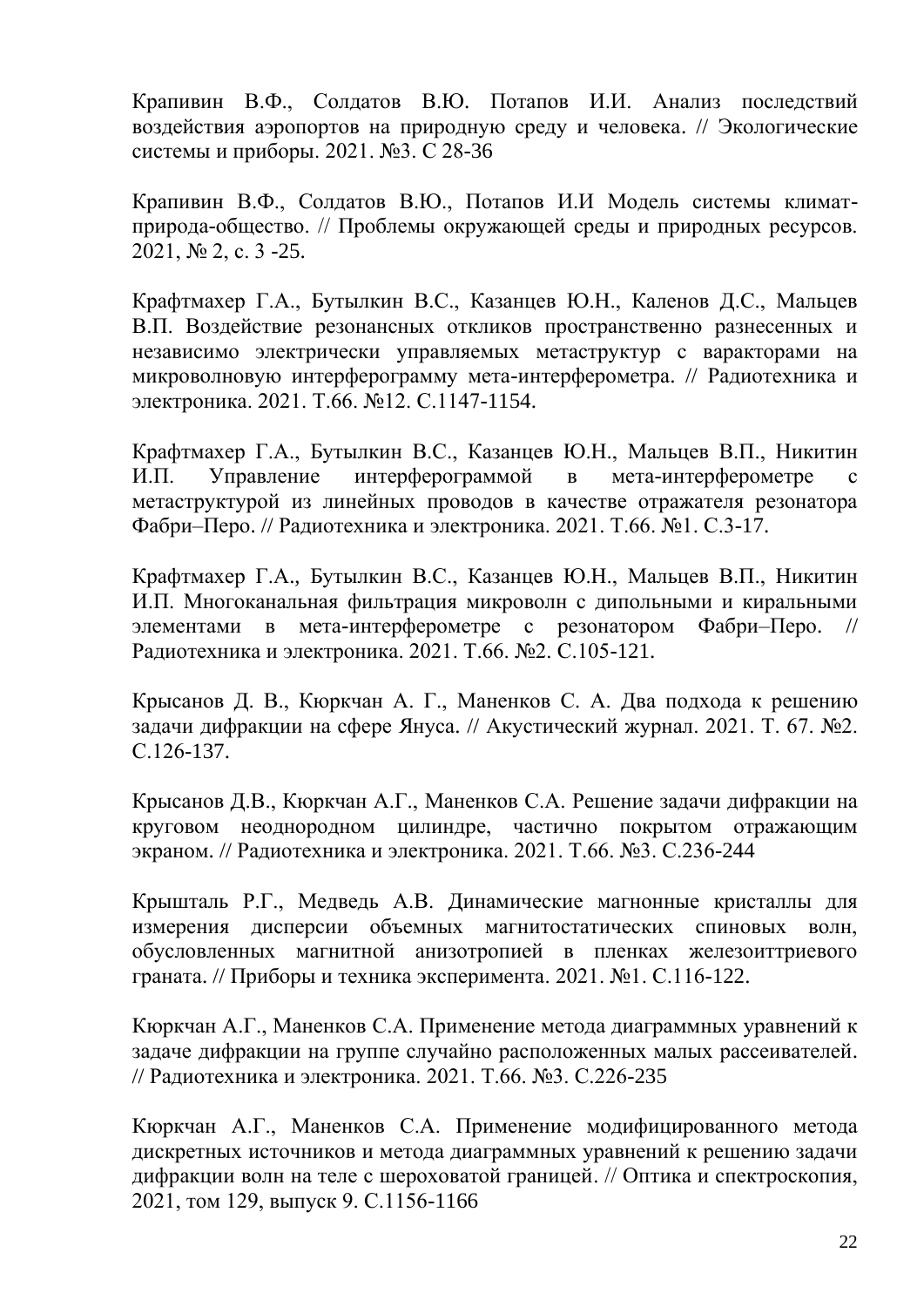Крапивин В.Ф., Солдатов В.Ю. Потапов И.И. Анализ последствий воздействия аэропортов на природную среду и человека. // Экологические системы и приборы. 2021. №3. С 28-36

Крапивин В.Ф., Солдатов В.Ю., Потапов И.И Модель системы климат-природа-общество. // Проблемы окружающей среды и природных ресурсов. 2021, № 2, с. 3 -25.

Крафтмахер Г.А., Бутылкин В.С., Казанцев Ю.Н., Каленов Д.С., Мальцев В.П. Воздействие резонансных откликов пространственно разнесенных и независимо электрически управляемых метаструктур с варакторами на микроволновую интерферограмму мета-интерферометра. // Радиотехника и электроника. 2021. Т.66. №12. С.1147-1154.

Крафтмахер Г.А., Бутылкин В.С., Казанцев Ю.Н., Мальцев В.П., Никитин И.П. Управление интерферограммой в мета-интерферометре с метаструктурой из линейных проводов в качестве отражателя резонатора Фабри–Перо. // Радиотехника и электроника. 2021. Т.66. №1. С.3-17.

Крафтмахер Г.А., Бутылкин В.С., Казанцев Ю.Н., Мальцев В.П., Никитин И.П. Многоканальная фильтрация микроволн с дипольными и киральными элементами в мета-интерферометре с резонатором Фабри–Перо. // Радиотехника и электроника. 2021. Т.66. №2. С.105-121.

Крысанов Д. В., Кюркчан А. Г., Маненков С. А. Два подхода к решению задачи дифракции на сфере Януса. // Акустический журнал. 2021. Т. 67. №2. С.126-137.

Крысанов Д.В., Кюркчан А.Г., Маненков С.А. Решение задачи дифракции на круговом неоднородном цилиндре, частично покрытом отражающим экраном. // Радиотехника и электроника. 2021. Т.66. №3. С.236-244

Крышталь Р.Г., Медведь А.В. Динамические магнонные кристаллы для измерения дисперсии объемных магнитостатических спиновых волн, обусловленных магнитной анизотропией в пленках железоиттриевого граната. // Приборы и техника эксперимента. 2021. №1. С.116-122.

Кюркчан А.Г., Маненков С.А. Применение метода диаграммных уравнений к задаче дифракции на группе случайно расположенных малых рассеивателей. // Радиотехника и электроника. 2021. Т.66. №3. С.226-235

Кюркчан А.Г., Маненков С.А. Применение модифицированного метода дискретных источников и метода диаграммных уравнений к решению задачи дифракции волн на теле с шероховатой границей. // Оптика и спектроскопия, 2021, том 129, выпуск 9. С.1156-1166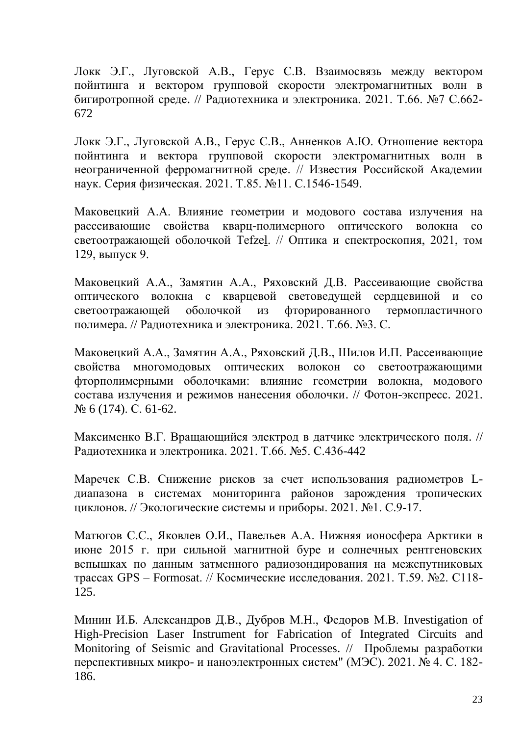Локк Э.Г., Луговской А.В., Герус С.В. Взаимосвязь между вектором пойнтинга и вектором групповой скорости электромагнитных волн в бигиротропной среде. // Радиотехника и электроника. 2021. Т.66. №7 С.662-672

Локк Э.Г., Луговской А.В., Герус С.В., Анненков А.Ю. Отношение вектора пойнтинга и вектора групповой скорости электромагнитных волн в неограниченной ферромагнитной среде. // Известия Российской Академии наук. Серия физическая. 2021. Т.85. №11. С.1546-1549.

Маковецкий А.А. Влияние геометрии и модового состава излучения на рассеивающие свойства кварц-полимерного оптического волокна со светоотражающей оболочкой Tefzel. // Оптика и спектроскопия, 2021, том 129, выпуск 9.

Маковецкий А.А., Замятин А.А., Ряховский Д.В. Рассеивающие свойства оптического волокна с кварцевой световедущей сердцевиной и со светоотражающей оболочкой из фторированного термопластичного полимера. // Радиотехника и электроника. 2021. Т.66. №3. С.

Маковецкий А.А., Замятин А.А., Ряховский Д.В., Шилов И.П. Рассеивающие свойства многомодовых оптических волокон со светоотражающими фторполимерными оболочками: влияние геометрии волокна, модового состава излучения и режимов нанесения оболочки. // Фотон-экспресс. 2021. № 6 (174). С. 61-62.

Максименко В.Г. Вращающийся электрод в датчике электрического поля. // Радиотехника и электроника. 2021. Т.66. №5. С.436-442

Маречек С.В. Снижение рисков за счет использования радиометров L-диапазона в системах мониторинга районов зарождения тропических циклонов. // Экологические системы и приборы. 2021. №1. С.9-17.

Матюгов С.С., Яковлев О.И., Павельев А.А. Нижняя ионосфера Арктики в июне 2015 г. при сильной магнитной буре и солнечных рентгеновских вспышках по данным затменного радиозондирования на межспутниковых трассах GPS – Formosat. // Космические исследования. 2021. Т.59. №2. С118-125.

Минин И.Б. Александров Д.В., Дубров М.Н., Федоров М.В. Investigation of High-Precision Laser Instrument for Fabrication of Integrated Circuits and Monitoring of Seismic and Gravitational Processes. // Проблемы разработки перспективных микро- и наноэлектронных систем" (МЭС). 2021. № 4. С. 182-186.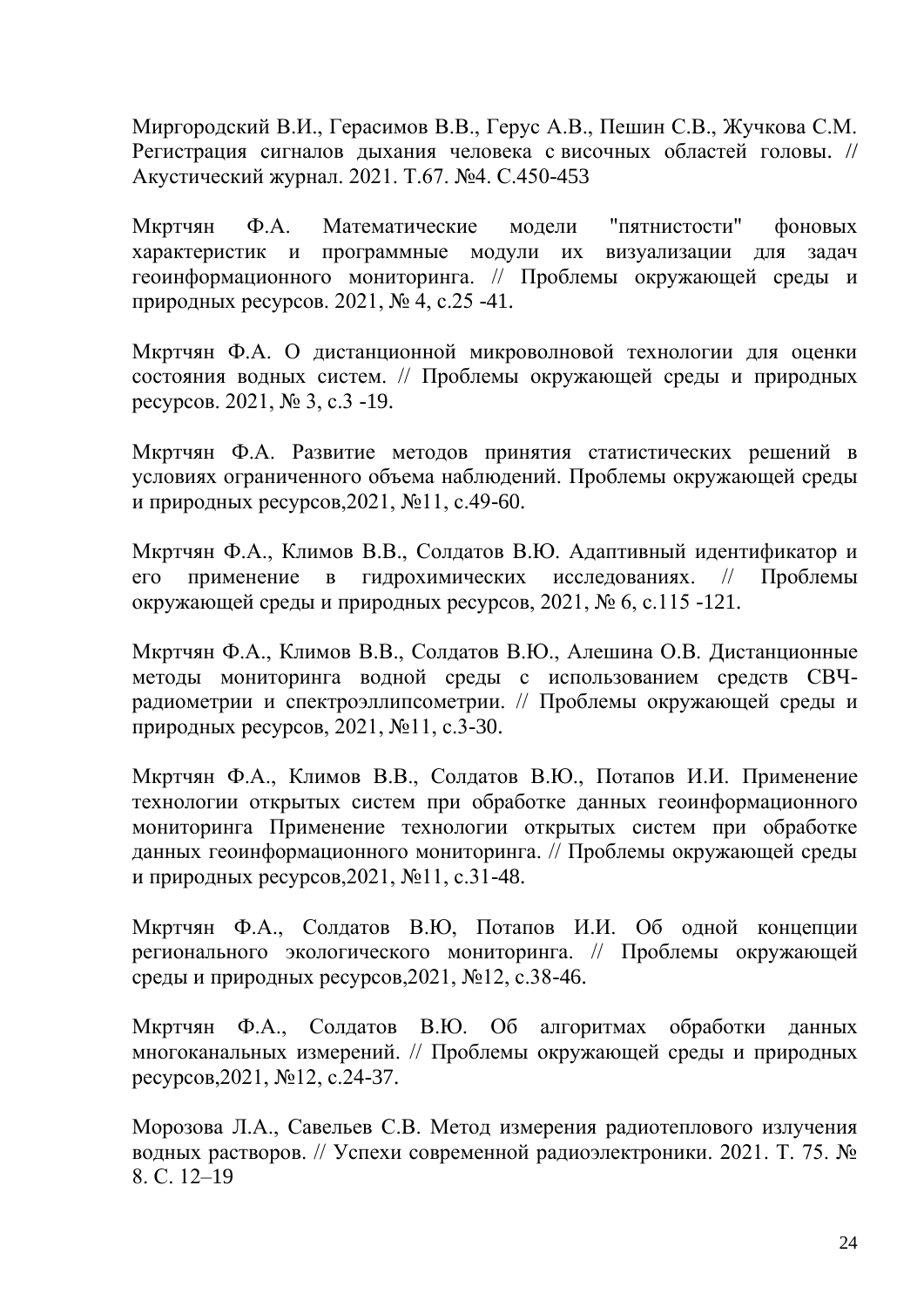Миргородский В.И., Герасимов В.В., Герус А.В., Пешин С.В., Жучкова С.М. Регистрация сигналов дыхания человека с височных областей головы. // Акустический журнал. 2021. Т.67. №4. С.450-453

Мкртчян Ф.А. Математические модели "пятнистости" фоновых характеристик и программные модули их визуализации для задач геоинформационного мониторинга. // Проблемы окружающей среды и природных ресурсов. 2021, № 4, с.25 -41.

Мкртчян Ф.А. О дистанционной микроволновой технологии для оценки состояния водных систем. // Проблемы окружающей среды и природных ресурсов. 2021, № 3, с.3 -19.

Мкртчян Ф.А. Развитие методов принятия статистических решений в условиях ограниченного объема наблюдений. Проблемы окружающей среды и природных ресурсов,2021, №11, с.49-60.

Мкртчян Ф.А., Климов В.В., Солдатов В.Ю. Адаптивный идентификатор и его применение в гидрохимических исследованиях. // Проблемы окружающей среды и природных ресурсов, 2021, № 6, с.115 -121.

Мкртчян Ф.А., Климов В.В., Солдатов В.Ю., Алешина О.В. Дистанционные методы мониторинга водной среды с использованием средств СВЧ-радиометрии и спектроэллипсометрии. // Проблемы окружающей среды и природных ресурсов, 2021, №11, с.3-30.

Мкртчян Ф.А., Климов В.В., Солдатов В.Ю., Потапов И.И. Применение технологии открытых систем при обработке данных геоинформационного мониторинга Применение технологии открытых систем при обработке данных геоинформационного мониторинга. // Проблемы окружающей среды и природных ресурсов,2021, №11, с.31-48.

Мкртчян Ф.А., Солдатов В.Ю, Потапов И.И. Об одной концепции регионального экологического мониторинга. // Проблемы окружающей среды и природных ресурсов,2021, №12, с.38-46.

Мкртчян Ф.А., Солдатов В.Ю. Об алгоритмах обработки данных многоканальных измерений. // Проблемы окружающей среды и природных ресурсов,2021, №12, с.24-37.

Морозова Л.А., Савельев С.В. Метод измерения радиотеплового излучения водных растворов. // Успехи современной радиоэлектроники. 2021. Т. 75. № 8. С. 12–19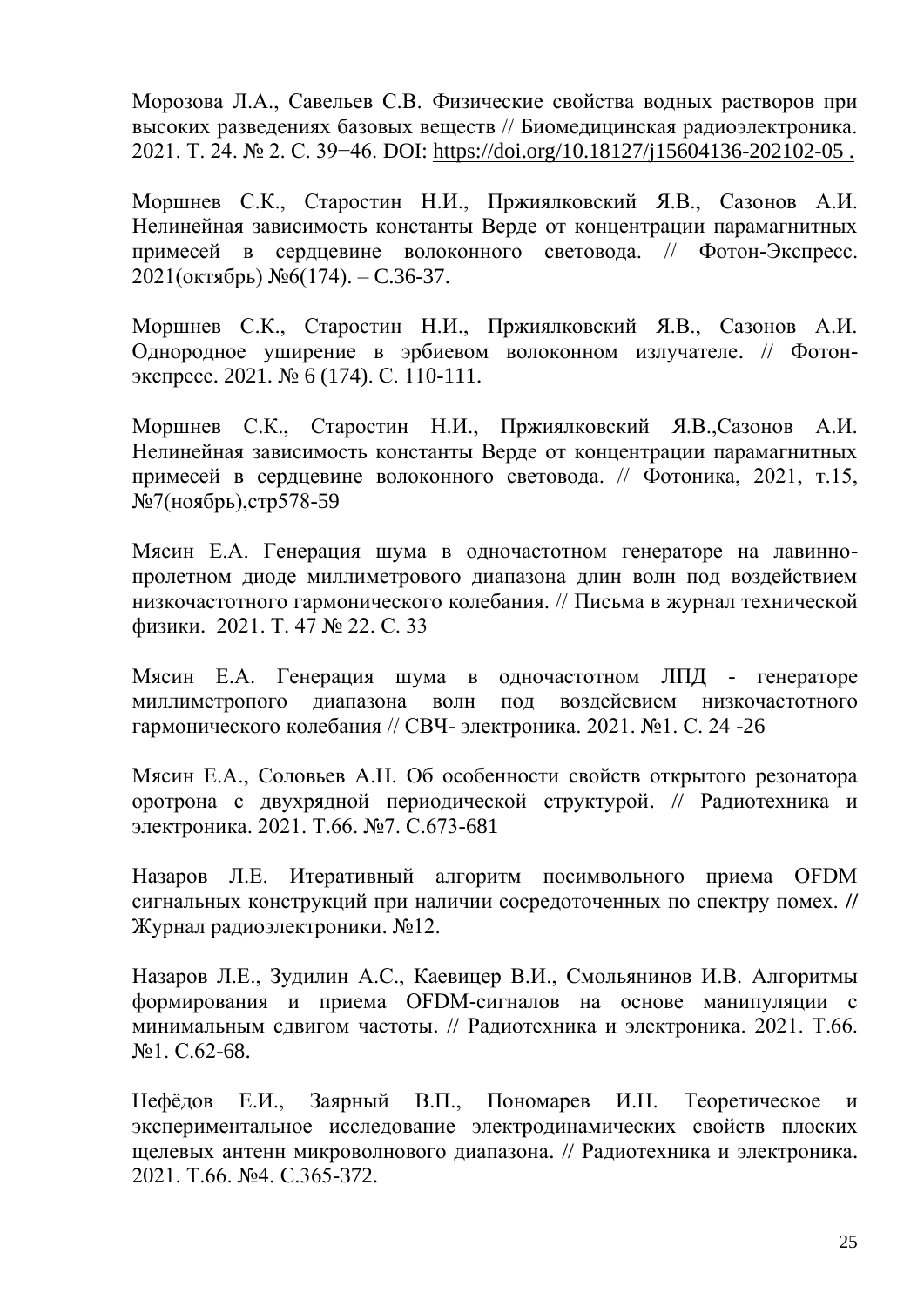Морозова Л.А., Савельев С.В. Физические свойства водных растворов при высоких разведениях базовых веществ // Биомедицинская радиоэлектроника. 2021. Т. 24. № 2. С. 39−46. DOI: https://doi.org/10.18127/j15604136-202102-05 .

Моршнев С.К., Старостин Н.И., Пржиялковский Я.В., Сазонов А.И. Нелинейная зависимость константы Верде от концентрации парамагнитных примесей в сердцевине волоконного световода. // Фотон-Экспресс. 2021(октябрь) №6(174). – С.36-37.

Моршнев С.К., Старостин Н.И., Пржиялковский Я.В., Сазонов А.И. Однородное уширение в эрбиевом волоконном излучателе. // Фотон-экспресс. 2021. № 6 (174). С. 110-111.

Моршнев С.К., Старостин Н.И., Пржиялковский Я.В.,Сазонов А.И. Нелинейная зависимость константы Верде от концентрации парамагнитных примесей в сердцевине волоконного световода. // Фотоника, 2021, т.15, №7(ноябрь),стр578-59

Мясин Е.А. Генерация шума в одночастотном генераторе на лавинно-пролетном диоде миллиметрового диапазона длин волн под воздействием низкочастотного гармонического колебания. // Письма в журнал технической физики. 2021. Т. 47 № 22. С. 33

Мясин Е.А. Генерация шума в одночастотном ЛПД - генераторе миллиметропого диапазона волн под воздейсвием низкочастотного гармонического колебания // СВЧ- электроника. 2021. №1. С. 24 -26

Мясин Е.А., Соловьев А.Н. Об особенности свойств открытого резонатора оротрона с двухрядной периодической структурой. // Радиотехника и электроника. 2021. Т.66. №7. С.673-681

Назаров Л.Е. Итеративный алгоритм посимвольного приема OFDM сигнальных конструкций при наличии сосредоточенных по спектру помех. // Журнал радиоэлектроники. №12.

Назаров Л.Е., Зудилин А.С., Каевицер В.И., Смольянинов И.В. Алгоритмы формирования и приема OFDM-сигналов на основе манипуляции с минимальным сдвигом частоты. // Радиотехника и электроника. 2021. Т.66. №1. С.62-68.

Нефёдов Е.И., Заярный В.П., Пономарев И.Н. Теоретическое и экспериментальное исследование электродинамических свойств плоских щелевых антенн микроволнового диапазона. // Радиотехника и электроника. 2021. Т.66. №4. С.365-372.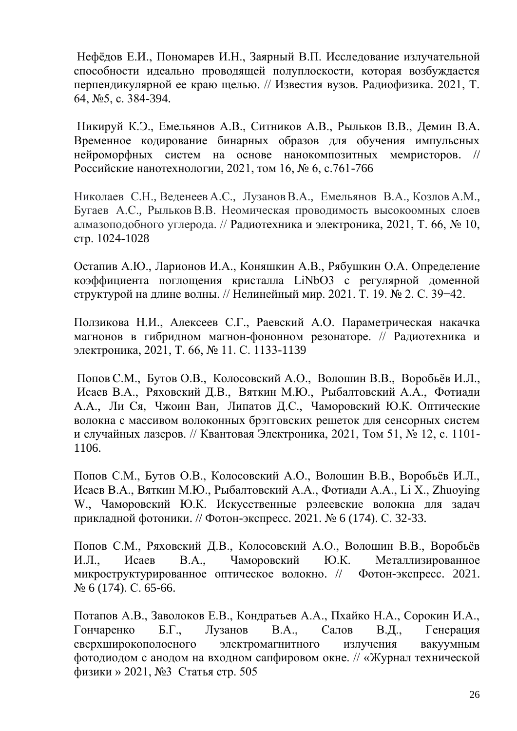Нефёдов Е.И., Пономарев И.Н., Заярный В.П. Исследование излучательной способности идеально проводящей полуплоскости, которая возбуждается перпендикулярной ее краю щелью. // Известия вузов. Радиофизика. 2021, Т. 64, №5, с. 384-394.

Никируй К.Э., Емельянов А.В., Ситников А.В., Рыльков В.В., Демин В.А. Временное кодирование бинарных образов для обучения импульсных нейроморфных систем на основе нанокомпозитных мемристоров. // Российские нанотехнологии, 2021, том 16, № 6, с.761-766

Николаев С.Н., Веденеев А.С., Лузанов В.А., Емельянов В.А., Козлов А.М., Бугаев А.С., Рыльков В.В. Неомическая проводимость высокоомных слоев алмазоподобного углерода. // Радиотехника и электроника, 2021, Т. 66, № 10, стр. 1024-1028

Остапив А.Ю., Ларионов И.А., Коняшкин А.В., Рябушкин О.А. Определение коэффициента поглощения кристалла $LiNbO_3$ с регулярной доменной структурой на длине волны. // Нелинейный мир. 2021. Т. 19. № 2. С. 39−42.

Ползикова Н.И., Алексеев С.Г., Раевский А.О. Параметрическая накачка магнонов в гибридном магнон-фононном резонаторе. // Радиотехника и электроника, 2021, Т. 66, № 11. С. 1133-1139

Попов С.М., Бутов О.В., Колосовский А.О., Волошин В.В., Воробьёв И.Л., Исаев В.А., Ряховский Д.В., Вяткин М.Ю., Рыбалтовский А.А., Фотиади А.А., Ли Ся, Чжоин Ван, Липатов Д.С., Чаморовский Ю.К. Оптические волокна с массивом волоконных брэгговских решеток для сенсорных систем и случайных лазеров. // Квантовая Электроника, 2021, Том 51, № 12, с. 1101-1106.

Попов С.М., Бутов О.В., Колосовский А.О., Волошин В.В., Воробьёв И.Л., Исаев В.А., Вяткин М.Ю., Рыбалтовский А.А., Фотиади А.А., Li X., Zhuoying W., Чаморовский Ю.К. Искусственные рэлеевские волокна для задач прикладной фотоники. // Фотон-экспресс. 2021. № 6 (174). С. 32-33.

Попов С.М., Ряховский Д.В., Колосовский А.О., Волошин В.В., Воробьёв И.Л., Исаев В.А., Чаморовский Ю.К. Металлизированное микроструктурированное оптическое волокно. // Фотон-экспресс. 2021. № 6 (174). С. 65-66.

Потапов А.В., Заволоков Е.В., Кондратьев А.А., Пхайко Н.А., Сорокин И.А., Гончаренко Б.Г., Лузанов В.А., Салов В.Д., Генерация сверхширокополосного электромагнитного излучения вакуумным фотодиодом с анодом на входном сапфировом окне. // «Журнал технической физики » 2021, №3 Статья стр. 505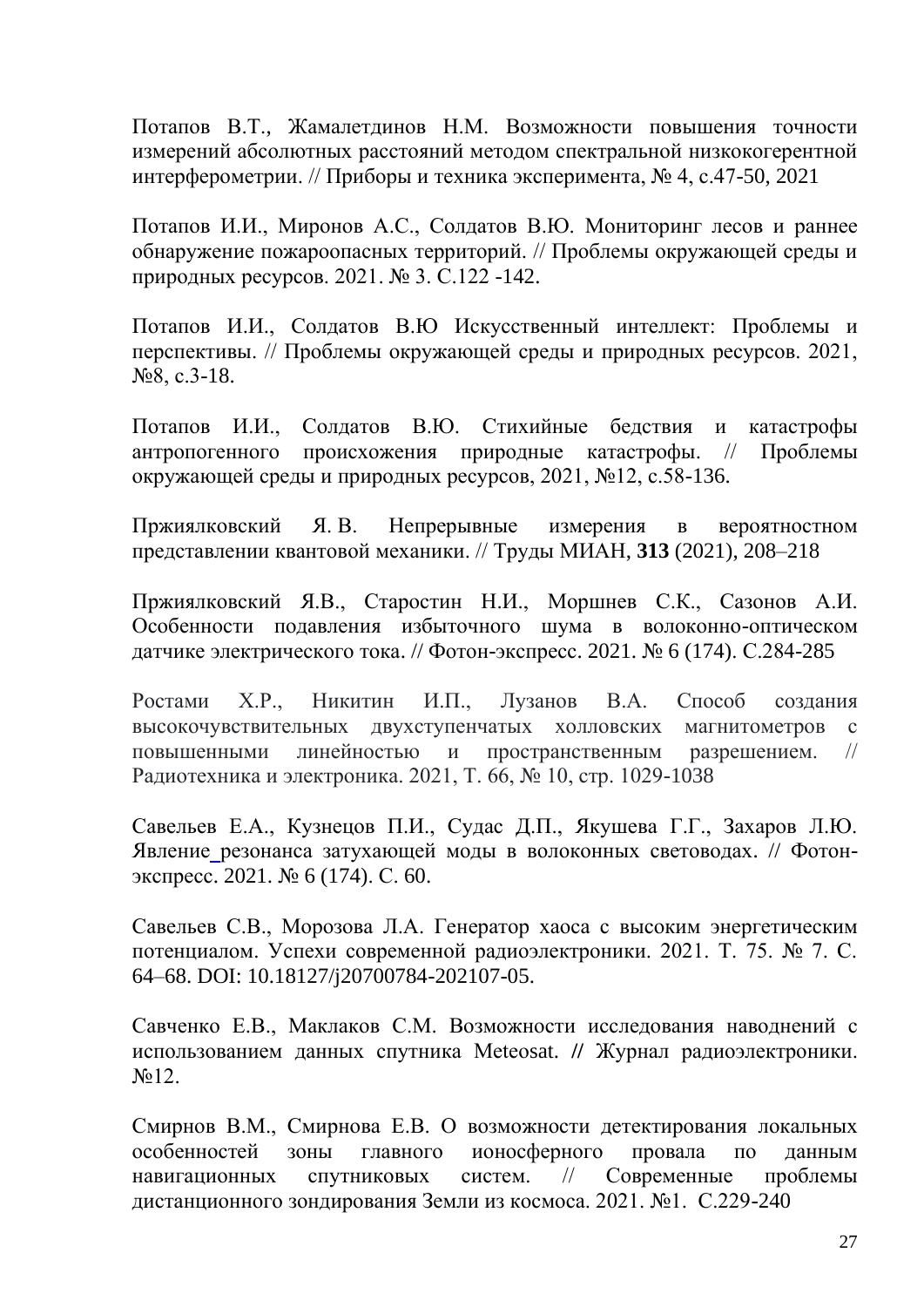Потапов В.Т., Жамалетдинов Н.М. Возможности повышения точности измерений абсолютных расстояний методом спектральной низкокогерентной интерферометрии. // Приборы и техника эксперимента, № 4, с.47-50, 2021

Потапов И.И., Миронов А.С., Солдатов В.Ю. Мониторинг лесов и раннее обнаружение пожароопасных территорий. // Проблемы окружающей среды и природных ресурсов. 2021. № 3. С.122 -142.

Потапов И.И., Солдатов В.Ю Искусственный интеллект: Проблемы и перспективы. // Проблемы окружающей среды и природных ресурсов. 2021, №8, с.3-18.

Потапов И.И., Солдатов В.Ю. Стихийные бедствия и катастрофы антропогенного происхожения природные катастрофы. // Проблемы окружающей среды и природных ресурсов, 2021, №12, с.58-136.

Пржиялковский Я. В. Непрерывные измерения в вероятностном представлении квантовой механики. // Труды МИАН, **313** (2021), 208–218

Пржиялковский Я.В., Старостин Н.И., Моршнев С.К., Сазонов А.И. Особенности подавления избыточного шума в волоконно-оптическом датчике электрического тока. // Фотон-экспресс. 2021. № 6 (174). С.284-285

Ростами Х.Р., Никитин И.П., Лузанов В.А. Способ создания высокочувствительных двухступенчатых холловских магнитометров с повышенными линейностью и пространственным разрешением. // Радиотехника и электроника. 2021, Т. 66, № 10, стр. 1029-1038

Савельев Е.А., Кузнецов П.И., Судас Д.П., Якушева Г.Г., Захаров Л.Ю. Явление резонанса затухающей моды в волоконных световодах. // Фотон-экспресс. 2021. № 6 (174). С. 60.

Савельев С.В., Морозова Л.А. Генератор хаоса с высоким энергетическим потенциалом. Успехи современной радиоэлектроники. 2021. Т. 75. № 7. С. 64–68. DOI: 10.18127/j20700784-202107-05.

Савченко Е.В., Маклаков С.М. Возможности исследования наводнений с использованием данных спутника Meteosat. // Журнал радиоэлектроники. №12.

Смирнов В.М., Смирнова Е.В. О возможности детектирования локальных особенностей зоны главного ионосферного провала по данным навигационных спутниковых систем. // Современные проблемы дистанционного зондирования Земли из космоса. 2021. №1. С.229-240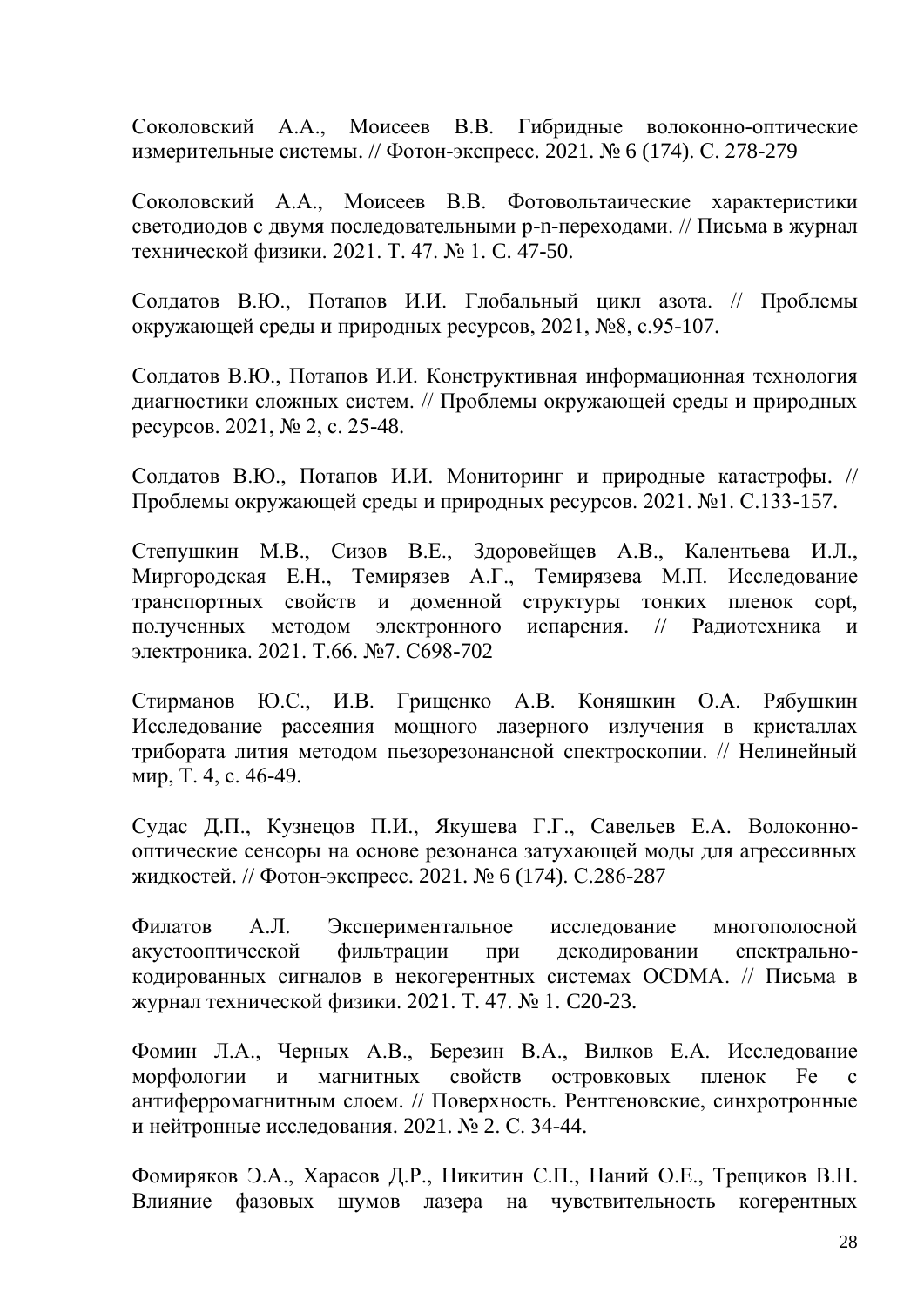Соколовский А.А., Моисеев В.В. Гибридные волоконно-оптические измерительные системы. // Фотон-экспресс. 2021. № 6 (174). С. 278-279

Соколовский А.А., Моисеев В.В. Фотовольтаические характеристики светодиодов с двумя последовательными p-n-переходами. // Письма в журнал технической физики. 2021. Т. 47. № 1. С. 47-50.

Солдатов В.Ю., Потапов И.И. Глобальный цикл азота. // Проблемы окружающей среды и природных ресурсов, 2021, №8, с.95-107.

Солдатов В.Ю., Потапов И.И. Конструктивная информационная технология диагностики сложных систем. // Проблемы окружающей среды и природных ресурсов. 2021, № 2, с. 25-48.

Солдатов В.Ю., Потапов И.И. Мониторинг и природные катастрофы. // Проблемы окружающей среды и природных ресурсов. 2021. №1. С.133-157.

Степушкин М.В., Сизов В.Е., Здоровейщев А.В., Калентьева И.Л., Миргородская Е.Н., Темирязев А.Г., Темирязева М.П. Исследование транспортных свойств и доменной структуры тонких пленок copt, полученных методом электронного испарения. // Радиотехника и электроника. 2021. Т.66. №7. С698-702

Стирманов Ю.С., И.В. Грищенко А.В. Коняшкин О.А. Рябушкин Исследование рассеяния мощного лазерного излучения в кристаллах трибората лития методом пьезорезонансной спектроскопии. // Нелинейный мир, Т. 4, с. 46-49.

Судас Д.П., Кузнецов П.И., Якушева Г.Г., Савельев Е.А. Волоконно-оптические сенсоры на основе резонанса затухающей моды для агрессивных жидкостей. // Фотон-экспресс. 2021. № 6 (174). С.286-287

Филатов А.Л. Экспериментальное исследование многополосной акустооптической фильтрации при декодировании спектрально-кодированных сигналов в некогерентных системах OCDMA. // Письма в журнал технической физики. 2021. Т. 47. № 1. С20-23.

Фомин Л.А., Черных А.В., Березин В.А., Вилков Е.А. Исследование морфологии и магнитных свойств островковых пленок Fe с антиферромагнитным слоем. // Поверхность. Рентгеновские, синхротронные и нейтронные исследования. 2021. № 2. С. 34-44.

Фомиряков Э.А., Харасов Д.Р., Никитин С.П., Наний О.Е., Трещиков В.Н. Влияние фазовых шумов лазера на чувствительность когерентных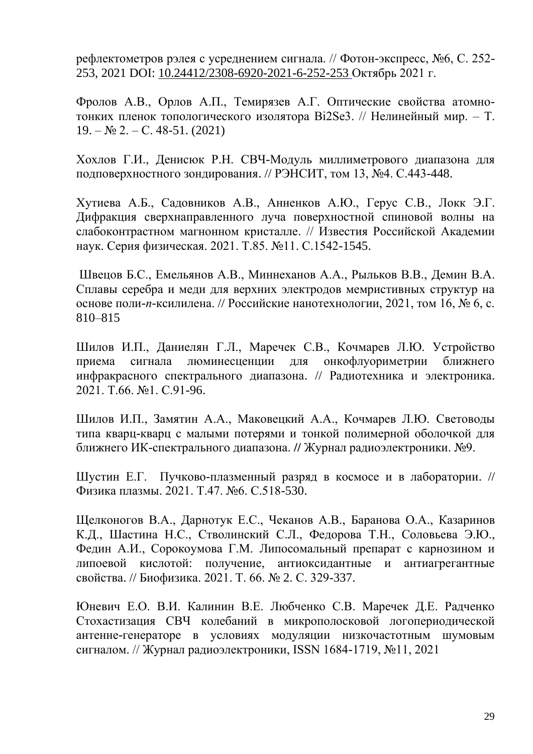рефлектометров рэлея с усреднением сигнала. // Фотон-экспресс, №6, С. 252-253, 2021 DOI: 10.24412/2308-6920-2021-6-252-253 Октябрь 2021 г.

Фролов А.В., Орлов А.П., Темирязев А.Г. Оптические свойства атомно-тонких пленок топологического изолятора $Bi_2Se_3$. // Нелинейный мир. – Т. 19. – № 2. – С. 48-51. (2021)

Хохлов Г.И., Денисюк Р.Н. СВЧ-Модуль миллиметрового диапазона для подповерхностного зондирования. // РЭНСИТ, том 13, №4. С.443-448.

Хутиева А.Б., Садовников А.В., Анненков А.Ю., Герус С.В., Локк Э.Г. Дифракция сверхнаправленного луча поверхностной спиновой волны на слабоконтрастном магнонном кристалле. // Известия Российской Академии наук. Серия физическая. 2021. Т.85. №11. С.1542-1545.

Швецов Б.С., Емельянов А.В., Миннеханов А.А., Рыльков В.В., Демин В.А. Сплавы серебра и меди для верхних электродов мемристивных структур на основе поли-*n*-ксилилена. // Российские нанотехнологии, 2021, том 16, № 6, с. 810–815

Шилов И.П., Даниелян Г.Л., Маречек С.В., Кочмарев Л.Ю. Устройство приема сигнала люминесценции для онкофлуориметрии ближнего инфракрасного спектрального диапазона. // Радиотехника и электроника. 2021. Т.66. №1. С.91-96.

Шилов И.П., Замятин А.А., Маковецкий А.А., Кочмарев Л.Ю. Световоды типа кварц-кварц с малыми потерями и тонкой полимерной оболочкой для ближнего ИК-спектрального диапазона. // Журнал радиоэлектроники. №9.

Шустин Е.Г. Пучково-плазменный разряд в космосе и в лаборатории. // Физика плазмы. 2021. Т.47. №6. С.518-530.

Щелконогов В.А., Дарнотук Е.С., Чеканов А.В., Баранова О.А., Казаринов К.Д., Шастина Н.С., Стволинский С.Л., Федорова Т.Н., Соловьева Э.Ю., Федин А.И., Сорокоумова Г.М. Липосомальный препарат с карнозином и липоевой кислотой: получение, антиоксидантные и антиагрегантные свойства. // Биофизика. 2021. Т. 66. № 2. С. 329-337.

Юневич Е.О. В.И. Калинин В.Е. Любченко С.В. Маречек Д.Е. Радченко Стохастизация СВЧ колебаний в микрополосковой логопериодической антенне-генераторе в условиях модуляции низкочастотным шумовым сигналом. // Журнал радиоэлектроники, ISSN 1684-1719, №11, 2021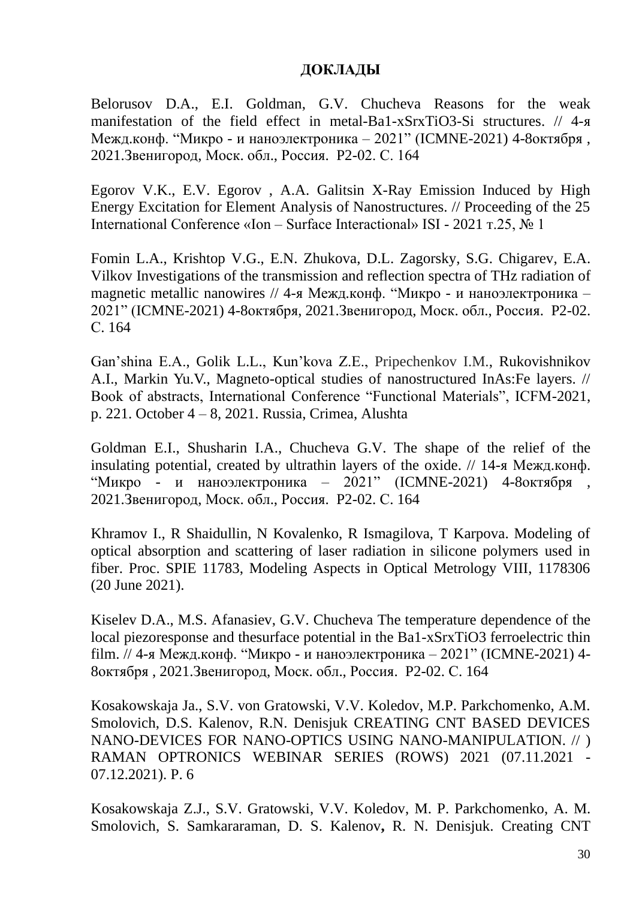**ДОКЛАДЫ**

Belorusov D.A., E.I. Goldman, G.V. Chucheva Reasons for the weak manifestation of the field effect in metal-Ba1-xSrxTiO3-Si structures. // 4-я Межд.конф. "Микро - и наноэлектроника – 2021" (ICMNE-2021) 4-8октября , 2021.Звенигород, Моск. обл., Россия. P2-02. C. 164

Egorov V.K., E.V. Egorov , A.A. Galitsin X-Ray Emission Induced by High Energy Excitation for Element Analysis of Nanostructures. // Proceeding of the 25 International Conference «Ion – Surface Interactional» ISI - 2021 т.25, № 1

Fomin L.A., Krishtop V.G., E.N. Zhukova, D.L. Zagorsky, S.G. Chigarev, E.A. Vilkov Investigations of the transmission and reflection spectra of THz radiation of magnetic metallic nanowires // 4-я Межд.конф. "Микро - и наноэлектроника – 2021" (ICMNE-2021) 4-8октября, 2021.Звенигород, Моск. обл., Россия. P2-02. C. 164

Gan'shina E.A., Golik L.L., Kun'kova Z.E., Pripechenkov I.M., Rukovishnikov A.I., Markin Yu.V., Magneto-optical studies of nanostructured InAs:Fe layers. // Book of abstracts, International Conference "Functional Materials", ICFM-2021, p. 221. October 4 – 8, 2021. Russia, Crimea, Alushta

Goldman E.I., Shusharin I.A., Chucheva G.V. The shape of the relief of the insulating potential, created by ultrathin layers of the oxide. // 14-я Межд.конф. "Микро - и наноэлектроника – 2021" (ICMNE-2021) 4-8октября , 2021.Звенигород, Моск. обл., Россия. P2-02. C. 164

Khramov I., R Shaidullin, N Kovalenko, R Ismagilova, T Karpova. Modeling of optical absorption and scattering of laser radiation in silicone polymers used in fiber. Proc. SPIE 11783, Modeling Aspects in Optical Metrology VIII, 1178306 (20 June 2021).

Kiselev D.A., M.S. Afanasiev, G.V. Chucheva The temperature dependence of the local piezoresponse and thesurface potential in the Ba1-xSrxTiO3 ferroelectric thin film. // 4-я Межд.конф. "Микро - и наноэлектроника – 2021" (ICMNE-2021) 4-8октября , 2021.Звенигород, Моск. обл., Россия. P2-02. C. 164

Kosakowskaja Ja., S.V. von Gratowski, V.V. Koledov, M.P. Parkchomenko, A.M. Smolovich, D.S. Kalenov, R.N. Denisjuk CREATING CNT BASED DEVICES NANO-DEVICES FOR NANO-OPTICS USING NANO-MANIPULATION. // ) RAMAN OPTRONICS WEBINAR SERIES (ROWS) 2021 (07.11.2021 - 07.12.2021). P. 6

Kosakowskaja Z.J., S.V. Gratowski, V.V. Koledov, M. P. Parkchomenko, A. M. Smolovich, S. Samkararaman, D. S. Kalenov**,** R. N. Denisjuk. Creating CNT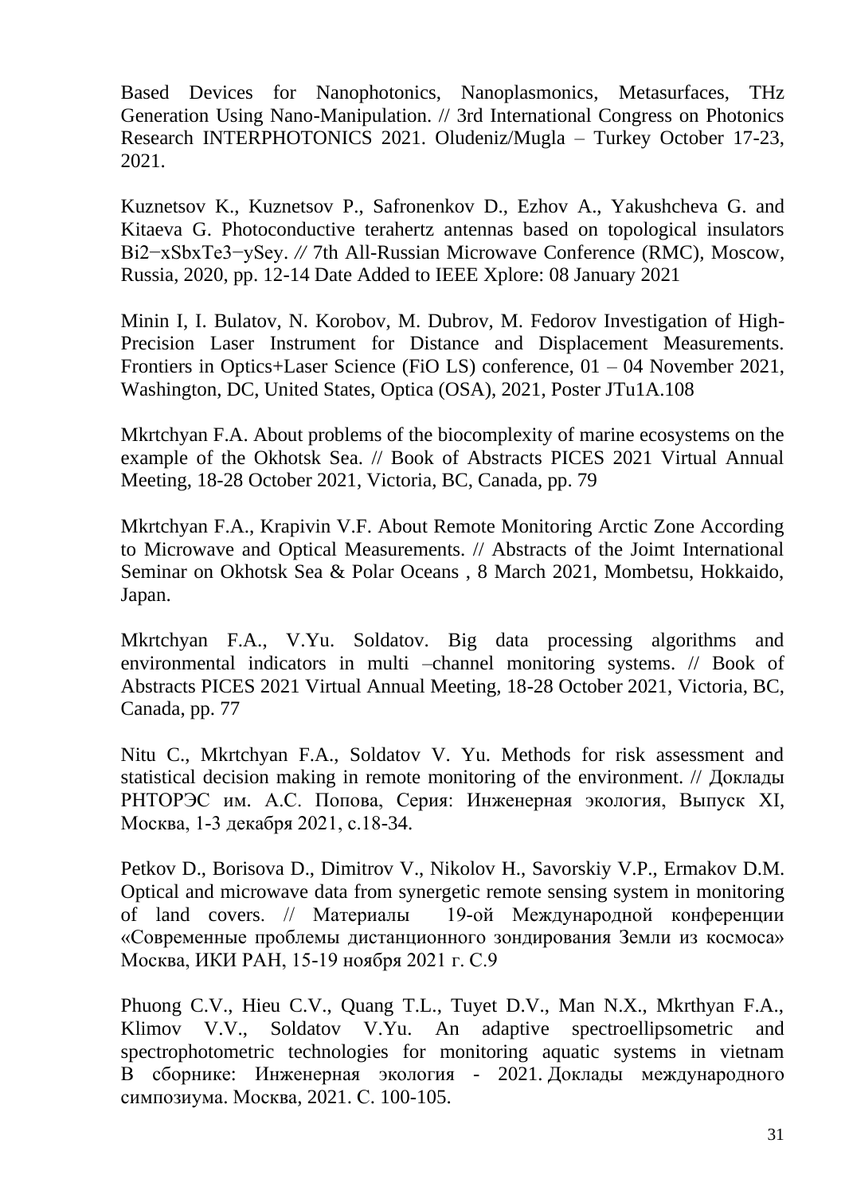Based Devices for Nanophotonics, Nanoplasmonics, Metasurfaces, THz Generation Using Nano-Manipulation. // 3rd International Congress on Photonics Research INTERPHOTONICS 2021. Oludeniz/Mugla – Turkey October 17-23, 2021.

Kuznetsov K., Kuznetsov P., Safronenkov D., Ezhov A., Yakushcheva G. and Kitaeva G. Photoconductive terahertz antennas based on topological insulators $Bi_{2-x}Sb_xTe_{3-y}Se_y$. // 7th All-Russian Microwave Conference (RMC), Moscow, Russia, 2020, pp. 12-14 Date Added to IEEE Xplore: 08 January 2021

Minin I, I. Bulatov, N. Korobov, M. Dubrov, M. Fedorov Investigation of High-Precision Laser Instrument for Distance and Displacement Measurements. Frontiers in Optics+Laser Science (FiO LS) conference, 01 – 04 November 2021, Washington, DC, United States, Optica (OSA), 2021, Poster JTu1A.108

Mkrtchyan F.A. About problems of the biocomplexity of marine ecosystems on the example of the Okhotsk Sea. // Book of Abstracts PICES 2021 Virtual Annual Meeting, 18-28 October 2021, Victoria, BC, Canada, pp. 79

Mkrtchyan F.A., Krapivin V.F. About Remote Monitoring Arctic Zone According to Microwave and Optical Measurements. // Abstracts of the Joimt International Seminar on Okhotsk Sea & Polar Oceans , 8 March 2021, Mombetsu, Hokkaido, Japan.

Mkrtchyan F.A., V.Yu. Soldatov. Big data processing algorithms and environmental indicators in multi –channel monitoring systems. // Book of Abstracts PICES 2021 Virtual Annual Meeting, 18-28 October 2021, Victoria, BC, Canada, pp. 77

Nitu C., Mkrtchyan F.A., Soldatov V. Yu. Methods for risk assessment and statistical decision making in remote monitoring of the environment. // Доклады РНТОРЭС им. А.С. Попова, Серия: Инженерная экология, Выпуск XI, Москва, 1-3 декабря 2021, с.18-34.

Petkov D., Borisova D., Dimitrov V., Nikolov H., Savorskiy V.P., Ermakov D.M. Optical and microwave data from synergetic remote sensing system in monitoring of land covers. // Материалы 19-ой Международной конференции «Современные проблемы дистанционного зондирования Земли из космоса» Москва, ИКИ РАН, 15-19 ноября 2021 г. С.9

Phuong C.V., Hieu C.V., Quang T.L., Tuyet D.V., Man N.X., Mkrthyan F.A., Klimov V.V., Soldatov V.Yu. An adaptive spectroellipsometric and spectrophotometric technologies for monitoring aquatic systems in vietnam В сборнике: Инженерная экология - 2021. Доклады международного симпозиума. Москва, 2021. С. 100-105.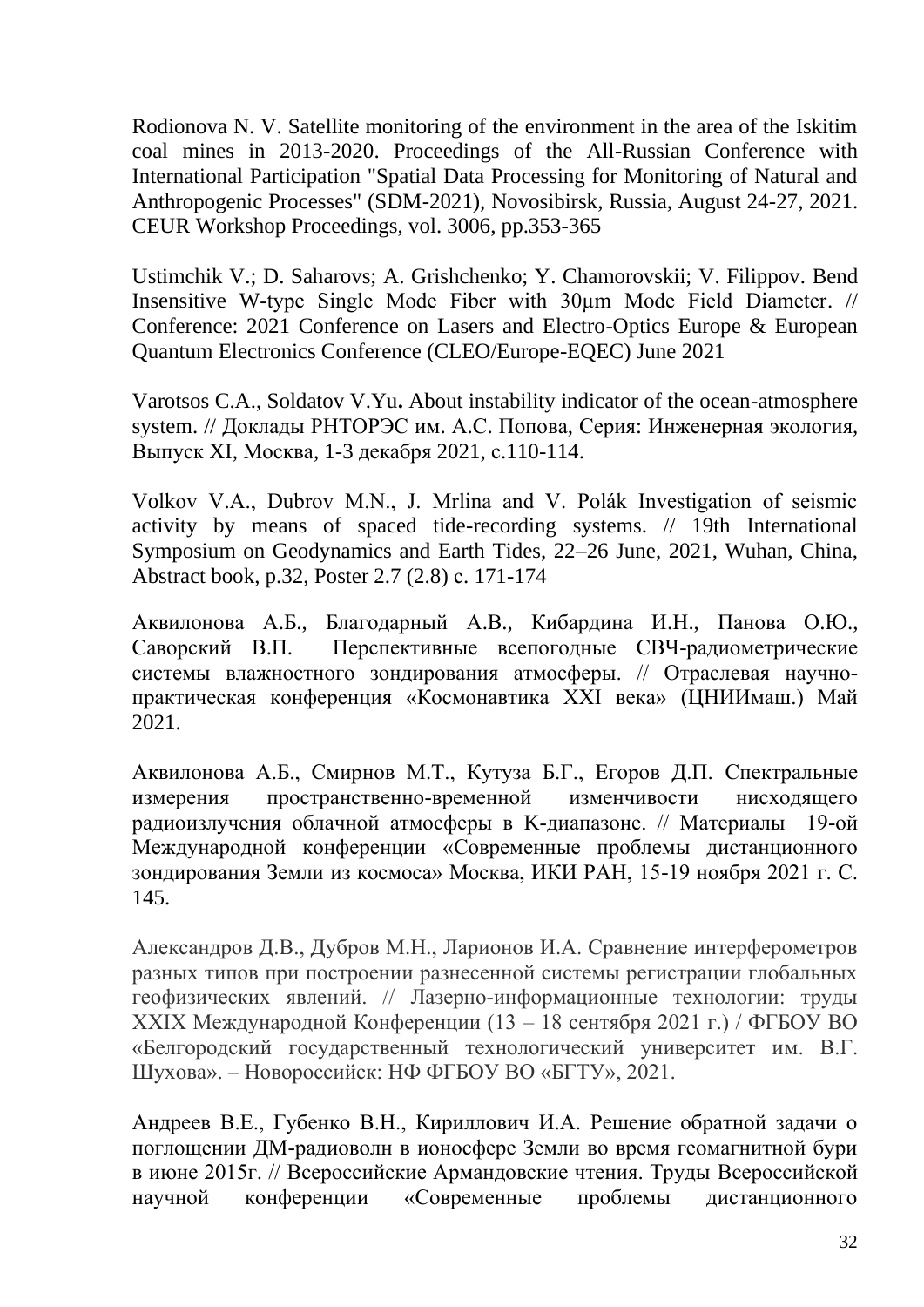Rodionova N. V. Satellite monitoring of the environment in the area of the Iskitim coal mines in 2013-2020. Proceedings of the All-Russian Conference with International Participation "Spatial Data Processing for Monitoring of Natural and Anthropogenic Processes" (SDM-2021), Novosibirsk, Russia, August 24-27, 2021. CEUR Workshop Proceedings, vol. 3006, pp.353-365

Ustimchik V.; D. Saharovs; A. Grishchenko; Y. Chamorovskii; V. Filippov. Bend Insensitive W-type Single Mode Fiber with 30μm Mode Field Diameter. // Conference: 2021 Conference on Lasers and Electro-Optics Europe & European Quantum Electronics Conference (CLEO/Europe-EQEC) June 2021

Varotsos C.A., Soldatov V.Yu**.** About instability indicator of the ocean-atmosphere system. // Доклады РНТОРЭС им. А.С. Попова, Серия: Инженерная экология, Выпуск XI, Москва, 1-3 декабря 2021, с.110-114.

Volkov V.A., Dubrov M.N., J. Mrlina and V. Polák Investigation of seismic activity by means of spaced tide-recording systems. // 19th International Symposium on Geodynamics and Earth Tides, 22–26 June, 2021, Wuhan, China, Abstract book, p.32, Poster 2.7 (2.8) с. 171-174

Аквилонова А.Б., Благодарный А.В., Кибардина И.Н., Панова О.Ю., Саворский В.П. Перспективные всепогодные СВЧ-радиометрические системы влажностного зондирования атмосферы. // Отраслевая научно-практическая конференция «Космонавтика XXI века» (ЦНИИмаш.) Май 2021.

Аквилонова А.Б., Смирнов М.Т., Кутуза Б.Г., Егоров Д.П. Спектральные измерения пространственно-временной изменчивости нисходящего радиоизлучения облачной атмосферы в К-диапазоне. // Материалы 19-ой Международной конференции «Современные проблемы дистанционного зондирования Земли из космоса» Москва, ИКИ РАН, 15-19 ноября 2021 г. С. 145.

Александров Д.В., Дубров М.Н., Ларионов И.А. Сравнение интерферометров разных типов при построении разнесенной системы регистрации глобальных геофизических явлений. // Лазерно-информационные технологии: труды XXIX Международной Конференции (13 – 18 сентября 2021 г.) / ФГБОУ ВО «Белгородский государственный технологический университет им. В.Г. Шухова». – Новороссийск: НФ ФГБОУ ВО «БГТУ», 2021.

Андреев В.Е., Губенко В.Н., Кириллович И.А. Решение обратной задачи о поглощении ДМ-радиоволн в ионосфере Земли во время геомагнитной бури в июне 2015г. // Всероссийские Армандовские чтения. Труды Всероссийской научной конференции «Современные проблемы дистанционного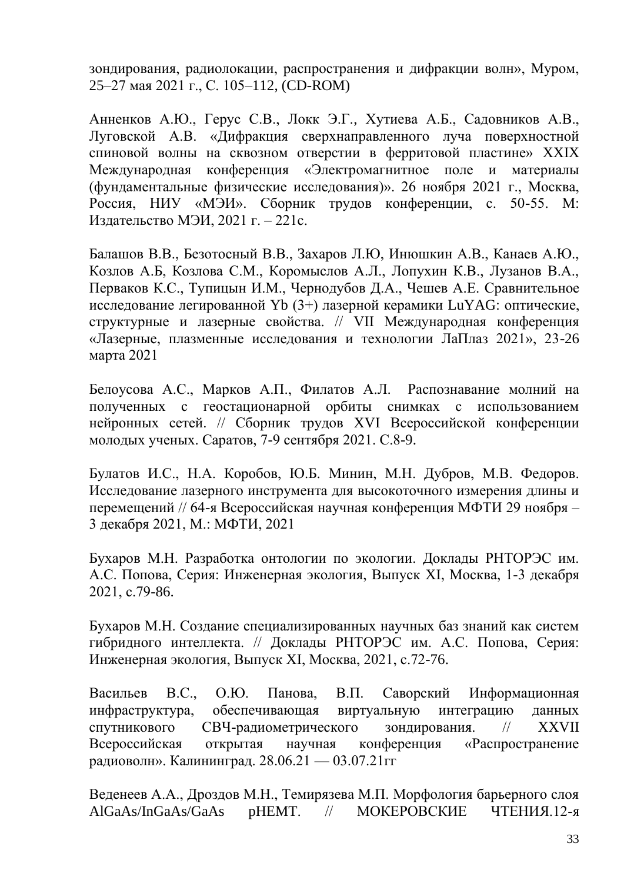зондирования, радиолокации, распространения и дифракции волн», Муром, 25–27 мая 2021 г., С. 105–112, (CD-ROM)

Анненков А.Ю., Герус С.В., Локк Э.Г., Хутиева А.Б., Садовников А.В., Луговской А.В. «Дифракция сверхнаправленного луча поверхностной спиновой волны на сквозном отверстии в ферритовой пластине» XXIX Международная конференция «Электромагнитное поле и материалы (фундаментальные физические исследования)». 26 ноября 2021 г., Москва, Россия, НИУ «МЭИ». Сборник трудов конференции, с. 50-55. М: Издательство МЭИ, 2021 г. – 221с.

Балашов В.В., Безотосный В.В., Захаров Л.Ю, Инюшкин А.В., Канаев А.Ю., Козлов А.Б, Козлова С.М., Коромыслов А.Л., Лопухин К.В., Лузанов В.А., Перваков К.С., Тупицын И.М., Чернодубов Д.А., Чешев А.Е. Сравнительное исследование легированной Yb (3+) лазерной керамики LuYAG: оптические, структурные и лазерные свойства. // VII Международная конференция «Лазерные, плазменные исследования и технологии ЛаПлаз 2021», 23-26 марта 2021

Белоусова А.С., Марков А.П., Филатов А.Л. Распознавание молний на полученных с геостационарной орбиты снимках с использованием нейронных сетей. // Сборник трудов XVI Всероссийской конференции молодых ученых. Саратов, 7-9 сентября 2021. С.8-9.

Булатов И.С., Н.А. Коробов, Ю.Б. Минин, М.Н. Дубров, М.В. Федоров. Исследование лазерного инструмента для высокоточного измерения длины и перемещений // 64-я Всероссийская научная конференция МФТИ 29 ноября – 3 декабря 2021, М.: МФТИ, 2021

Бухаров М.Н. Разработка онтологии по экологии. Доклады РНТОРЭС им. А.С. Попова, Серия: Инженерная экология, Выпуск XI, Москва, 1-3 декабря 2021, с.79-86.

Бухаров М.Н. Создание специализированных научных баз знаний как систем гибридного интеллекта. // Доклады РНТОРЭС им. А.С. Попова, Серия: Инженерная экология, Выпуск XI, Москва, 2021, с.72-76.

Васильев В.С., О.Ю. Панова, В.П. Саворский Информационная инфраструктура, обеспечивающая виртуальную интеграцию данных спутникового СВЧ-радиометрического зондирования. // XXVII Всероссийская открытая научная конференция «Распространение радиоволн». Калининград. 28.06.21 — 03.07.21гг

Веденеев А.А., Дроздов М.Н., Темирязева М.П. Морфология барьерного слоя AlGaAs/InGaAs/GaAs pHEMT. // МОКЕРОВСКИЕ ЧТЕНИЯ.12-я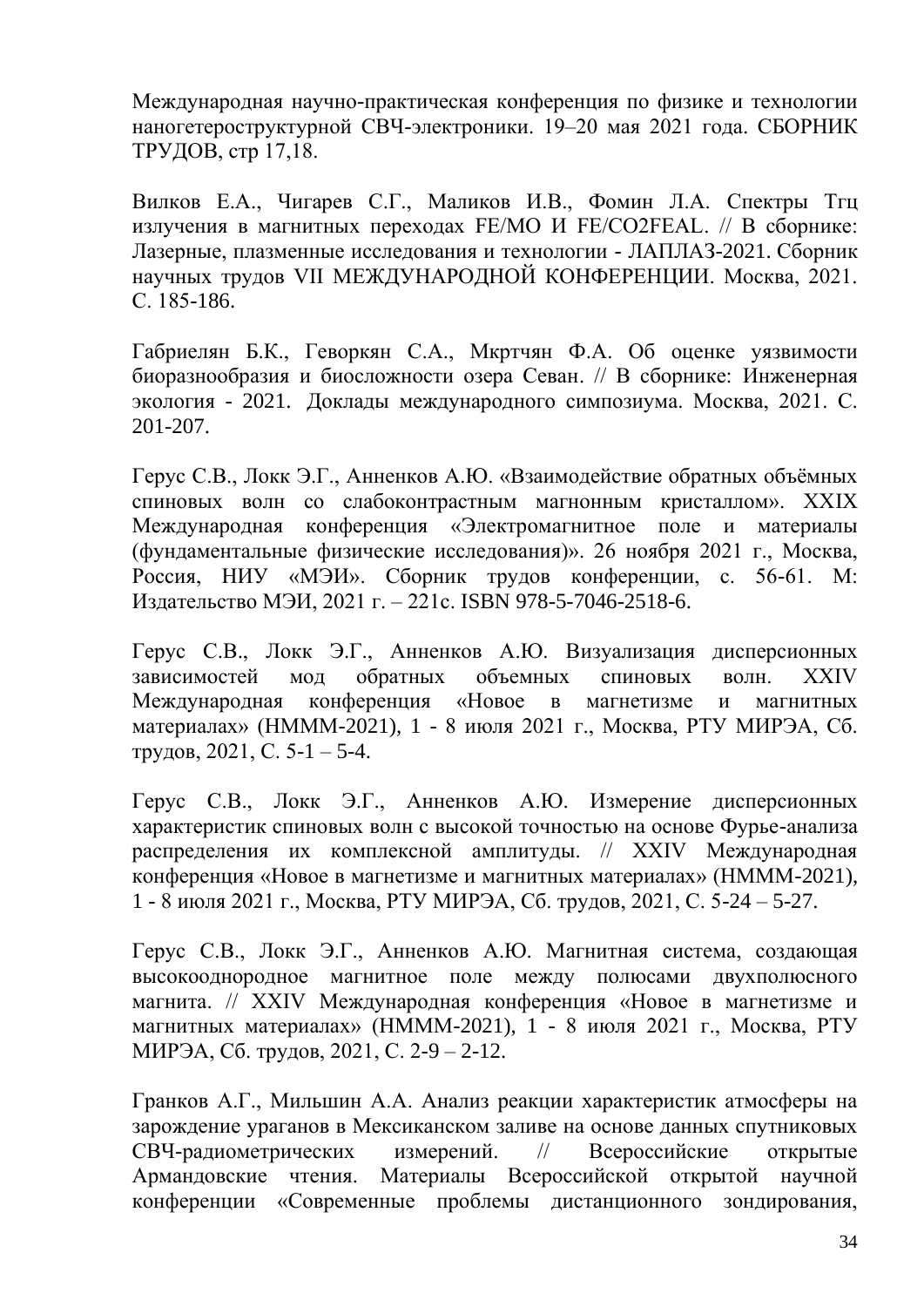Международная научно-практическая конференция по физике и технологии наногетероструктурной СВЧ-электроники. 19–20 мая 2021 года. СБОРНИК ТРУДОВ, стр 17,18.

Вилков Е.А., Чигарев С.Г., Маликов И.В., Фомин Л.А. Спектры Тгц излучения в магнитных переходах FE/MO И FE/CO2FEAL. // В сборнике: Лазерные, плазменные исследования и технологии - ЛАПЛАЗ-2021. Сборник научных трудов VII МЕЖДУНАРОДНОЙ КОНФЕРЕНЦИИ. Москва, 2021. С. 185-186.

Габриелян Б.К., Геворкян С.А., Мкртчян Ф.А. Об оценке уязвимости биоразнообразия и биосложности озера Севан. // В сборнике: Инженерная экология - 2021. Доклады международного симпозиума. Москва, 2021. С. 201-207.

Герус С.В., Локк Э.Г., Анненков А.Ю. «Взаимодействие обратных объёмных спиновых волн со слабоконтрастным магнонным кристаллом». XXIX Международная конференция «Электромагнитное поле и материалы (фундаментальные физические исследования)». 26 ноября 2021 г., Москва, Россия, НИУ «МЭИ». Сборник трудов конференции, с. 56-61. М: Издательство МЭИ, 2021 г. – 221с. ISBN 978-5-7046-2518-6.

Герус С.В., Локк Э.Г., Анненков А.Ю. Визуализация дисперсионных зависимостей мод обратных объемных спиновых волн. XXIV Международная конференция «Новое в магнетизме и магнитных материалах» (НМММ-2021), 1 - 8 июля 2021 г., Москва, РТУ МИРЭА, Сб. трудов, 2021, С. 5-1 – 5-4.

Герус С.В., Локк Э.Г., Анненков А.Ю. Измерение дисперсионных характеристик спиновых волн с высокой точностью на основе Фурье-анализа распределения их комплексной амплитуды. // XXIV Международная конференция «Новое в магнетизме и магнитных материалах» (НМММ-2021), 1 - 8 июля 2021 г., Москва, РТУ МИРЭА, Сб. трудов, 2021, С. 5-24 – 5-27.

Герус С.В., Локк Э.Г., Анненков А.Ю. Магнитная система, создающая высокооднородное магнитное поле между полюсами двухполюсного магнита. // XXIV Международная конференция «Новое в магнетизме и магнитных материалах» (НМММ-2021), 1 - 8 июля 2021 г., Москва, РТУ МИРЭА, Сб. трудов, 2021, С. 2-9 – 2-12.

Гранков А.Г., Мильшин А.А. Анализ реакции характеристик атмосферы на зарождение ураганов в Мексиканском заливе на основе данных спутниковых СВЧ-радиометрических измерений. // Всероссийские открытые Армандовские чтения. Материалы Всероссийской открытой научной конференции «Современные проблемы дистанционного зондирования,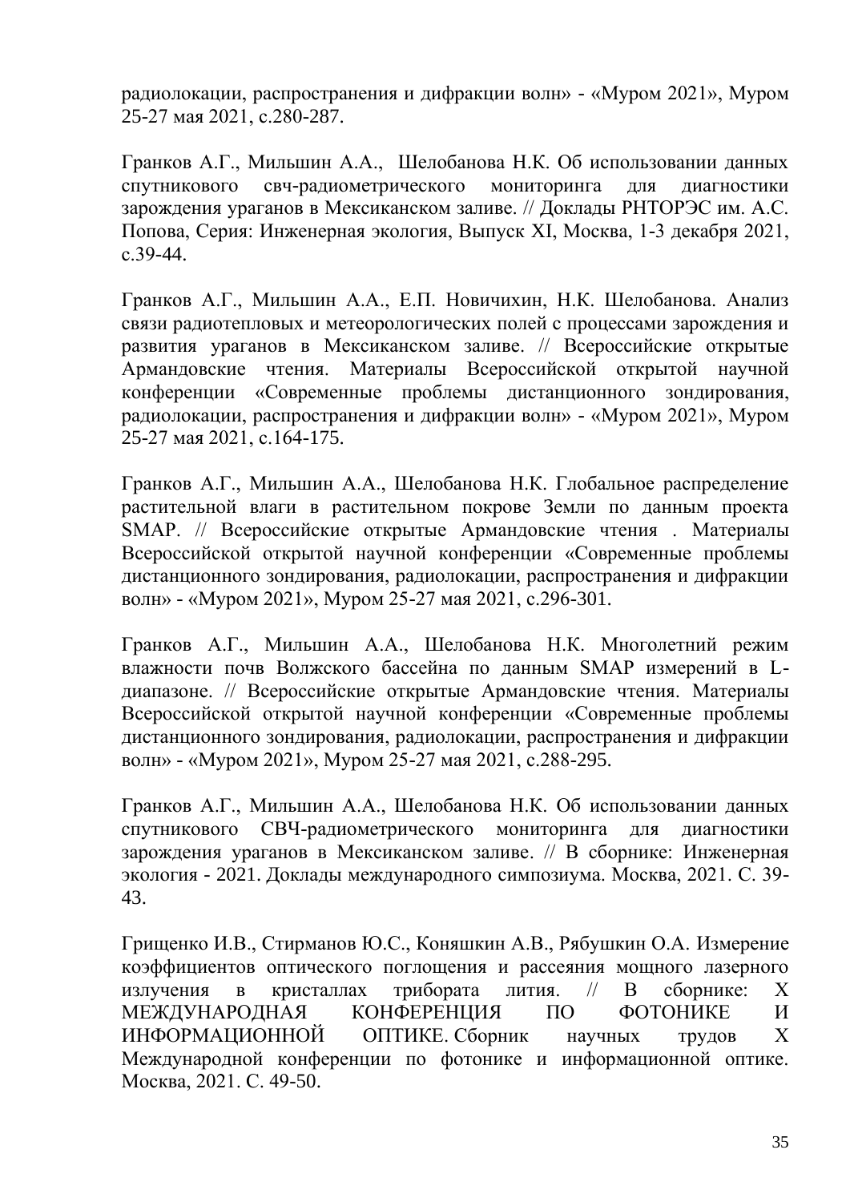радиолокации, распространения и дифракции волн» - «Муром 2021», Муром 25-27 мая 2021, с.280-287.

Гранков А.Г., Мильшин А.А., Шелобанова Н.К. Об использовании данных спутникового свч-радиометрического мониторинга для диагностики зарождения ураганов в Мексиканском заливе. // Доклады РНТОРЭС им. А.С. Попова, Серия: Инженерная экология, Выпуск XI, Москва, 1-3 декабря 2021, с.39-44.

Гранков А.Г., Мильшин А.А., Е.П. Новичихин, Н.К. Шелобанова. Анализ связи радиотепловых и метеорологических полей с процессами зарождения и развития ураганов в Мексиканском заливе. // Всероссийские открытые Армандовские чтения. Материалы Всероссийской открытой научной конференции «Современные проблемы дистанционного зондирования, радиолокации, распространения и дифракции волн» - «Муром 2021», Муром 25-27 мая 2021, с.164-175.

Гранков А.Г., Мильшин А.А., Шелобанова Н.К. Глобальное распределение растительной влаги в растительном покрове Земли по данным проекта SMAP. // Всероссийские открытые Армандовские чтения . Материалы Всероссийской открытой научной конференции «Современные проблемы дистанционного зондирования, радиолокации, распространения и дифракции волн» - «Муром 2021», Муром 25-27 мая 2021, с.296-301.

Гранков А.Г., Мильшин А.А., Шелобанова Н.К. Многолетний режим влажности почв Волжского бассейна по данным SMAP измерений в L-диапазоне. // Всероссийские открытые Армандовские чтения. Материалы Всероссийской открытой научной конференции «Современные проблемы дистанционного зондирования, радиолокации, распространения и дифракции волн» - «Муром 2021», Муром 25-27 мая 2021, с.288-295.

Гранков А.Г., Мильшин А.А., Шелобанова Н.К. Об использовании данных спутникового СВЧ-радиометрического мониторинга для диагностики зарождения ураганов в Мексиканском заливе. // В сборнике: Инженерная экология - 2021. Доклады международного симпозиума. Москва, 2021. С. 39-43.

Грищенко И.В., Стирманов Ю.С., Коняшкин А.В., Рябушкин О.А. Измерение коэффициентов оптического поглощения и рассеяния мощного лазерного излучения в кристаллах трибората лития. // В сборнике: X МЕЖДУНАРОДНАЯ КОНФЕРЕНЦИЯ ПО ФОТОНИКЕ И ИНФОРМАЦИОННОЙ ОПТИКЕ. Сборник научных трудов X Международной конференции по фотонике и информационной оптике. Москва, 2021. С. 49-50.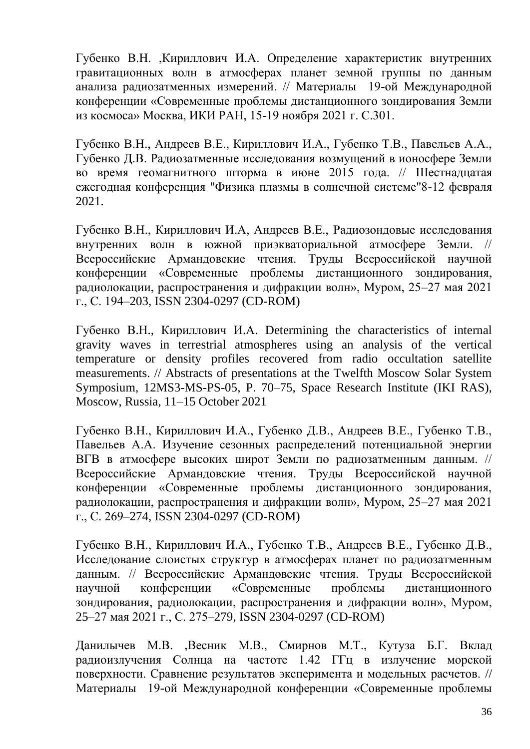Губенко В.Н. ,Кириллович И.А. Определение характеристик внутренних гравитационных волн в атмосферах планет земной группы по данным анализа радиозатменных измерений. // Материалы 19-ой Международной конференции «Современные проблемы дистанционного зондирования Земли из космоса» Москва, ИКИ РАН, 15-19 ноября 2021 г. С.301.

Губенко В.Н., Андреев В.Е., Кириллович И.А., Губенко Т.В., Павельев А.А., Губенко Д.В. Радиозатменные исследования возмущений в ионосфере Земли во время геомагнитного шторма в июне 2015 года. // Шестнадцатая ежегодная конференция "Физика плазмы в солнечной системе"8-12 февраля 2021.

Губенко В.Н., Кириллович И.А, Андреев В.Е., Радиозондовые исследования внутренних волн в южной приэкваториальной атмосфере Земли. // Всероссийские Армандовские чтения. Труды Всероссийской научной конференции «Современные проблемы дистанционного зондирования, радиолокации, распространения и дифракции волн», Муром, 25–27 мая 2021 г., С. 194–203, ISSN 2304-0297 (CD-ROM)

Губенко В.Н., Кириллович И.А. Determining the characteristics of internal gravity waves in terrestrial atmospheres using an analysis of the vertical temperature or density profiles recovered from radio occultation satellite measurements. // Abstracts of presentations at the Twelfth Moscow Solar System Symposium, 12MS3-MS-PS-05, P. 70–75, Space Research Institute (IKI RAS), Moscow, Russia, 11–15 October 2021

Губенко В.Н., Кириллович И.А., Губенко Д.В., Андреев В.Е., Губенко Т.В., Павельев А.А. Изучение сезонных распределений потенциальной энергии ВГВ в атмосфере высоких широт Земли по радиозатменным данным. // Всероссийские Армандовские чтения. Труды Всероссийской научной конференции «Современные проблемы дистанционного зондирования, радиолокации, распространения и дифракции волн», Муром, 25–27 мая 2021 г., С. 269–274, ISSN 2304-0297 (CD-ROM)

Губенко В.Н., Кириллович И.А., Губенко Т.В., Андреев В.Е., Губенко Д.В., Исследование слоистых структур в атмосферах планет по радиозатменным данным. // Всероссийские Армандовские чтения. Труды Всероссийской научной конференции «Современные проблемы дистанционного зондирования, радиолокации, распространения и дифракции волн», Муром, 25–27 мая 2021 г., С. 275–279, ISSN 2304-0297 (CD-ROM)

Данилычев М.В. ,Весник М.В., Смирнов М.Т., Кутуза Б.Г. Вклад радиоизлучения Солнца на частоте 1.42 ГГц в излучение морской поверхности. Сравнение результатов эксперимента и модельных расчетов. // Материалы 19-ой Международной конференции «Современные проблемы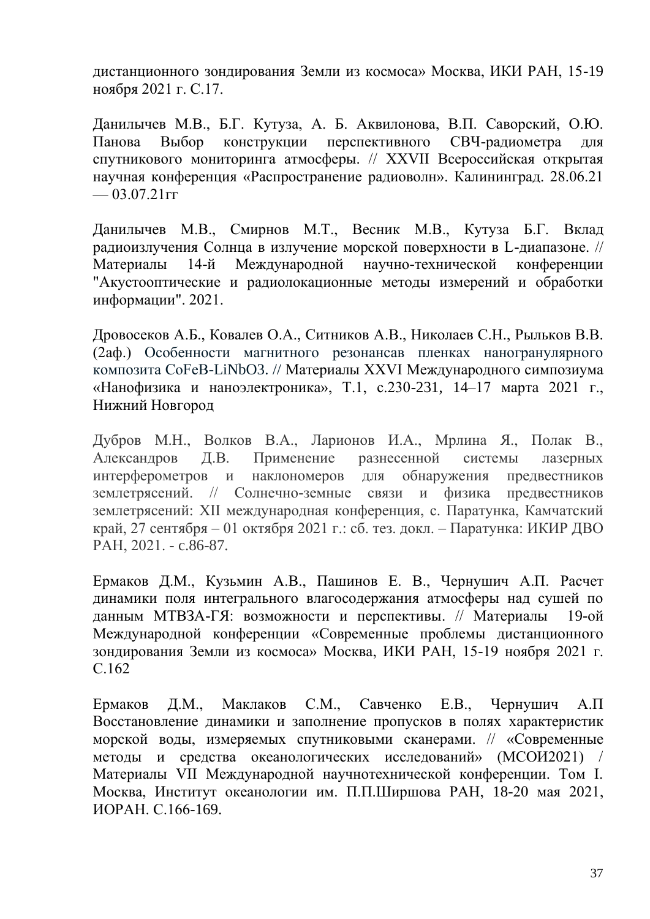дистанционного зондирования Земли из космоса» Москва, ИКИ РАН, 15-19 ноября 2021 г. С.17.

Данилычев М.В., Б.Г. Кутуза, А. Б. Аквилонова, В.П. Саворский, О.Ю. Панова Выбор конструкции перспективного СВЧ-радиометра для спутникового мониторинга атмосферы. // XXVII Всероссийская открытая научная конференция «Распространение радиоволн». Калининград. 28.06.21 — 03.07.21гг

Данилычев М.В., Смирнов М.Т., Весник М.В., Кутуза Б.Г. Вклад радиоизлучения Солнца в излучение морской поверхности в L-диапазоне. // Материалы 14-й Международной научно-технической конференции "Акустооптические и радиолокационные методы измерений и обработки информации". 2021.

Дровосеков А.Б., Ковалев О.А., Ситников А.В., Николаев С.Н., Рыльков В.В. (2аф.) Особенности магнитного резонансав пленках наногранулярного композита CoFeB-LiNbO3. // Материалы XXVI Международного симпозиума «Нанофизика и наноэлектроника», Т.1, с.230-231, 14–17 марта 2021 г., Нижний Новгород

Дубров М.Н., Волков В.А., Ларионов И.А., Мрлина Я., Полак В., Александров Д.В. Применение разнесенной системы лазерных интерферометров и наклономеров для обнаружения предвестников землетрясений. // Солнечно-земные связи и физика предвестников землетрясений: XII международная конференция, с. Паратунка, Камчатский край, 27 сентября – 01 октября 2021 г.: сб. тез. докл. – Паратунка: ИКИР ДВО РАН, 2021. - с.86-87.

Ермаков Д.М., Кузьмин А.В., Пашинов Е. В., Чернушич А.П. Расчет динамики поля интегрального влагосодержания атмосферы над сушей по данным МТВЗА-ГЯ: возможности и перспективы. // Материалы 19-ой Международной конференции «Современные проблемы дистанционного зондирования Земли из космоса» Москва, ИКИ РАН, 15-19 ноября 2021 г. С.162

Ермаков Д.М., Маклаков С.М., Савченко Е.В., Чернушич А.П Восстановление динамики и заполнение пропусков в полях характеристик морской воды, измеряемых спутниковыми сканерами. // «Современные методы и средства океанологических исследований» (МСОИ2021) / Материалы VII Международной научнотехнической конференции. Том I. Москва, Институт океанологии им. П.П.Ширшова РАН, 18-20 мая 2021, ИОРАН. С.166-169.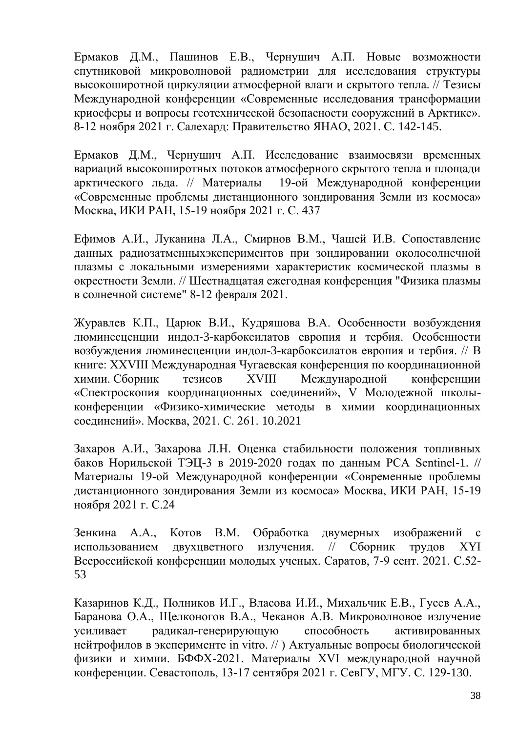Ермаков Д.М., Пашинов Е.В., Чернушич А.П. Новые возможности спутниковой микроволновой радиометрии для исследования структуры высокоширотной циркуляции атмосферной влаги и скрытого тепла. // Тезисы Международной конференции «Современные исследования трансформации криосферы и вопросы геотехнической безопасности сооружений в Арктике». 8-12 ноября 2021 г. Салехард: Правительство ЯНАО, 2021. С. 142-145.

Ермаков Д.М., Чернушич А.П. Исследование взаимосвязи временных вариаций высокоширотных потоков атмосферного скрытого тепла и площади арктического льда. // Материалы 19-ой Международной конференции «Современные проблемы дистанционного зондирования Земли из космоса» Москва, ИКИ РАН, 15-19 ноября 2021 г. С. 437

Ефимов А.И., Луканина Л.А., Смирнов В.М., Чашей И.В. Сопоставление данных радиозатменныхэкспериментов при зондировании околосолнечной плазмы с локальными измерениями характеристик космической плазмы в окрестности Земли. // Шестнадцатая ежегодная конференция "Физика плазмы в солнечной системе" 8-12 февраля 2021.

Журавлев К.П., Царюк В.И., Кудряшова В.А. Особенности возбуждения люминесценции индол-3-карбоксилатов европия и тербия. Особенности возбуждения люминесценции индол-3-карбоксилатов европия и тербия. // В книге: XXVIII Международная Чугаевская конференция по координационной химии. Сборник тезисов XVIII Международной конференции «Спектроскопия координационных соединений», V Молодежной школы-конференции «Физико-химические методы в химии координационных соединений». Москва, 2021. С. 261. 10.2021

Захаров А.И., Захарова Л.Н. Оценка стабильности положения топливных баков Норильской ТЭЦ-3 в 2019-2020 годах по данным РСА Sentinel-1. // Материалы 19-ой Международной конференции «Современные проблемы дистанционного зондирования Земли из космоса» Москва, ИКИ РАН, 15-19 ноября 2021 г. С.24

Зенкина А.А., Котов В.М. Обработка двумерных изображений с использованием двухцветного излучения. // Сборник трудов XYI Всероссийской конференции молодых ученых. Саратов, 7-9 сент. 2021. С.52-53

Казаринов К.Д., Полников И.Г., Власова И.И., Михальчик Е.В., Гусев А.А., Баранова О.А., Щелконогов В.А., Чеканов А.В. Микроволновое излучение усиливает радикал-генерирующую способность активированных нейтрофилов в эксперименте in vitro. // ) Актуальные вопросы биологической физики и химии. БФФХ-2021. Материалы XVI международной научной конференции. Севастополь, 13-17 сентября 2021 г. СевГУ, МГУ. С. 129-130.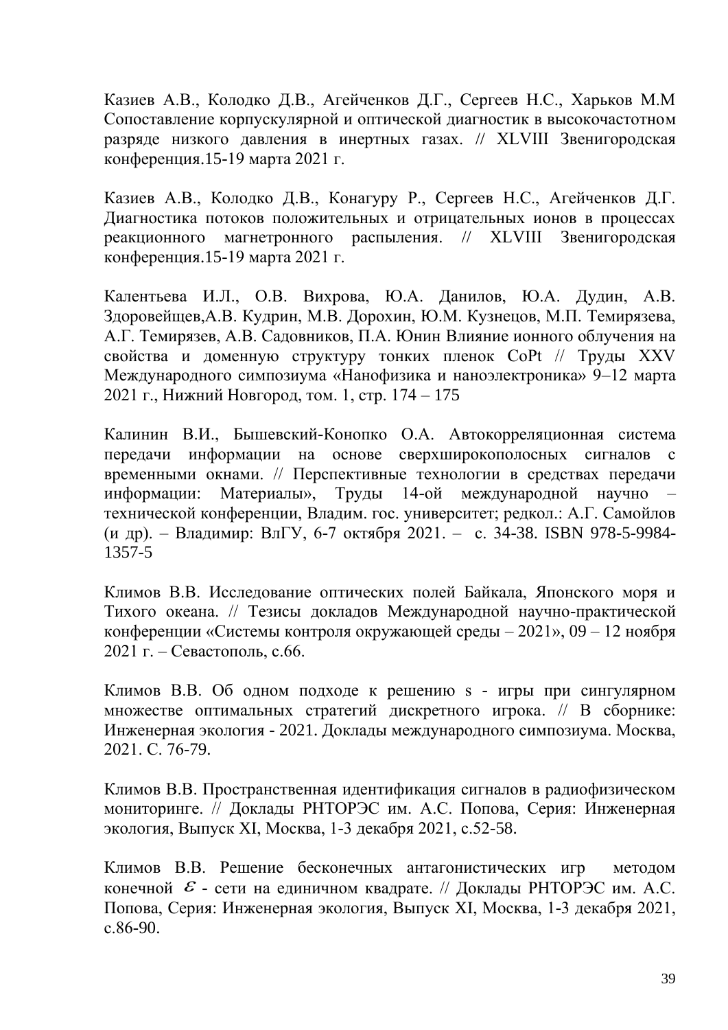Казиев А.В., Колодко Д.В., Агейченков Д.Г., Сергеев Н.С., Харьков М.М Сопоставление корпускулярной и оптической диагностик в высокочастотном разряде низкого давления в инертных газах. // XLVIII Звенигородская конференция.15-19 марта 2021 г.

Казиев А.В., Колодко Д.В., Конагуру Р., Сергеев Н.С., Агейченков Д.Г. Диагностика потоков положительных и отрицательных ионов в процессах реакционного магнетронного распыления. // XLVIII Звенигородская конференция.15-19 марта 2021 г.

Калентьева И.Л., О.В. Вихрова, Ю.А. Данилов, Ю.А. Дудин, А.В. Здоровейщев,А.В. Кудрин, М.В. Дорохин, Ю.М. Кузнецов, М.П. Темирязева, А.Г. Темирязев, А.В. Садовников, П.А. Юнин Влияние ионного облучения на свойства и доменную структуру тонких пленок CoPt // Труды XXV Международного симпозиума «Нанофизика и наноэлектроника» 9–12 марта 2021 г., Нижний Новгород, том. 1, стр. 174 – 175

Калинин В.И., Бышевский-Конопко О.А. Автокорреляционная система передачи информации на основе сверхширокополосных сигналов с временными окнами. // Перспективные технологии в средствах передачи информации: Материалы», Труды 14-ой международной научно – технической конференции, Владим. гос. университет; редкол.: А.Г. Самойлов (и др). – Владимир: ВлГУ, 6-7 октября 2021. – с. 34-38. ISBN 978-5-9984-1357-5

Климов В.В. Исследование оптических полей Байкала, Японского моря и Тихого океана. // Тезисы докладов Международной научно-практической конференции «Системы контроля окружающей среды – 2021», 09 – 12 ноября 2021 г. – Севастополь, с.66.

Климов В.В. Об одном подходе к решению s - игры при сингулярном множестве оптимальных стратегий дискретного игрока. // В сборнике: Инженерная экология - 2021. Доклады международного симпозиума. Москва, 2021. С. 76-79.

Климов В.В. Пространственная идентификация сигналов в радиофизическом мониторинге. // Доклады РНТОРЭС им. А.С. Попова, Серия: Инженерная экология, Выпуск XI, Москва, 1-3 декабря 2021, с.52-58.

Климов В.В. Решение бесконечных антагонистических игр методом конечной $\varepsilon$ - сети на единичном квадрате. // Доклады РНТОРЭС им. А.С. Попова, Серия: Инженерная экология, Выпуск XI, Москва, 1-3 декабря 2021, с.86-90.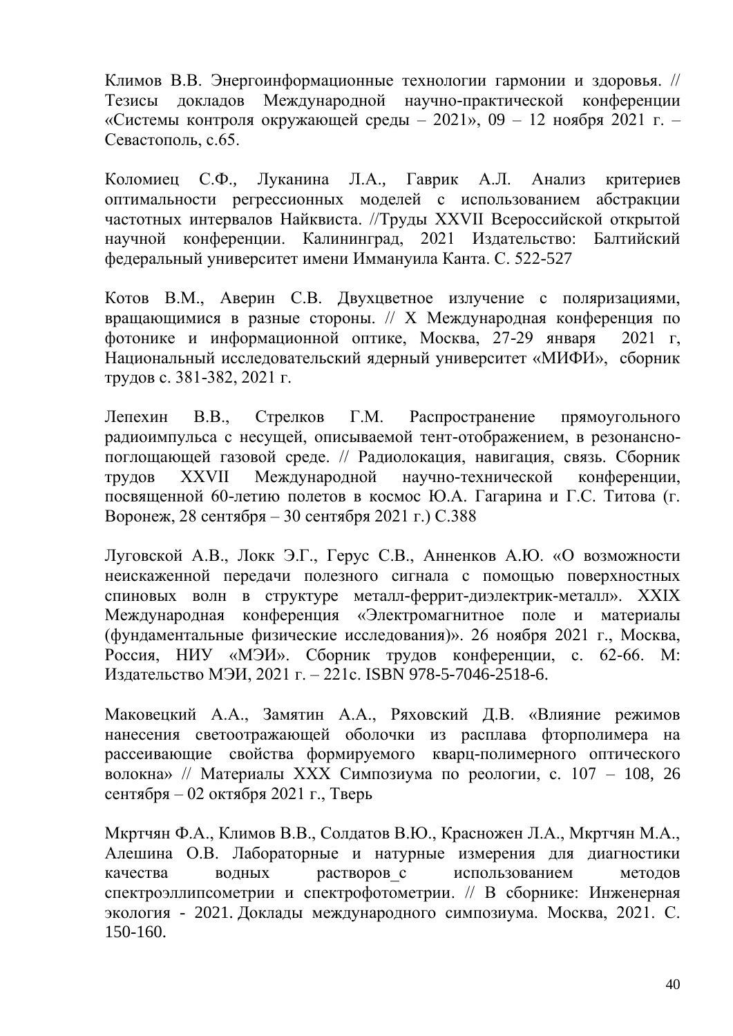Климов В.В. Энергоинформационные технологии гармонии и здоровья. // Тезисы докладов Международной научно-практической конференции «Системы контроля окружающей среды – 2021», 09 – 12 ноября 2021 г. – Севастополь, с.65.

Коломиец С.Ф., Луканина Л.А., Гаврик А.Л. Анализ критериев оптимальности регрессионных моделей с использованием абстракции частотных интервалов Найквиста. //Труды XXVII Всероссийской открытой научной конференции. Калининград, 2021 Издательство: Балтийский федеральный университет имени Иммануила Канта. С. 522-527

Котов В.М., Аверин С.В. Двухцветное излучение с поляризациями, вращающимися в разные стороны. // X Международная конференция по фотонике и информационной оптике, Москва, 27-29 января 2021 г, Национальный исследовательский ядерный университет «МИФИ», сборник трудов с. 381-382, 2021 г.

Лепехин В.В., Стрелков Г.М. Распространение прямоугольного радиоимпульса с несущей, описываемой тент-отображением, в резонансно-поглощающей газовой среде. // Радиолокация, навигация, связь. Сборник трудов XXVII Международной научно-технической конференции, посвященной 60-летию полетов в космос Ю.А. Гагарина и Г.С. Титова (г. Воронеж, 28 сентября – 30 сентября 2021 г.) С.388

Луговской А.В., Локк Э.Г., Герус С.В., Анненков А.Ю. «О возможности неискаженной передачи полезного сигнала с помощью поверхностных спиновых волн в структуре металл-феррит-диэлектрик-металл». XXIX Международная конференция «Электромагнитное поле и материалы (фундаментальные физические исследования)». 26 ноября 2021 г., Москва, Россия, НИУ «МЭИ». Сборник трудов конференции, с. 62-66. М: Издательство МЭИ, 2021 г. – 221с. ISBN 978-5-7046-2518-6.

Маковецкий А.А., Замятин А.А., Ряховский Д.В. «Влияние режимов нанесения светоотражающей оболочки из расплава фторполимера на рассеивающие свойства формируемого кварц-полимерного оптического волокна» // Материалы XXX Симпозиума по реологии, с. 107 – 108, 26 сентября – 02 октября 2021 г., Тверь

Мкртчян Ф.А., Климов В.В., Солдатов В.Ю., Красножен Л.А., Мкртчян М.А., Алешина О.В. Лабораторные и натурные измерения для диагностики качества водных растворов_с использованием методов спектроэллипсометрии и спектрофотометрии. // В сборнике: Инженерная экология - 2021. Доклады международного симпозиума. Москва, 2021. С. 150-160.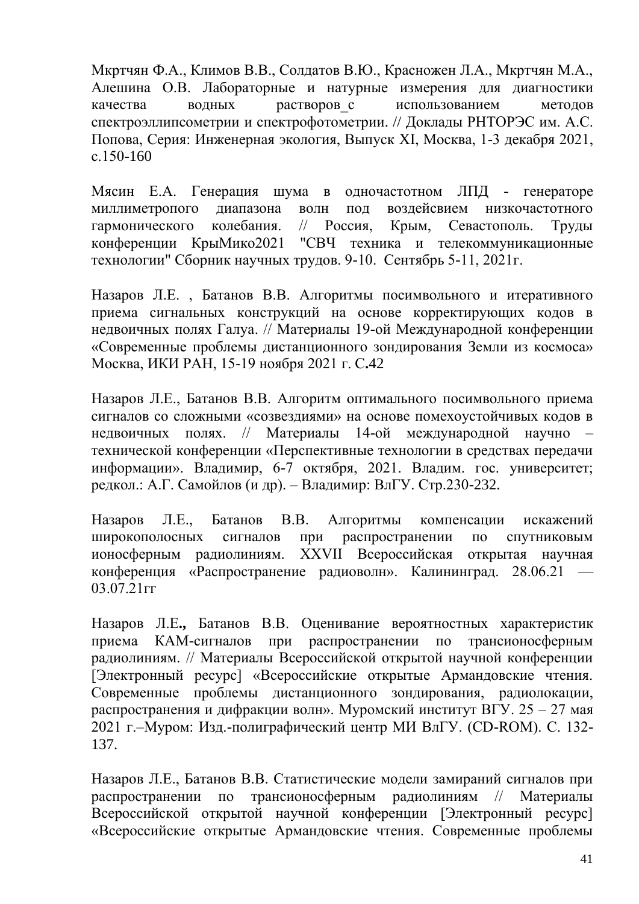Мкртчян Ф.А., Климов В.В., Солдатов В.Ю., Красножен Л.А., Мкртчян М.А., Алешина О.В. Лабораторные и натурные измерения для диагностики качества водных растворов_с использованием методов спектроэллипсометрии и спектрофотометрии. // Доклады РНТОРЭС им. А.С. Попова, Серия: Инженерная экология, Выпуск XI, Москва, 1-3 декабря 2021, с.150-160

Мясин Е.А. Генерация шума в одночастотном ЛПД - генераторе миллиметропого диапазона волн под воздействием низкочастотного гармонического колебания. // Россия, Крым, Севастополь. Труды конференции КрыМико2021 "СВЧ техника и телекоммуникационные технологии" Сборник научных трудов. 9-10. Сентябрь 5-11, 2021г.

Назаров Л.Е. , Батанов В.В. Алгоритмы посимвольного и итеративного приема сигнальных конструкций на основе корректирующих кодов в недвоичных полях Галуа. // Материалы 19-ой Международной конференции «Современные проблемы дистанционного зондирования Земли из космоса» Москва, ИКИ РАН, 15-19 ноября 2021 г. С**.**42

Назаров Л.Е., Батанов В.В. Алгоритм оптимального посимвольного приема сигналов со сложными «созвездиями» на основе помехоустойчивых кодов в недвоичных полях. // Материалы 14-ой международной научно – технической конференции «Перспективные технологии в средствах передачи информации». Владимир, 6-7 октября, 2021. Владим. гос. университет; редкол.: А.Г. Самойлов (и др). – Владимир: ВлГУ. Стр.230-232.

Назаров Л.Е., Батанов В.В. Алгоритмы компенсации искажений широкополосных сигналов при распространении по спутниковым ионосферным радиолиниям. XXVII Всероссийская открытая научная конференция «Распространение радиоволн». Калининград. 28.06.21 — 03.07.21гг

Назаров Л.Е**.,** Батанов В.В. Оценивание вероятностных характеристик приема КАМ-сигналов при распространении по трансионосферным радиолиниям. // Материалы Всероссийской открытой научной конференции [Электронный ресурс] «Всероссийские открытые Армандовские чтения. Современные проблемы дистанционного зондирования, радиолокации, распространения и дифракции волн». Муромский институт ВГУ. 25 – 27 мая 2021 г.–Муром: Изд.-полиграфический центр МИ ВлГУ. (CD-ROM). С. 132-137.

Назаров Л.Е., Батанов В.В. Статистические модели замираний сигналов при распространении по трансионосферным радиолиниям // Материалы Всероссийской открытой научной конференции [Электронный ресурс] «Всероссийские открытые Армандовские чтения. Современные проблемы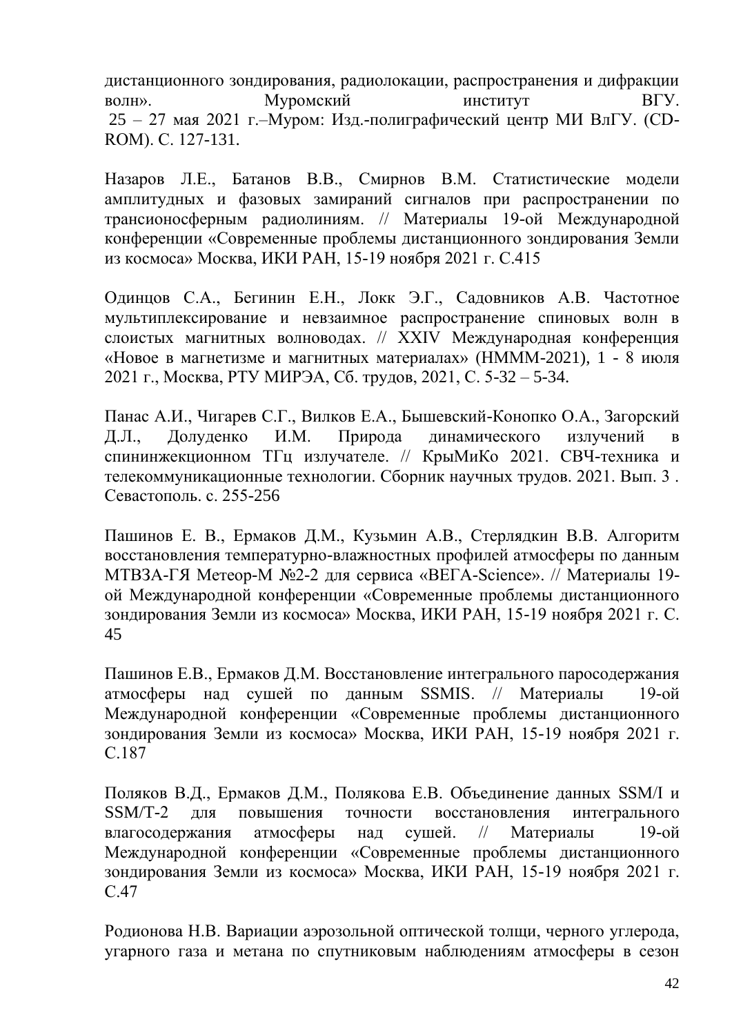дистанционного зондирования, радиолокации, распространения и дифракции волн». Муромский институт ВГУ.
25 – 27 мая 2021 г.–Муром: Изд.-полиграфический центр МИ ВлГУ. (CD-ROM). С. 127-131.

Назаров Л.Е., Батанов В.В., Смирнов В.М. Статистические модели амплитудных и фазовых замираний сигналов при распространении по трансионосферным радиолиниям. // Материалы 19-ой Международной конференции «Современные проблемы дистанционного зондирования Земли из космоса» Москва, ИКИ РАН, 15-19 ноября 2021 г. С.415

Одинцов С.А., Бегинин Е.Н., Локк Э.Г., Садовников А.В. Частотное мультиплексирование и невзаимное распространение спиновых волн в слоистых магнитных волноводах. // XXIV Международная конференция «Новое в магнетизме и магнитных материалах» (НМММ-2021), 1 - 8 июля 2021 г., Москва, РТУ МИРЭА, Сб. трудов, 2021, С. 5-32 – 5-34.

Панас А.И., Чигарев С.Г., Вилков Е.А., Бышевский-Конопко О.А., Загорский Д.Л., Долуденко И.М. Природа динамического излучений в спининжекционном ТГц излучателе. // КрыМиКо 2021. СВЧ-техника и телекоммуникационные технологии. Сборник научных трудов. 2021. Вып. 3 . Севастополь. с. 255-256

Пашинов Е. В., Ермаков Д.М., Кузьмин А.В., Стерлядкин В.В. Алгоритм восстановления температурно-влажностных профилей атмосферы по данным МТВЗА-ГЯ Метеор-М №2-2 для сервиса «ВЕГА-Science». // Материалы 19-ой Международной конференции «Современные проблемы дистанционного зондирования Земли из космоса» Москва, ИКИ РАН, 15-19 ноября 2021 г. С. 45

Пашинов Е.В., Ермаков Д.М. Восстановление интегрального паросодержания атмосферы над сушей по данным SSMIS. // Материалы 19-ой Международной конференции «Современные проблемы дистанционного зондирования Земли из космоса» Москва, ИКИ РАН, 15-19 ноября 2021 г. С.187

Поляков В.Д., Ермаков Д.М., Полякова Е.В. Объединение данных SSM/I и SSM/T-2 для повышения точности восстановления интегрального влагосодержания атмосферы над сушей. // Материалы 19-ой Международной конференции «Современные проблемы дистанционного зондирования Земли из космоса» Москва, ИКИ РАН, 15-19 ноября 2021 г. С.47

Родионова Н.В. Вариации аэрозольной оптической толщи, черного углерода, угарного газа и метана по спутниковым наблюдениям атмосферы в сезон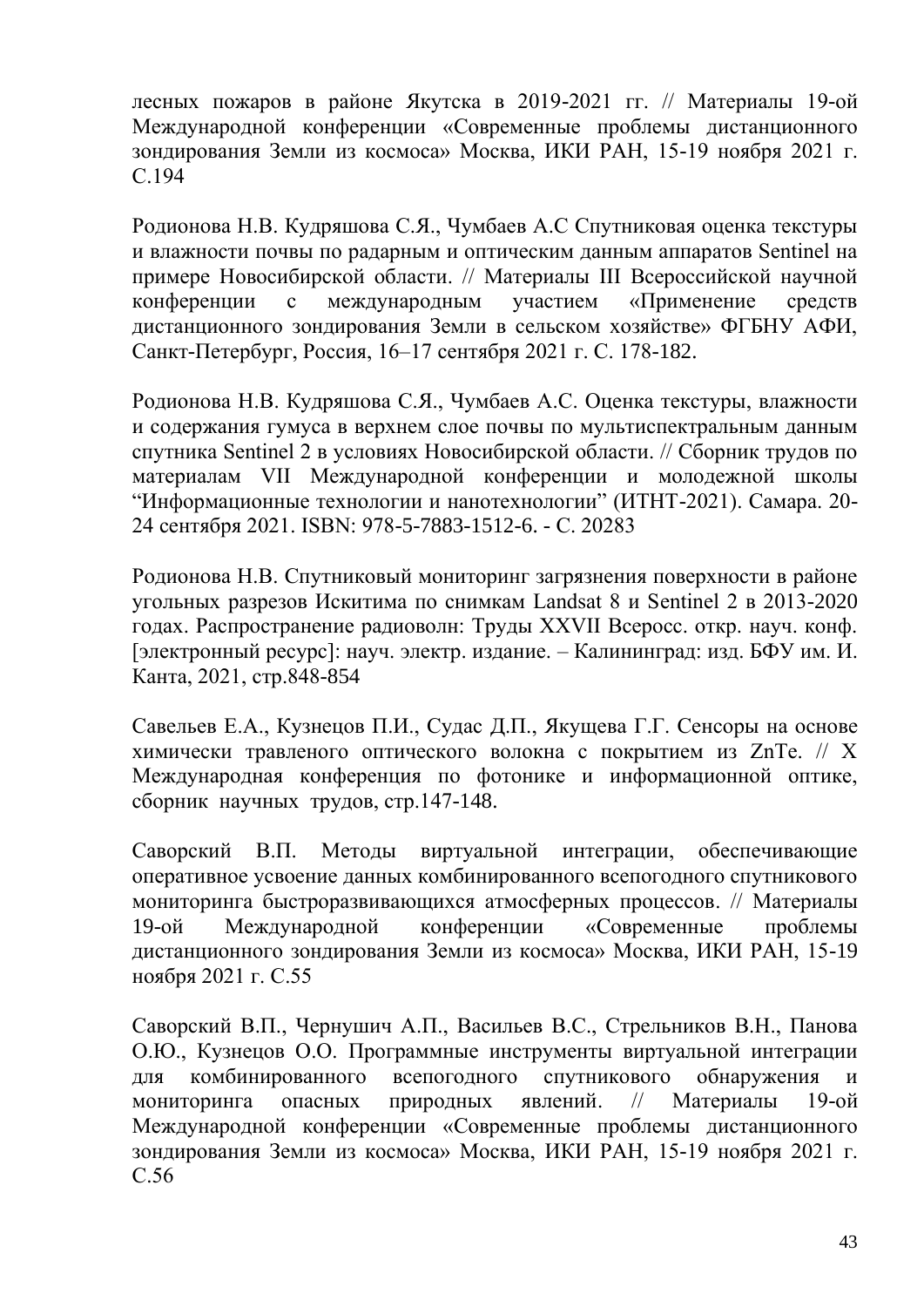лесных пожаров в районе Якутска в 2019-2021 гг. // Материалы 19-ой Международной конференции «Современные проблемы дистанционного зондирования Земли из космоса» Москва, ИКИ РАН, 15-19 ноября 2021 г. С.194

Родионова Н.В. Кудряшова С.Я., Чумбаев А.С Спутниковая оценка текстуры и влажности почвы по радарным и оптическим данным аппаратов Sentinel на примере Новосибирской области. // Материалы III Всероссийской научной конференции с международным участием «Применение средств дистанционного зондирования Земли в сельском хозяйстве» ФГБНУ АФИ, Санкт-Петербург, Россия, 16–17 сентября 2021 г. С. 178-182.

Родионова Н.В. Кудряшова С.Я., Чумбаев А.С. Оценка текстуры, влажности и содержания гумуса в верхнем слое почвы по мультиспектральным данным спутника Sentinel 2 в условиях Новосибирской области. // Сборник трудов по материалам VII Международной конференции и молодежной школы "Информационные технологии и нанотехнологии" (ИТНТ-2021). Самара. 20-24 сентября 2021. ISBN: 978-5-7883-1512-6. - С. 20283

Родионова Н.В. Спутниковый мониторинг загрязнения поверхности в районе угольных разрезов Искитима по снимкам Landsat 8 и Sentinel 2 в 2013-2020 годах. Распространение радиоволн: Труды XXVII Всеросс. откр. науч. конф. [электронный ресурс]: науч. электр. издание. – Калининград: изд. БФУ им. И. Канта, 2021, стр.848-854

Савельев Е.А., Кузнецов П.И., Судас Д.П., Якущева Г.Г. Сенсоры на основе химически травленого оптического волокна с покрытием из ZnTe. // X Международная конференция по фотонике и информационной оптике, сборник научных трудов, стр.147-148.

Саворский В.П. Методы виртуальной интеграции, обеспечивающие оперативное усвоение данных комбинированного всепогодного спутникового мониторинга быстроразвивающихся атмосферных процессов. // Материалы 19-ой Международной конференции «Современные проблемы дистанционного зондирования Земли из космоса» Москва, ИКИ РАН, 15-19 ноября 2021 г. С.55

Саворский В.П., Чернушич А.П., Васильев В.С., Стрельников В.Н., Панова О.Ю., Кузнецов О.О. Программные инструменты виртуальной интеграции для комбинированного всепогодного спутникового обнаружения и мониторинга опасных природных явлений. // Материалы 19-ой Международной конференции «Современные проблемы дистанционного зондирования Земли из космоса» Москва, ИКИ РАН, 15-19 ноября 2021 г. С.56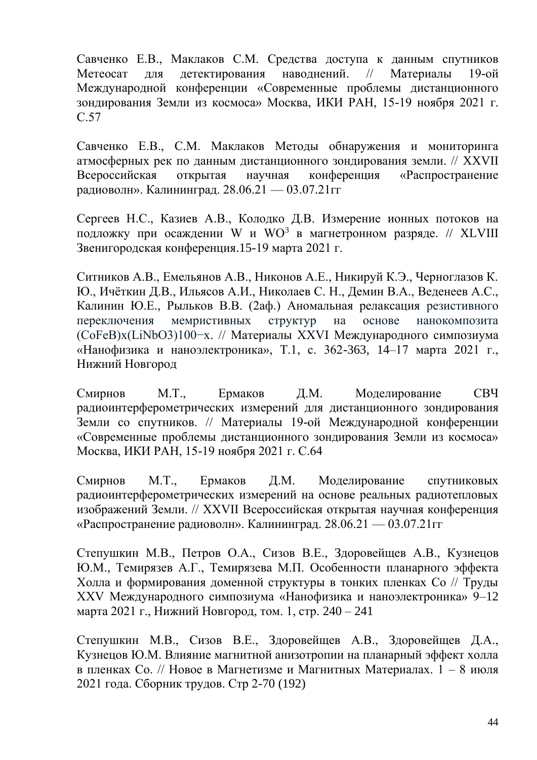Савченко Е.В., Маклаков С.М. Средства доступа к данным спутников Метеосат для детектирования наводнений. // Материалы 19-ой Международной конференции «Современные проблемы дистанционного зондирования Земли из космоса» Москва, ИКИ РАН, 15-19 ноября 2021 г. С.57

Савченко Е.В., С.М. Маклаков Методы обнаружения и мониторинга атмосферных рек по данным дистанционного зондирования земли. // XXVII Всероссийская открытая научная конференция «Распространение радиоволн». Калининград. 28.06.21 — 03.07.21гг

Сергеев Н.С., Казиев А.В., Колодко Д.В. Измерение ионных потоков на подложку при осаждении W и $WO^3$ в магнетронном разряде. // XLVIII Звенигородская конференция.15-19 марта 2021 г.

Ситников А.В., Емельянов А.В., Никонов А.Е., Никируй К.Э., Черноглазов К. Ю., Ичёткин Д.В., Ильясов А.И., Николаев С. Н., Демин В.А., Веденеев А.С., Калинин Ю.Е., Рыльков В.В. (2аф.) Аномальная релаксация резистивного переключения мемристивных структур на основе нанокомпозита $(CoFeB)_x(LiNbO3)_{100-x}$. // Материалы XXVI Международного симпозиума «Нанофизика и наноэлектроника», Т.1, с. 362-363, 14–17 марта 2021 г., Нижний Новгород

Смирнов М.Т., Ермаков Д.М. Моделирование СВЧ радиоинтерферометрических измерений для дистанционного зондирования Земли со спутников. // Материалы 19-ой Международной конференции «Современные проблемы дистанционного зондирования Земли из космоса» Москва, ИКИ РАН, 15-19 ноября 2021 г. С.64

Смирнов М.Т., Ермаков Д.М. Моделирование спутниковых радиоинтерферометрических измерений на основе реальных радиотепловых изображений Земли. // XXVII Всероссийская открытая научная конференция «Распространение радиоволн». Калининград. 28.06.21 — 03.07.21гг

Степушкин М.В., Петров О.А., Сизов В.Е., Здоровейщев А.В., Кузнецов Ю.М., Темирязев А.Г., Темирязева М.П. Особенности планарного эффекта Холла и формирования доменной структуры в тонких пленках Co // Труды XXV Международного симпозиума «Нанофизика и наноэлектроника» 9–12 марта 2021 г., Нижний Новгород, том. 1, стр. 240 – 241

Степушкин М.В., Сизов В.Е., Здоровейщев А.В., Здоровейщев Д.А., Кузнецов Ю.М. Влияние магнитной анизотропии на планарный эффект холла в пленках Co. // Новое в Магнетизме и Магнитных Материалах. 1 – 8 июля 2021 года. Сборник трудов. Стр 2-70 (192)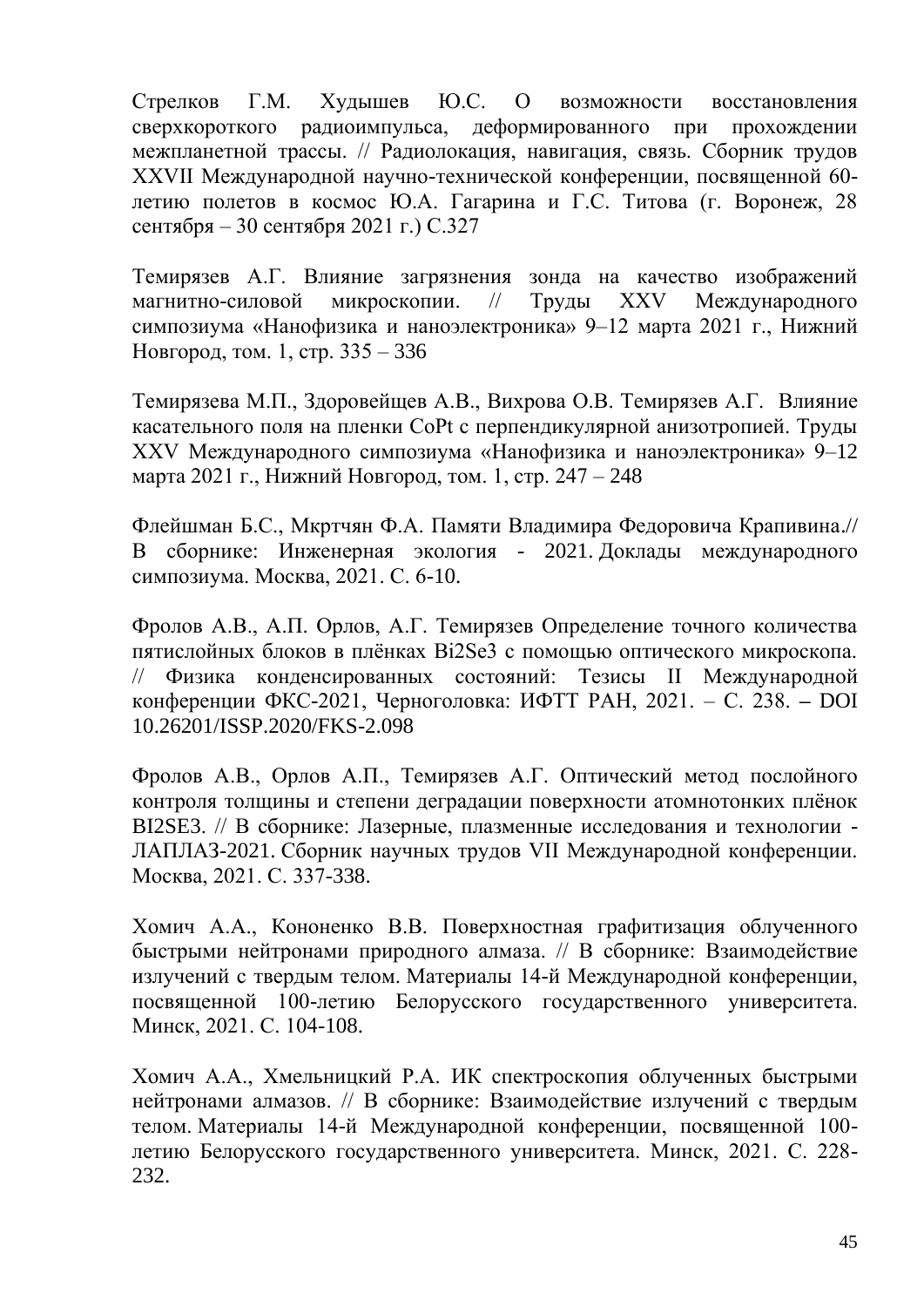Стрелков Г.М. Худышев Ю.С. О возможности восстановления сверхкороткого радиоимпульса, деформированного при прохождении межпланетной трассы. // Радиолокация, навигация, связь. Сборник трудов XXVII Международной научно-технической конференции, посвященной 60-летию полетов в космос Ю.А. Гагарина и Г.С. Титова (г. Воронеж, 28 сентября – 30 сентября 2021 г.) С.327

Темирязев А.Г. Влияние загрязнения зонда на качество изображений магнитно-силовой микроскопии. // Труды XXV Международного симпозиума «Нанофизика и наноэлектроника» 9–12 марта 2021 г., Нижний Новгород, том. 1, стр. 335 – 336

Темирязева М.П., Здоровейщев А.В., Вихрова О.В. Темирязев А.Г. Влияние касательного поля на пленки CoPt с перпендикулярной анизотропией. Труды XXV Международного симпозиума «Нанофизика и наноэлектроника» 9–12 марта 2021 г., Нижний Новгород, том. 1, стр. 247 – 248

Флейшман Б.С., Мкртчян Ф.А. Памяти Владимира Федоровича Крапивина.// В сборнике: Инженерная экология - 2021. Доклады международного симпозиума. Москва, 2021. С. 6-10.

Фролов А.В., А.П. Орлов, А.Г. Темирязев Определение точного количества пятислойных блоков в плёнках $Bi_2Se_3$ с помощью оптического микроскопа. // Физика конденсированных состояний: Тезисы II Международной конференции ФКС-2021, Черноголовка: ИФТТ РАН, 2021. – С. 238. – DOI 10.26201/ISSP.2020/FKS-2.098

Фролов А.В., Орлов А.П., Темирязев А.Г. Оптический метод послойного контроля толщины и степени деградации поверхности атомнотонких плёнок $BI_2SE_3$. // В сборнике: Лазерные, плазменные исследования и технологии - ЛАПЛАЗ-2021. Сборник научных трудов VII Международной конференции. Москва, 2021. С. 337-338.

Хомич А.А., Кононенко В.В. Поверхностная графитизация облученного быстрыми нейтронами природного алмаза. // В сборнике: Взаимодействие излучений с твердым телом. Материалы 14-й Международной конференции, посвященной 100-летию Белорусского государственного университета. Минск, 2021. С. 104-108.

Хомич А.А., Хмельницкий Р.А. ИК спектроскопия облученных быстрыми нейтронами алмазов. // В сборнике: Взаимодействие излучений с твердым телом. Материалы 14-й Международной конференции, посвященной 100-летию Белорусского государственного университета. Минск, 2021. С. 228-232.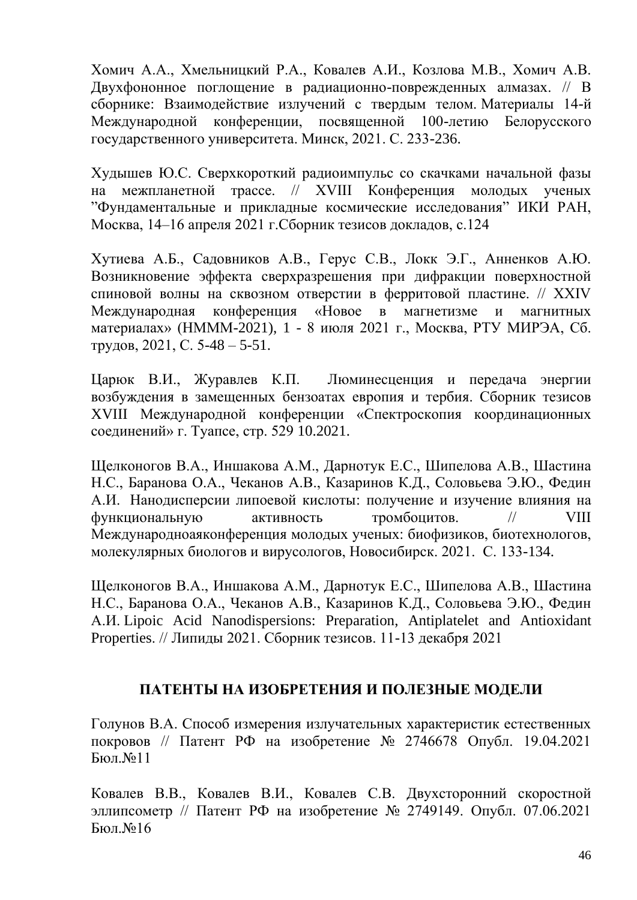Хомич А.А., Хмельницкий Р.А., Ковалев А.И., Козлова М.В., Хомич А.В. Двухфононное поглощение в радиационно-поврежденных алмазах. // В сборнике: Взаимодействие излучений с твердым телом. Материалы 14-й Международной конференции, посвященной 100-летию Белорусского государственного университета. Минск, 2021. С. 233-236.

Худышев Ю.С. Сверхкороткий радиоимпульс со скачками начальной фазы на межпланетной трассе. // XVIII Конференция молодых ученых "Фундаментальные и прикладные космические исследования" ИКИ РАН, Москва, 14–16 апреля 2021 г.Сборник тезисов докладов, с.124

Хутиева А.Б., Садовников А.В., Герус С.В., Локк Э.Г., Анненков А.Ю. Возникновение эффекта сверхразрешения при дифракции поверхностной спиновой волны на сквозном отверстии в ферритовой пластине. // XXIV Международная конференция «Новое в магнетизме и магнитных материалах» (НМММ-2021), 1 - 8 июля 2021 г., Москва, РТУ МИРЭА, Сб. трудов, 2021, С. 5-48 – 5-51.

Царюк В.И., Журавлев К.П. Люминесценция и передача энергии возбуждения в замещенных бензоатах европия и тербия. Сборник тезисов XVIII Международной конференции «Спектроскопия координационных соединений» г. Туапсе, стр. 529 10.2021.

Щелконогов В.А., Иншакова А.М., Дарнотук Е.С., Шипелова А.В., Шастина Н.С., Баранова О.А., Чеканов А.В., Казаринов К.Д., Соловьева Э.Ю., Федин А.И. Нанодисперсии липоевой кислоты: получение и изучение влияния на функциональную активность тромбоцитов. // VIII Международноаяконференция молодых ученых: биофизиков, биотехнологов, молекулярных биологов и вирусологов, Новосибирск. 2021. С. 133-134.

Щелконогов В.А., Иншакова А.М., Дарнотук Е.С., Шипелова А.В., Шастина Н.С., Баранова О.А., Чеканов А.В., Казаринов К.Д., Соловьева Э.Ю., Федин А.И. Lipoic Acid Nanodispersions: Preparation, Antiplatelet and Antioxidant Properties. // Липиды 2021. Сборник тезисов. 11-13 декабря 2021

## ПАТЕНТЫ НА ИЗОБРЕТЕНИЯ И ПОЛЕЗНЫЕ МОДЕЛИ

Голунов В.А. Способ измерения излучательных характеристик естественных покровов // Патент РФ на изобретение № 2746678 Опубл. 19.04.2021 Бюл.№11

Ковалев В.В., Ковалев В.И., Ковалев С.В. Двухсторонний скоростной эллипсометр // Патент РФ на изобретение № 2749149. Опубл. 07.06.2021 Бюл.№16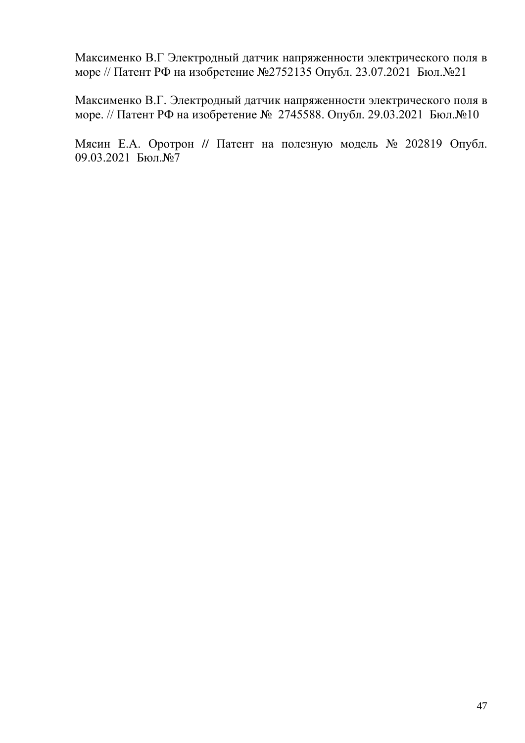Максименко В.Г Электродный датчик напряженности электрического поля в море // Патент РФ на изобретение №2752135 Опубл. 23.07.2021 Бюл.№21

Максименко В.Г. Электродный датчик напряженности электрического поля в море. // Патент РФ на изобретение № 2745588. Опубл. 29.03.2021 Бюл.№10

Мясин Е.А. Оротрон // Патент на полезную модель № 202819 Опубл. 09.03.2021 Бюл.№7